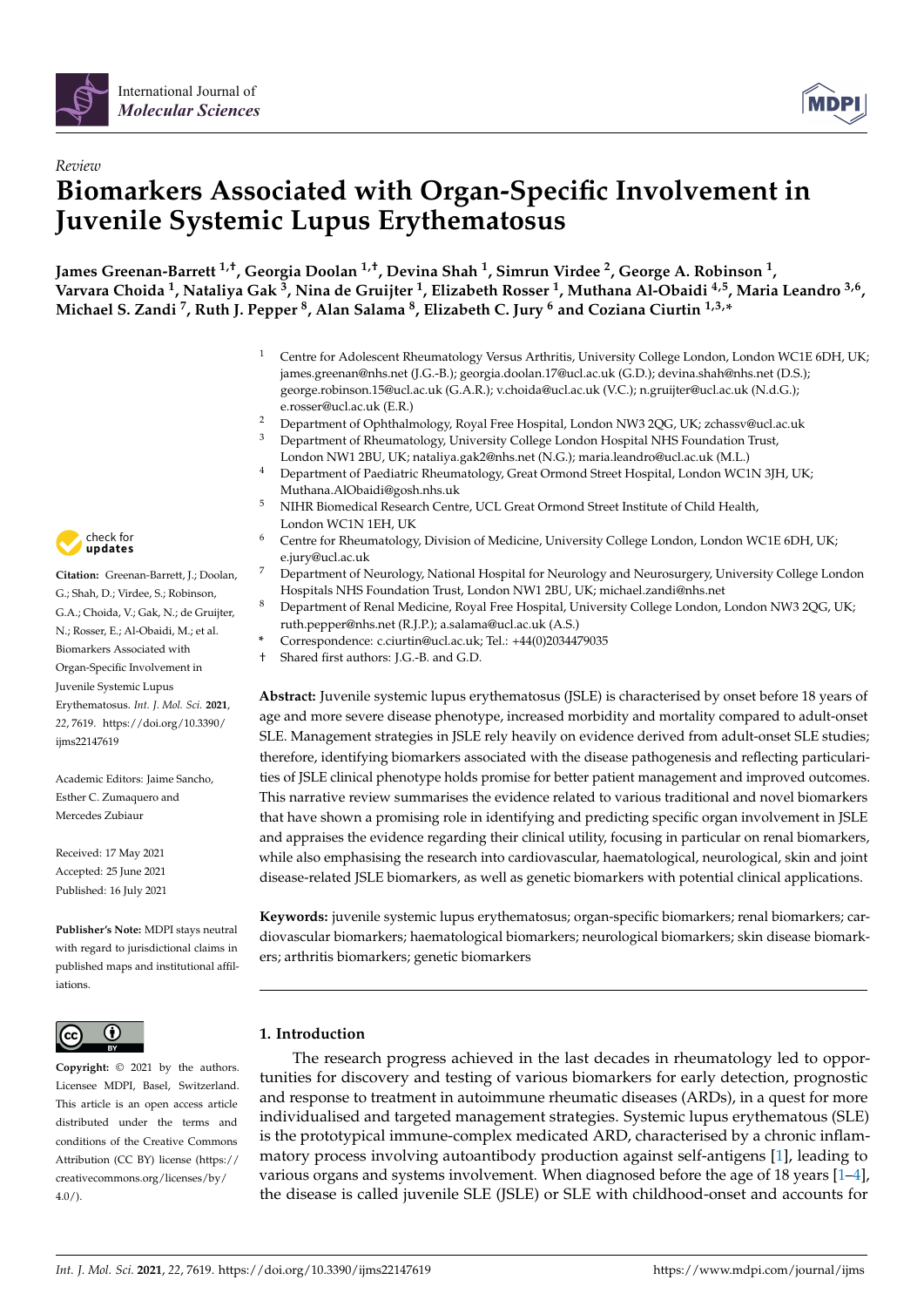*Review*

# Biomarkers Associated with Organ-Specific Involvement in Juvenile Systemic Lupus Erythematosus

**James Greenan-Barrett [1,†], Georgia Doolan [1,†], Devina Shah [1], Simrun Virdee [2], George A. Robinson [1], Varvara Choida [1], Nataliya Gak [3], Nina de Gruijter [1], Elizabeth Rosser [1], Muthana Al-Obaidi [4,5], Maria Leandro [3,6], Michael S. Zandi [7], Ruth J. Pepper [8], Alan Salama [8], Elizabeth C. Jury [6] and Coziana Ciurtin [1,3,*]**

1. Centre for Adolescent Rheumatology Versus Arthritis, University College London, London WC1E 6DH, UK; james.greenan@nhs.net (J.G.-B.); georgia.doolan.17@ucl.ac.uk (G.D.); devina.shah@nhs.net (D.S.); george.robinson.15@ucl.ac.uk (G.A.R.); v.choida@ucl.ac.uk (V.C.); n.gruijter@ucl.ac.uk (N.d.G.); e.rosser@ucl.ac.uk (E.R.)
2. Department of Ophthalmology, Royal Free Hospital, London NW3 2QG, UK; zchassv@ucl.ac.uk
3. Department of Rheumatology, University College London Hospital NHS Foundation Trust, London NW1 2BU, UK; nataliya.gak2@nhs.net (N.G.); maria.leandro@ucl.ac.uk (M.L.)
4. Department of Paediatric Rheumatology, Great Ormond Street Hospital, London WC1N 3JH, UK; Muthana.AlObaidi@gosh.nhs.uk
5. NIHR Biomedical Research Centre, UCL Great Ormond Street Institute of Child Health, London WC1N 1EH, UK
6. Centre for Rheumatology, Division of Medicine, University College London, London WC1E 6DH, UK; e.jury@ucl.ac.uk
7. Department of Neurology, National Hospital for Neurology and Neurosurgery, University College London Hospitals NHS Foundation Trust, London NW1 2BU, UK; michael.zandi@nhs.net
8. Department of Renal Medicine, Royal Free Hospital, University College London, London NW3 2QG, UK; ruth.pepper@nhs.net (R.J.P.); a.salama@ucl.ac.uk (A.S.)

\* Correspondence: c.ciurtin@ucl.ac.uk; Tel.: +44(0)2034479035

† Shared first authors: J.G.-B. and G.D.

**Citation:** Greenan-Barrett, J.; Doolan, G.; Shah, D.; Virdee, S.; Robinson, G.A.; Choida, V.; Gak, N.; de Gruijter, N.; Rosser, E.; Al-Obaidi, M.; et al. Biomarkers Associated with Organ-Specific Involvement in Juvenile Systemic Lupus Erythematosus. *Int. J. Mol. Sci.* **2021**, *22*, 7619. https://doi.org/10.3390/ijms22147619

Academic Editors: Jaime Sancho, Esther C. Zumaquero and Mercedes Zubiaur

Received: 17 May 2021
Accepted: 25 June 2021
Published: 16 July 2021

**Publisher's Note:** MDPI stays neutral with regard to jurisdictional claims in published maps and institutional affiliations.

**Copyright:** © 2021 by the authors. Licensee MDPI, Basel, Switzerland. This article is an open access article distributed under the terms and conditions of the Creative Commons Attribution (CC BY) license (https://creativecommons.org/licenses/by/4.0/).

**Abstract:** Juvenile systemic lupus erythematosus (JSLE) is characterised by onset before 18 years of age and more severe disease phenotype, increased morbidity and mortality compared to adult-onset SLE. Management strategies in JSLE rely heavily on evidence derived from adult-onset SLE studies; therefore, identifying biomarkers associated with the disease pathogenesis and reflecting particularities of JSLE clinical phenotype holds promise for better patient management and improved outcomes. This narrative review summarises the evidence related to various traditional and novel biomarkers that have shown a promising role in identifying and predicting specific organ involvement in JSLE and appraises the evidence regarding their clinical utility, focusing in particular on renal biomarkers, while also emphasising the research into cardiovascular, haematological, neurological, skin and joint disease-related JSLE biomarkers, as well as genetic biomarkers with potential clinical applications.

**Keywords:** juvenile systemic lupus erythematosus; organ-specific biomarkers; renal biomarkers; cardiovascular biomarkers; haematological biomarkers; neurological biomarkers; skin disease biomarkers; arthritis biomarkers; genetic biomarkers

## 1. Introduction

The research progress achieved in the last decades in rheumatology led to opportunities for discovery and testing of various biomarkers for early detection, prognostic and response to treatment in autoimmune rheumatic diseases (ARDs), in a quest for more individualised and targeted management strategies. Systemic lupus erythematous (SLE) is the prototypical immune-complex medicated ARD, characterised by a chronic inflammatory process involving autoantibody production against self-antigens [1], leading to various organs and systems involvement. When diagnosed before the age of 18 years [1–4], the disease is called juvenile SLE (JSLE) or SLE with childhood-onset and accounts for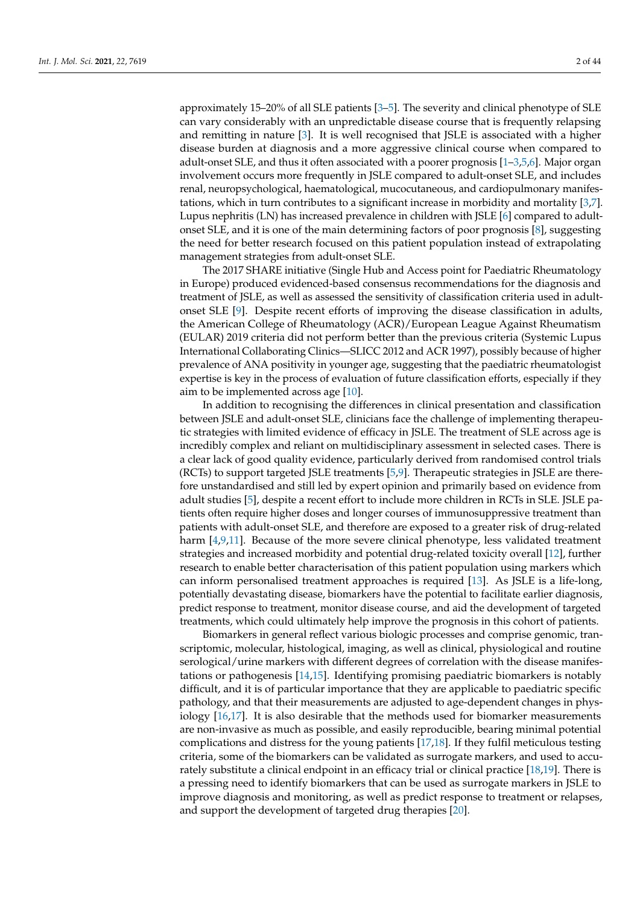approximately 15–20% of all SLE patients [3–5]. The severity and clinical phenotype of SLE can vary considerably with an unpredictable disease course that is frequently relapsing and remitting in nature [3]. It is well recognised that JSLE is associated with a higher disease burden at diagnosis and a more aggressive clinical course when compared to adult-onset SLE, and thus it often associated with a poorer prognosis [1–3,5,6]. Major organ involvement occurs more frequently in JSLE compared to adult-onset SLE, and includes renal, neuropsychological, haematological, mucocutaneous, and cardiopulmonary manifestations, which in turn contributes to a significant increase in morbidity and mortality [3,7]. Lupus nephritis (LN) has increased prevalence in children with JSLE [6] compared to adult-onset SLE, and it is one of the main determining factors of poor prognosis [8], suggesting the need for better research focused on this patient population instead of extrapolating management strategies from adult-onset SLE.

The 2017 SHARE initiative (Single Hub and Access point for Paediatric Rheumatology in Europe) produced evidenced-based consensus recommendations for the diagnosis and treatment of JSLE, as well as assessed the sensitivity of classification criteria used in adult-onset SLE [9]. Despite recent efforts of improving the disease classification in adults, the American College of Rheumatology (ACR)/European League Against Rheumatism (EULAR) 2019 criteria did not perform better than the previous criteria (Systemic Lupus International Collaborating Clinics—SLICC 2012 and ACR 1997), possibly because of higher prevalence of ANA positivity in younger age, suggesting that the paediatric rheumatologist expertise is key in the process of evaluation of future classification efforts, especially if they aim to be implemented across age [10].

In addition to recognising the differences in clinical presentation and classification between JSLE and adult-onset SLE, clinicians face the challenge of implementing therapeutic strategies with limited evidence of efficacy in JSLE. The treatment of SLE across age is incredibly complex and reliant on multidisciplinary assessment in selected cases. There is a clear lack of good quality evidence, particularly derived from randomised control trials (RCTs) to support targeted JSLE treatments [5,9]. Therapeutic strategies in JSLE are therefore unstandardised and still led by expert opinion and primarily based on evidence from adult studies [5], despite a recent effort to include more children in RCTs in SLE. JSLE patients often require higher doses and longer courses of immunosuppressive treatment than patients with adult-onset SLE, and therefore are exposed to a greater risk of drug-related harm [4,9,11]. Because of the more severe clinical phenotype, less validated treatment strategies and increased morbidity and potential drug-related toxicity overall [12], further research to enable better characterisation of this patient population using markers which can inform personalised treatment approaches is required [13]. As JSLE is a life-long, potentially devastating disease, biomarkers have the potential to facilitate earlier diagnosis, predict response to treatment, monitor disease course, and aid the development of targeted treatments, which could ultimately help improve the prognosis in this cohort of patients.

Biomarkers in general reflect various biologic processes and comprise genomic, transcriptomic, molecular, histological, imaging, as well as clinical, physiological and routine serological/urine markers with different degrees of correlation with the disease manifestations or pathogenesis [14,15]. Identifying promising paediatric biomarkers is notably difficult, and it is of particular importance that they are applicable to paediatric specific pathology, and that their measurements are adjusted to age-dependent changes in physiology [16,17]. It is also desirable that the methods used for biomarker measurements are non-invasive as much as possible, and easily reproducible, bearing minimal potential complications and distress for the young patients [17,18]. If they fulfil meticulous testing criteria, some of the biomarkers can be validated as surrogate markers, and used to accurately substitute a clinical endpoint in an efficacy trial or clinical practice [18,19]. There is a pressing need to identify biomarkers that can be used as surrogate markers in JSLE to improve diagnosis and monitoring, as well as predict response to treatment or relapses, and support the development of targeted drug therapies [20].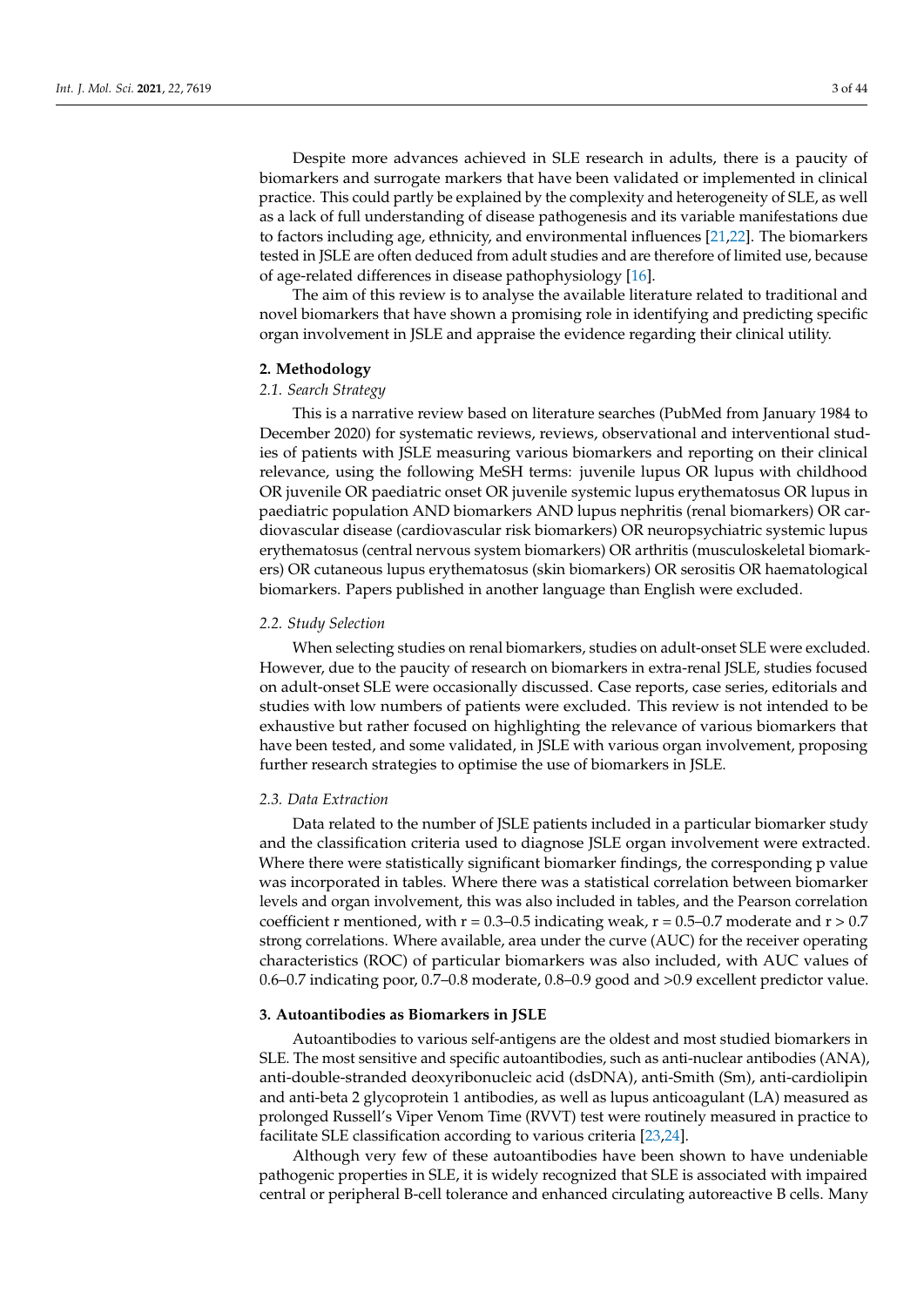Despite more advances achieved in SLE research in adults, there is a paucity of biomarkers and surrogate markers that have been validated or implemented in clinical practice. This could partly be explained by the complexity and heterogeneity of SLE, as well as a lack of full understanding of disease pathogenesis and its variable manifestations due to factors including age, ethnicity, and environmental influences [21,22]. The biomarkers tested in JSLE are often deduced from adult studies and are therefore of limited use, because of age-related differences in disease pathophysiology [16].

The aim of this review is to analyse the available literature related to traditional and novel biomarkers that have shown a promising role in identifying and predicting specific organ involvement in JSLE and appraise the evidence regarding their clinical utility.

## 2. Methodology

### *2.1. Search Strategy*

This is a narrative review based on literature searches (PubMed from January 1984 to December 2020) for systematic reviews, reviews, observational and interventional studies of patients with JSLE measuring various biomarkers and reporting on their clinical relevance, using the following MeSH terms: juvenile lupus OR lupus with childhood OR juvenile OR paediatric onset OR juvenile systemic lupus erythematosus OR lupus in paediatric population AND biomarkers AND lupus nephritis (renal biomarkers) OR cardiovascular disease (cardiovascular risk biomarkers) OR neuropsychiatric systemic lupus erythematosus (central nervous system biomarkers) OR arthritis (musculoskeletal biomarkers) OR cutaneous lupus erythematosus (skin biomarkers) OR serositis OR haematological biomarkers. Papers published in another language than English were excluded.

### *2.2. Study Selection*

When selecting studies on renal biomarkers, studies on adult-onset SLE were excluded. However, due to the paucity of research on biomarkers in extra-renal JSLE, studies focused on adult-onset SLE were occasionally discussed. Case reports, case series, editorials and studies with low numbers of patients were excluded. This review is not intended to be exhaustive but rather focused on highlighting the relevance of various biomarkers that have been tested, and some validated, in JSLE with various organ involvement, proposing further research strategies to optimise the use of biomarkers in JSLE.

### *2.3. Data Extraction*

Data related to the number of JSLE patients included in a particular biomarker study and the classification criteria used to diagnose JSLE organ involvement were extracted. Where there were statistically significant biomarker findings, the corresponding p value was incorporated in tables. Where there was a statistical correlation between biomarker levels and organ involvement, this was also included in tables, and the Pearson correlation coefficient r mentioned, with $r = 0.3$–$0.5$ indicating weak, $r = 0.5$–$0.7$ moderate and $r > 0.7$ strong correlations. Where available, area under the curve (AUC) for the receiver operating characteristics (ROC) of particular biomarkers was also included, with AUC values of 0.6–0.7 indicating poor, 0.7–0.8 moderate, 0.8–0.9 good and >0.9 excellent predictor value.

## 3. Autoantibodies as Biomarkers in JSLE

Autoantibodies to various self-antigens are the oldest and most studied biomarkers in SLE. The most sensitive and specific autoantibodies, such as anti-nuclear antibodies (ANA), anti-double-stranded deoxyribonucleic acid (dsDNA), anti-Smith (Sm), anti-cardiolipin and anti-beta 2 glycoprotein 1 antibodies, as well as lupus anticoagulant (LA) measured as prolonged Russell's Viper Venom Time (RVVT) test were routinely measured in practice to facilitate SLE classification according to various criteria [23,24].

Although very few of these autoantibodies have been shown to have undeniable pathogenic properties in SLE, it is widely recognized that SLE is associated with impaired central or peripheral B-cell tolerance and enhanced circulating autoreactive B cells. Many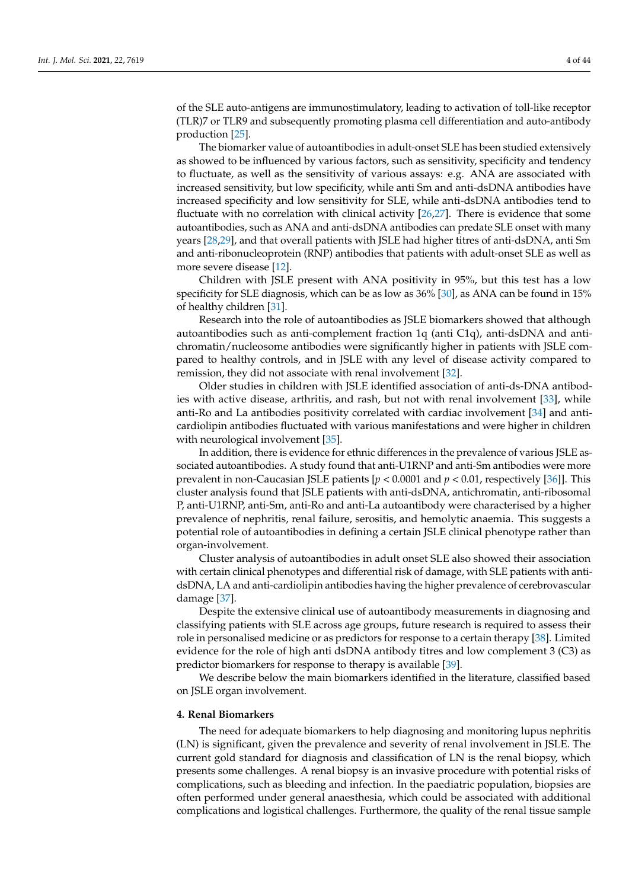of the SLE auto-antigens are immunostimulatory, leading to activation of toll-like receptor (TLR)7 or TLR9 and subsequently promoting plasma cell differentiation and auto-antibody production [25].

The biomarker value of autoantibodies in adult-onset SLE has been studied extensively as showed to be influenced by various factors, such as sensitivity, specificity and tendency to fluctuate, as well as the sensitivity of various assays: e.g. ANA are associated with increased sensitivity, but low specificity, while anti Sm and anti-dsDNA antibodies have increased specificity and low sensitivity for SLE, while anti-dsDNA antibodies tend to fluctuate with no correlation with clinical activity [26,27]. There is evidence that some autoantibodies, such as ANA and anti-dsDNA antibodies can predate SLE onset with many years [28,29], and that overall patients with JSLE had higher titres of anti-dsDNA, anti Sm and anti-ribonucleoprotein (RNP) antibodies that patients with adult-onset SLE as well as more severe disease [12].

Children with JSLE present with ANA positivity in 95%, but this test has a low specificity for SLE diagnosis, which can be as low as 36% [30], as ANA can be found in 15% of healthy children [31].

Research into the role of autoantibodies as JSLE biomarkers showed that although autoantibodies such as anti-complement fraction 1q (anti C1q), anti-dsDNA and anti-chromatin/nucleosome antibodies were significantly higher in patients with JSLE compared to healthy controls, and in JSLE with any level of disease activity compared to remission, they did not associate with renal involvement [32].

Older studies in children with JSLE identified association of anti-ds-DNA antibodies with active disease, arthritis, and rash, but not with renal involvement [33], while anti-Ro and La antibodies positivity correlated with cardiac involvement [34] and anti-cardiolipin antibodies fluctuated with various manifestations and were higher in children with neurological involvement [35].

In addition, there is evidence for ethnic differences in the prevalence of various JSLE associated autoantibodies. A study found that anti-U1RNP and anti-Sm antibodies were more prevalent in non-Caucasian JSLE patients [$p < 0.0001$ and $p < 0.01$, respectively [36]]. This cluster analysis found that JSLE patients with anti-dsDNA, antichromatin, anti-ribosomal P, anti-U1RNP, anti-Sm, anti-Ro and anti-La autoantibody were characterised by a higher prevalence of nephritis, renal failure, serositis, and hemolytic anaemia. This suggests a potential role of autoantibodies in defining a certain JSLE clinical phenotype rather than organ-involvement.

Cluster analysis of autoantibodies in adult onset SLE also showed their association with certain clinical phenotypes and differential risk of damage, with SLE patients with anti-dsDNA, LA and anti-cardiolipin antibodies having the higher prevalence of cerebrovascular damage [37].

Despite the extensive clinical use of autoantibody measurements in diagnosing and classifying patients with SLE across age groups, future research is required to assess their role in personalised medicine or as predictors for response to a certain therapy [38]. Limited evidence for the role of high anti dsDNA antibody titres and low complement 3 (C3) as predictor biomarkers for response to therapy is available [39].

We describe below the main biomarkers identified in the literature, classified based on JSLE organ involvement.

## 4. Renal Biomarkers

The need for adequate biomarkers to help diagnosing and monitoring lupus nephritis (LN) is significant, given the prevalence and severity of renal involvement in JSLE. The current gold standard for diagnosis and classification of LN is the renal biopsy, which presents some challenges. A renal biopsy is an invasive procedure with potential risks of complications, such as bleeding and infection. In the paediatric population, biopsies are often performed under general anaesthesia, which could be associated with additional complications and logistical challenges. Furthermore, the quality of the renal tissue sample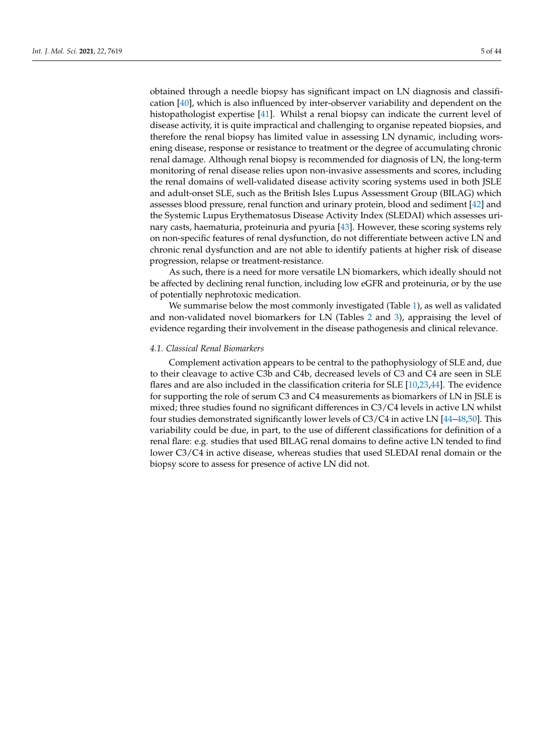obtained through a needle biopsy has significant impact on LN diagnosis and classification [40], which is also influenced by inter-observer variability and dependent on the histopathologist expertise [41]. Whilst a renal biopsy can indicate the current level of disease activity, it is quite impractical and challenging to organise repeated biopsies, and therefore the renal biopsy has limited value in assessing LN dynamic, including worsening disease, response or resistance to treatment or the degree of accumulating chronic renal damage. Although renal biopsy is recommended for diagnosis of LN, the long-term monitoring of renal disease relies upon non-invasive assessments and scores, including the renal domains of well-validated disease activity scoring systems used in both JSLE and adult-onset SLE, such as the British Isles Lupus Assessment Group (BILAG) which assesses blood pressure, renal function and urinary protein, blood and sediment [42] and the Systemic Lupus Erythematosus Disease Activity Index (SLEDAI) which assesses urinary casts, haematuria, proteinuria and pyuria [43]. However, these scoring systems rely on non-specific features of renal dysfunction, do not differentiate between active LN and chronic renal dysfunction and are not able to identify patients at higher risk of disease progression, relapse or treatment-resistance.

As such, there is a need for more versatile LN biomarkers, which ideally should not be affected by declining renal function, including low eGFR and proteinuria, or by the use of potentially nephrotoxic medication.

We summarise below the most commonly investigated (Table 1), as well as validated and non-validated novel biomarkers for LN (Tables 2 and 3), appraising the level of evidence regarding their involvement in the disease pathogenesis and clinical relevance.

### *4.1. Classical Renal Biomarkers*

Complement activation appears to be central to the pathophysiology of SLE and, due to their cleavage to active C3b and C4b, decreased levels of C3 and C4 are seen in SLE flares and are also included in the classification criteria for SLE [10,23,44]. The evidence for supporting the role of serum C3 and C4 measurements as biomarkers of LN in JSLE is mixed; three studies found no significant differences in C3/C4 levels in active LN whilst four studies demonstrated significantly lower levels of C3/C4 in active LN [44–48,50]. This variability could be due, in part, to the use of different classifications for definition of a renal flare: e.g. studies that used BILAG renal domains to define active LN tended to find lower C3/C4 in active disease, whereas studies that used SLEDAI renal domain or the biopsy score to assess for presence of active LN did not.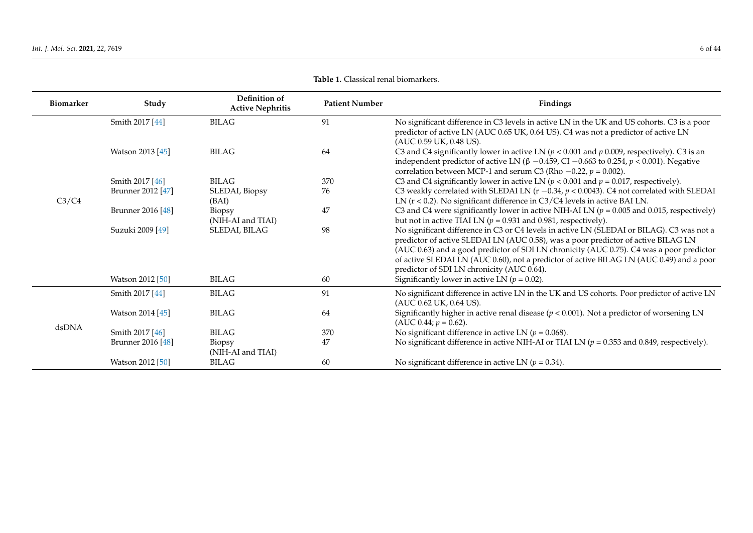**Table 1.** Classical renal biomarkers.

| Biomarker | Study | Definition of Active Nephritis | Patient Number | Findings |
|---|---|---|---|---|
| C3/C4 | Smith 2017 [44] | BILAG | 91 | No significant difference in C3 levels in active LN in the UK and US cohorts. C3 is a poor predictor of active LN (AUC 0.65 UK, 0.64 US). C4 was not a predictor of active LN (AUC 0.59 UK, 0.48 US). |
| | Watson 2013 [45] | BILAG | 64 | C3 and C4 significantly lower in active LN ($p < 0.001$ and $p$ 0.009, respectively). C3 is an independent predictor of active LN (β −0.459, CI −0.663 to 0.254, $p < 0.001$). Negative correlation between MCP-1 and serum C3 (Rho −0.22, $p = 0.002$). |
| | Smith 2017 [46] | BILAG | 370 | C3 and C4 significantly lower in active LN ($p < 0.001$ and $p = 0.017$, respectively). |
| | Brunner 2012 [47] | SLEDAI, Biopsy (BAI) | 76 | C3 weakly correlated with SLEDAI LN (r −0.34, $p < 0.0043$). C4 not correlated with SLEDAI LN (r < 0.2). No significant difference in C3/C4 levels in active BAI LN. |
| | Brunner 2016 [48] | Biopsy (NIH-AI and TIAI) | 47 | C3 and C4 were significantly lower in active NIH-AI LN ($p = 0.005$ and 0.015, respectively) but not in active TIAI LN ($p = 0.931$ and 0.981, respectively). |
| | Suzuki 2009 [49] | SLEDAI, BILAG | 98 | No significant difference in C3 or C4 levels in active LN (SLEDAI or BILAG). C3 was not a predictor of active SLEDAI LN (AUC 0.58), was a poor predictor of active BILAG LN (AUC 0.63) and a good predictor of SDI LN chronicity (AUC 0.75). C4 was a poor predictor of active SLEDAI LN (AUC 0.60), not a predictor of active BILAG LN (AUC 0.49) and a poor predictor of SDI LN chronicity (AUC 0.64). |
| | Watson 2012 [50] | BILAG | 60 | Significantly lower in active LN ($p = 0.02$). |
| dsDNA | Smith 2017 [44] | BILAG | 91 | No significant difference in active LN in the UK and US cohorts. Poor predictor of active LN (AUC 0.62 UK, 0.64 US). |
| | Watson 2014 [45] | BILAG | 64 | Significantly higher in active renal disease ($p < 0.001$). Not a predictor of worsening LN (AUC 0.44; $p = 0.62$). |
| | Smith 2017 [46] | BILAG | 370 | No significant difference in active LN ($p = 0.068$). |
| | Brunner 2016 [48] | Biopsy (NIH-AI and TIAI) | 47 | No significant difference in active NIH-AI or TIAI LN ($p = 0.353$ and 0.849, respectively). |
| | Watson 2012 [50] | BILAG | 60 | No significant difference in active LN ($p = 0.34$). |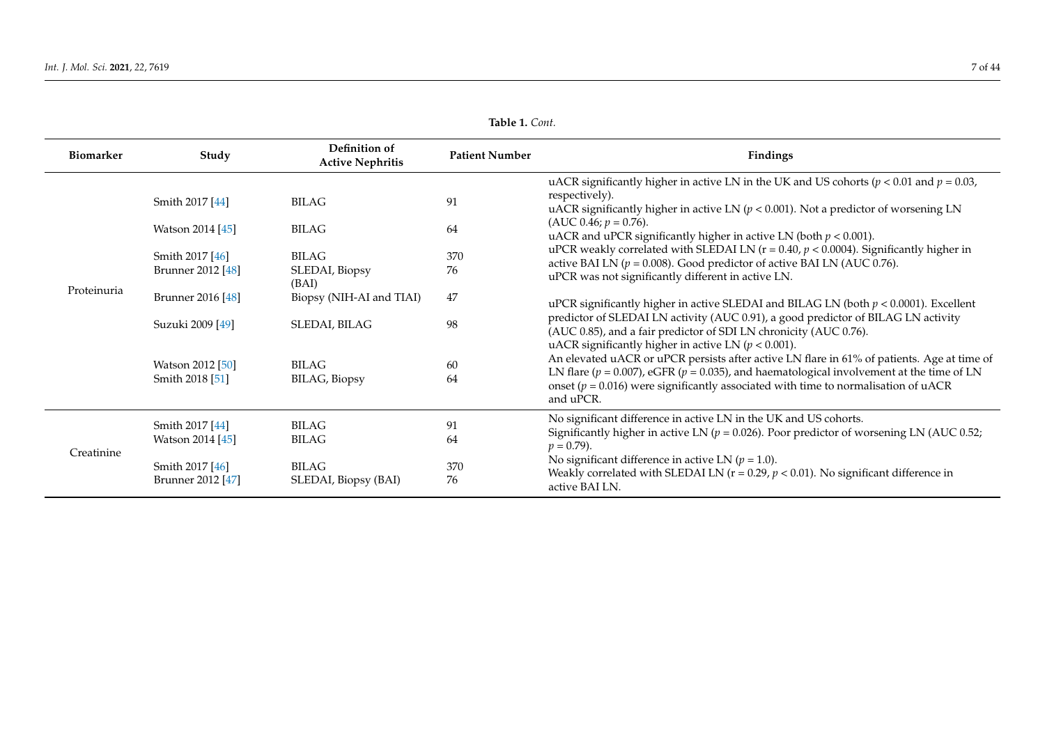**Table 1.** *Cont.*

| Biomarker | Study | Definition of Active Nephritis | Patient Number | Findings |
|---|---|---|---|---|
| Proteinuria | Smith 2017 [44] | BILAG | 91 | uACR significantly higher in active LN in the UK and US cohorts ($p < 0.01$ and $p = 0.03$, respectively). |
| | Watson 2014 [45] | BILAG | 64 | uACR significantly higher in active LN ($p < 0.001$). Not a predictor of worsening LN (AUC 0.46; $p = 0.76$). |
| | Smith 2017 [46] | BILAG | 370 | uACR and uPCR significantly higher in active LN (both $p < 0.001$). |
| | Brunner 2012 [48] | SLEDAI, Biopsy (BAI) | 76 | uPCR weakly correlated with SLEDAI LN ($r = 0.40$, $p < 0.0004$). Significantly higher in active BAI LN ($p = 0.008$). Good predictor of active BAI LN (AUC 0.76). |
| | Brunner 2016 [48] | Biopsy (NIH-AI and TIAI) | 47 | uPCR was not significantly different in active LN. |
| | Suzuki 2009 [49] | SLEDAI, BILAG | 98 | uPCR significantly higher in active SLEDAI and BILAG LN (both $p < 0.0001$). Excellent predictor of SLEDAI LN activity (AUC 0.91), a good predictor of BILAG LN activity (AUC 0.85), and a fair predictor of SDI LN chronicity (AUC 0.76). |
| | Watson 2012 [50] | BILAG | 60 | uACR significantly higher in active LN ($p < 0.001$). |
| | Smith 2018 [51] | BILAG, Biopsy | 64 | An elevated uACR or uPCR persists after active LN flare in 61% of patients. Age at time of LN flare ($p = 0.007$), eGFR ($p = 0.035$), and haematological involvement at the time of LN onset ($p = 0.016$) were significantly associated with time to normalisation of uACR and uPCR. |
| Creatinine | Smith 2017 [44] | BILAG | 91 | No significant difference in active LN in the UK and US cohorts. |
| | Watson 2014 [45] | BILAG | 64 | Significantly higher in active LN ($p = 0.026$). Poor predictor of worsening LN (AUC 0.52; $p = 0.79$). |
| | Smith 2017 [46] | BILAG | 370 | No significant difference in active LN ($p = 1.0$). |
| | Brunner 2012 [47] | SLEDAI, Biopsy (BAI) | 76 | Weakly correlated with SLEDAI LN ($r = 0.29$, $p < 0.01$). No significant difference in active BAI LN. |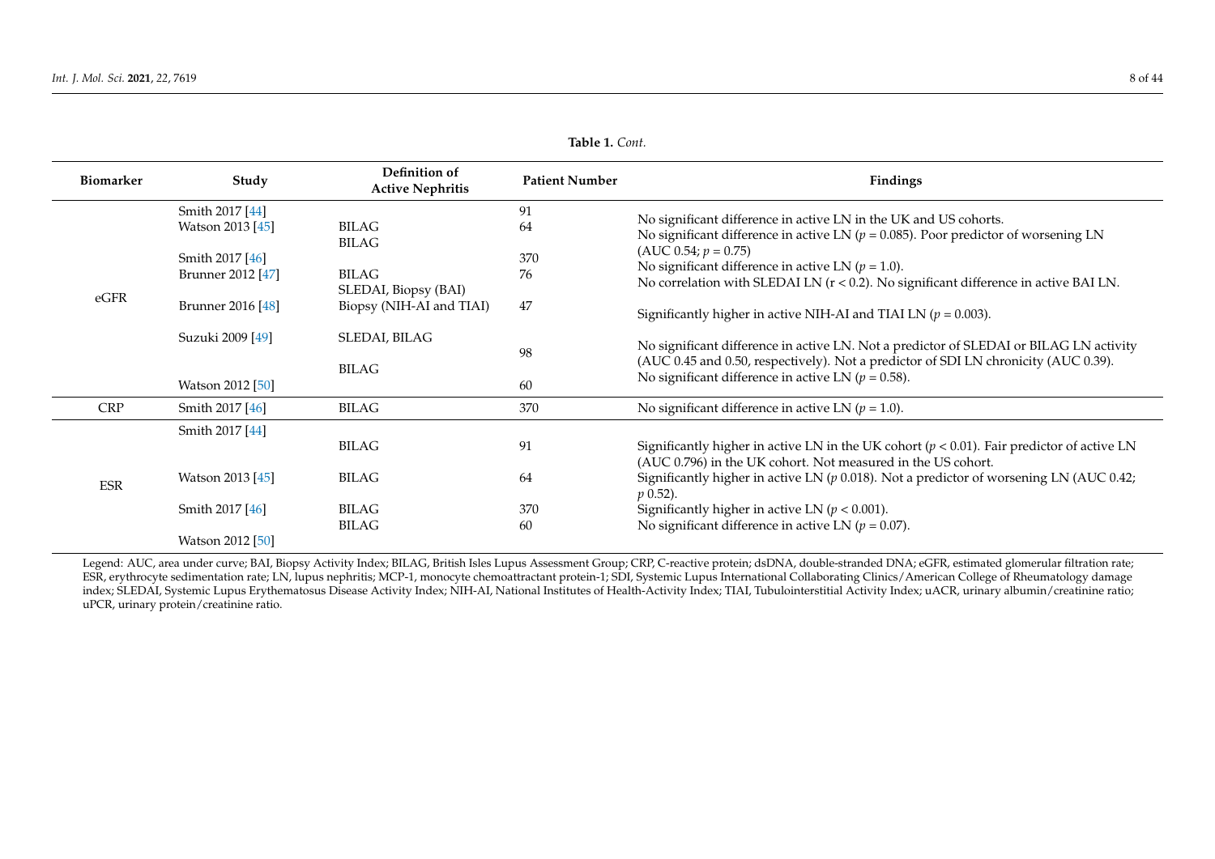**Table 1.** *Cont.*

| Biomarker | Study | Definition of Active Nephritis | Patient Number | Findings |
|---|---|---|---|---|
| eGFR | Smith 2017 [44] | BILAG | 91 | No significant difference in active LN in the UK and US cohorts. |
| | Watson 2013 [45] | BILAG | 64 | No significant difference in active LN ($p = 0.085$). Poor predictor of worsening LN (AUC 0.54; $p = 0.75$) |
| | Smith 2017 [46] | BILAG | 370 | No significant difference in active LN ($p = 1.0$). |
| | Brunner 2012 [47] | SLEDAI, Biopsy (BAI) | 76 | No correlation with SLEDAI LN ($r < 0.2$). No significant difference in active BAI LN. |
| | Brunner 2016 [48] | Biopsy (NIH-AI and TIAI) | 47 | Significantly higher in active NIH-AI and TIAI LN ($p = 0.003$). |
| | Suzuki 2009 [49] | SLEDAI, BILAG | 98 | No significant difference in active LN. Not a predictor of SLEDAI or BILAG LN activity (AUC 0.45 and 0.50, respectively). Not a predictor of SDI LN chronicity (AUC 0.39). |
| | Watson 2012 [50] | BILAG | 60 | No significant difference in active LN ($p = 0.58$). |
| CRP | Smith 2017 [46] | BILAG | 370 | No significant difference in active LN ($p = 1.0$). |
| ESR | Smith 2017 [44] | BILAG | 91 | Significantly higher in active LN in the UK cohort ($p < 0.01$). Fair predictor of active LN (AUC 0.796) in the UK cohort. Not measured in the US cohort. |
| | Watson 2013 [45] | BILAG | 64 | Significantly higher in active LN ($p$ 0.018). Not a predictor of worsening LN (AUC 0.42; $p$ 0.52). |
| | Smith 2017 [46] | BILAG | 370 | Significantly higher in active LN ($p < 0.001$). |
| | Watson 2012 [50] | BILAG | 60 | No significant difference in active LN ($p = 0.07$). |

Legend: AUC, area under curve; BAI, Biopsy Activity Index; BILAG, British Isles Lupus Assessment Group; CRP, C-reactive protein; dsDNA, double-stranded DNA; eGFR, estimated glomerular filtration rate; ESR, erythrocyte sedimentation rate; LN, lupus nephritis; MCP-1, monocyte chemoattractant protein-1; SDI, Systemic Lupus International Collaborating Clinics/American College of Rheumatology damage index; SLEDAI, Systemic Lupus Erythematosus Disease Activity Index; NIH-AI, National Institutes of Health-Activity Index; TIAI, Tubulointerstitial Activity Index; uACR, urinary albumin/creatinine ratio; uPCR, urinary protein/creatinine ratio.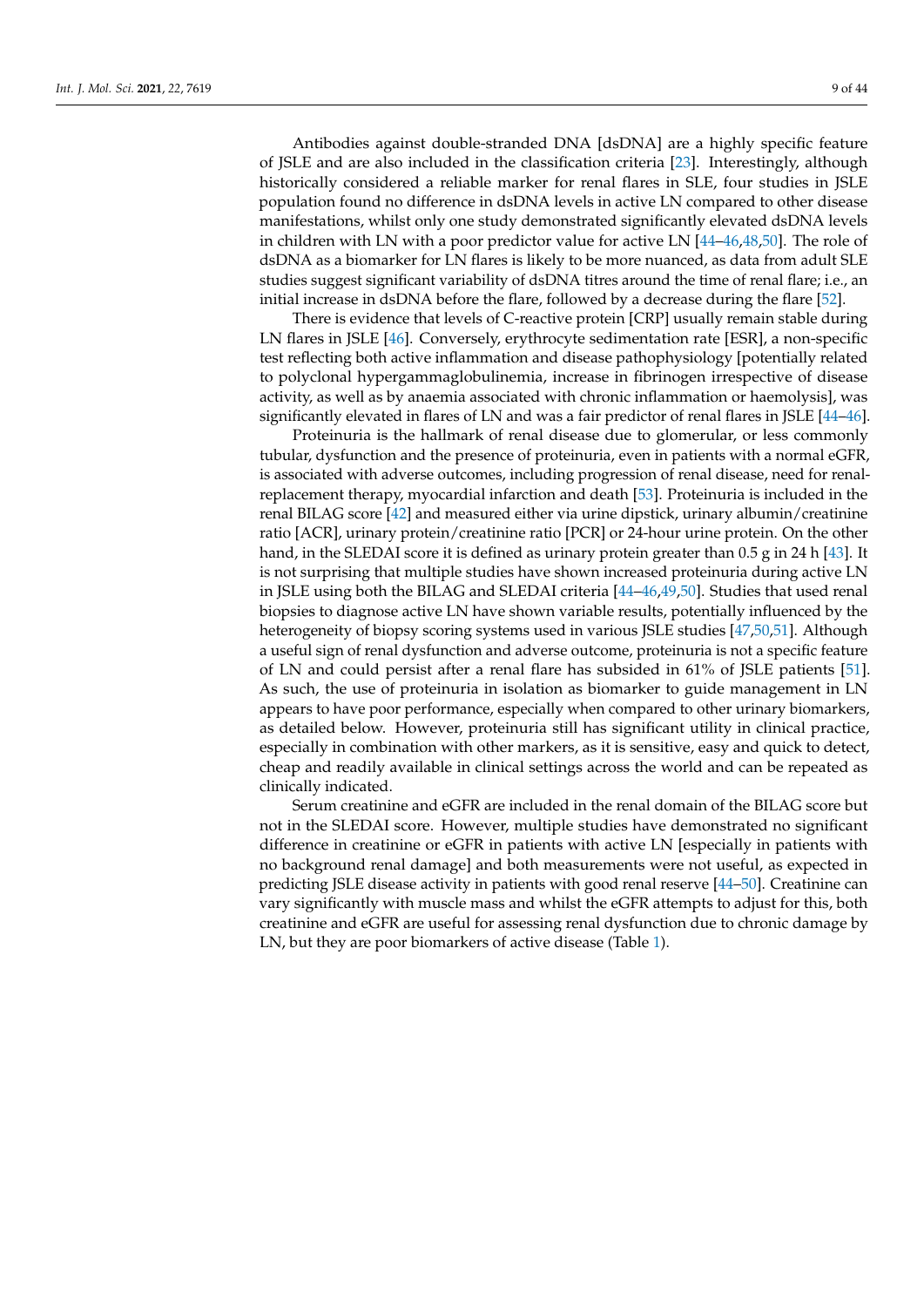Antibodies against double-stranded DNA [dsDNA] are a highly specific feature of JSLE and are also included in the classification criteria [23]. Interestingly, although historically considered a reliable marker for renal flares in SLE, four studies in JSLE population found no difference in dsDNA levels in active LN compared to other disease manifestations, whilst only one study demonstrated significantly elevated dsDNA levels in children with LN with a poor predictor value for active LN [44–46,48,50]. The role of dsDNA as a biomarker for LN flares is likely to be more nuanced, as data from adult SLE studies suggest significant variability of dsDNA titres around the time of renal flare; i.e., an initial increase in dsDNA before the flare, followed by a decrease during the flare [52].

There is evidence that levels of C-reactive protein [CRP] usually remain stable during LN flares in JSLE [46]. Conversely, erythrocyte sedimentation rate [ESR], a non-specific test reflecting both active inflammation and disease pathophysiology [potentially related to polyclonal hypergammaglobulinemia, increase in fibrinogen irrespective of disease activity, as well as by anaemia associated with chronic inflammation or haemolysis], was significantly elevated in flares of LN and was a fair predictor of renal flares in JSLE [44–46].

Proteinuria is the hallmark of renal disease due to glomerular, or less commonly tubular, dysfunction and the presence of proteinuria, even in patients with a normal eGFR, is associated with adverse outcomes, including progression of renal disease, need for renal-replacement therapy, myocardial infarction and death [53]. Proteinuria is included in the renal BILAG score [42] and measured either via urine dipstick, urinary albumin/creatinine ratio [ACR], urinary protein/creatinine ratio [PCR] or 24-hour urine protein. On the other hand, in the SLEDAI score it is defined as urinary protein greater than 0.5 g in 24 h [43]. It is not surprising that multiple studies have shown increased proteinuria during active LN in JSLE using both the BILAG and SLEDAI criteria [44–46,49,50]. Studies that used renal biopsies to diagnose active LN have shown variable results, potentially influenced by the heterogeneity of biopsy scoring systems used in various JSLE studies [47,50,51]. Although a useful sign of renal dysfunction and adverse outcome, proteinuria is not a specific feature of LN and could persist after a renal flare has subsided in 61% of JSLE patients [51]. As such, the use of proteinuria in isolation as biomarker to guide management in LN appears to have poor performance, especially when compared to other urinary biomarkers, as detailed below. However, proteinuria still has significant utility in clinical practice, especially in combination with other markers, as it is sensitive, easy and quick to detect, cheap and readily available in clinical settings across the world and can be repeated as clinically indicated.

Serum creatinine and eGFR are included in the renal domain of the BILAG score but not in the SLEDAI score. However, multiple studies have demonstrated no significant difference in creatinine or eGFR in patients with active LN [especially in patients with no background renal damage] and both measurements were not useful, as expected in predicting JSLE disease activity in patients with good renal reserve [44–50]. Creatinine can vary significantly with muscle mass and whilst the eGFR attempts to adjust for this, both creatinine and eGFR are useful for assessing renal dysfunction due to chronic damage by LN, but they are poor biomarkers of active disease (Table 1).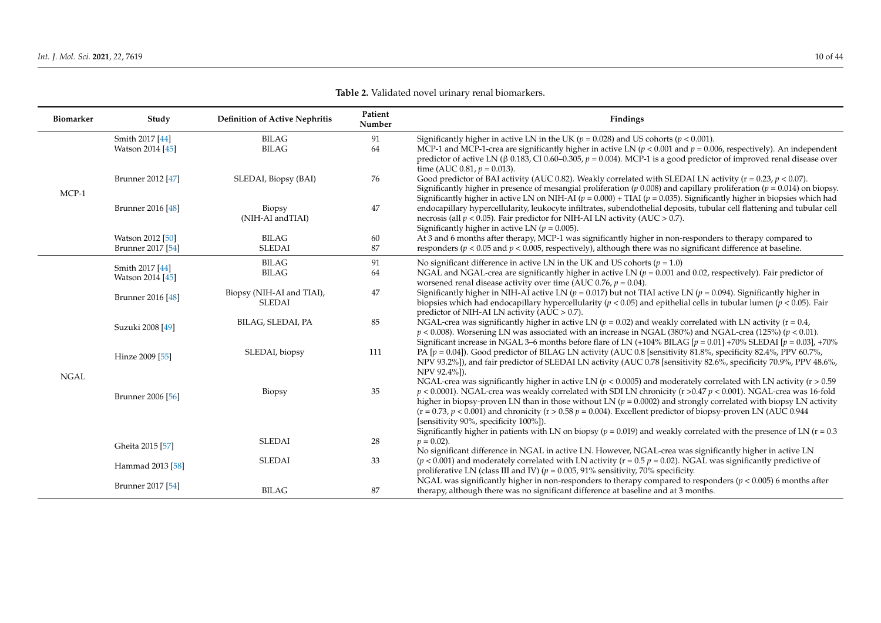**Table 2.** Validated novel urinary renal biomarkers.

| Biomarker | Study | Definition of Active Nephritis | Patient Number | Findings |
|---|---|---|---|---|
| MCP-1 | Smith 2017 [44] | BILAG | 91 | Significantly higher in active LN in the UK ($p = 0.028$) and US cohorts ($p < 0.001$). |
| | Watson 2014 [45] | BILAG | 64 | MCP-1 and MCP-1-crea are significantly higher in active LN ($p < 0.001$ and $p = 0.006$, respectively). An independent predictor of active LN (β 0.183, CI 0.60–0.305, $p = 0.004$). MCP-1 is a good predictor of improved renal disease over time (AUC 0.81, $p = 0.013$). |
| | Brunner 2012 [47] | SLEDAI, Biopsy (BAI) | 76 | Good predictor of BAI activity (AUC 0.82). Weakly correlated with SLEDAI LN activity ($r = 0.23$, $p < 0.07$). Significantly higher in presence of mesangial proliferation ($p$ 0.008) and capillary proliferation ($p = 0.014$) on biopsy. |
| | Brunner 2016 [48] | Biopsy (NIH-AI andTIAI) | 47 | Significantly higher in active LN on NIH-AI ($p = 0.000$) + TIAI ($p = 0.035$). Significantly higher in biopsies which had endocapillary hypercellularity, leukocyte infiltrates, subendothelial deposits, tubular cell flattening and tubular cell necrosis (all $p < 0.05$). Fair predictor for NIH-AI LN activity (AUC > 0.7). |
| | Watson 2012 [50] | BILAG | 60 | Significantly higher in active LN ($p = 0.005$). |
| | Brunner 2017 [54] | SLEDAI | 87 | At 3 and 6 months after therapy, MCP-1 was significantly higher in non-responders to therapy compared to responders ($p < 0.05$ and $p < 0.005$, respectively), although there was no significant difference at baseline. |
| NGAL | Smith 2017 [44] | BILAG | 91 | No significant difference in active LN in the UK and US cohorts ($p = 1.0$) |
| | Watson 2014 [45] | BILAG | 64 | NGAL and NGAL-crea are significantly higher in active LN ($p = 0.001$ and 0.02, respectively). Fair predictor of worsened renal disease activity over time (AUC 0.76, $p = 0.04$). |
| | Brunner 2016 [48] | Biopsy (NIH-AI and TIAI), SLEDAI | 47 | Significantly higher in NIH-AI active LN ($p = 0.017$) but not TIAI active LN ($p = 0.094$). Significantly higher in biopsies which had endocapillary hypercellularity ($p < 0.05$) and epithelial cells in tubular lumen ($p < 0.05$). Fair predictor of NIH-AI LN activity (AUC > 0.7). |
| | Suzuki 2008 [49] | BILAG, SLEDAI, PA | 85 | NGAL-crea was significantly higher in active LN ($p = 0.02$) and weakly correlated with LN activity ($r = 0.4$, $p < 0.008$). Worsening LN was associated with an increase in NGAL (380%) and NGAL-crea (125%) ($p < 0.01$). |
| | Hinze 2009 [55] | SLEDAI, biopsy | 111 | Significant increase in NGAL 3–6 months before flare of LN (+104% BILAG [$p = 0.01$] +70% SLEDAI [$p = 0.03$], +70% PA [$p = 0.04$]). Good predictor of BILAG LN activity (AUC 0.8 [sensitivity 81.8%, specificity 82.4%, PPV 60.7%, NPV 93.2%]), and fair predictor of SLEDAI LN activity (AUC 0.78 [sensitivity 82.6%, specificity 70.9%, PPV 48.6%, NPV 92.4%]). |
| | Brunner 2006 [56] | Biopsy | 35 | NGAL-crea was significantly higher in active LN ($p < 0.0005$) and moderately correlated with LN activity ($r > 0.59$ $p < 0.0001$). NGAL-crea was weakly correlated with SDI LN chronicity ($r > 0.47$ $p < 0.001$). NGAL-crea was 16-fold higher in biopsy-proven LN than in those without LN ($p = 0.0002$) and strongly correlated with biopsy LN activity ($r = 0.73$, $p < 0.001$) and chronicity ($r > 0.58$ $p = 0.004$). Excellent predictor of biopsy-proven LN (AUC 0.944 [sensitivity 90%, specificity 100%]). |
| | Gheita 2015 [57] | SLEDAI | 28 | Significantly higher in patients with LN on biopsy ($p = 0.019$) and weakly correlated with the presence of LN ($r = 0.3$ $p = 0.02$). |
| | Hammad 2013 [58] | SLEDAI | 33 | No significant difference in NGAL in active LN. However, NGAL-crea was significantly higher in active LN ($p < 0.001$) and moderately correlated with LN activity ($r = 0.5$ $p = 0.02$). NGAL was significantly predictive of proliferative LN (class III and IV) ($p = 0.005$, 91% sensitivity, 70% specificity. |
| | Brunner 2017 [54] | BILAG | 87 | NGAL was significantly higher in non-responders to therapy compared to responders ($p < 0.005$) 6 months after therapy, although there was no significant difference at baseline and at 3 months. |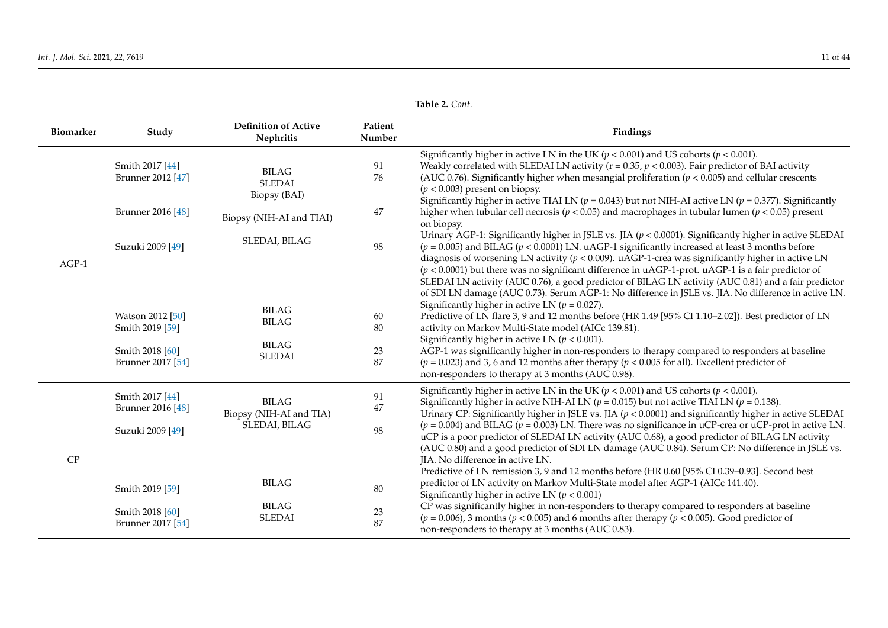**Table 2.** *Cont.*

| Biomarker | Study | Definition of Active Nephritis | Patient Number | Findings |
|---|---|---|---|---|
| AGP-1 | Smith 2017 [44] | BILAG | 91 | Significantly higher in active LN in the UK ($p < 0.001$) and US cohorts ($p < 0.001$). |
| | Brunner 2012 [47] | SLEDAI<br>Biopsy (BAI) | 76 | Weakly correlated with SLEDAI LN activity ($r = 0.35$, $p < 0.003$). Fair predictor of BAI activity (AUC 0.76). Significantly higher when mesangial proliferation ($p < 0.005$) and cellular crescents ($p < 0.003$) present on biopsy. |
| | Brunner 2016 [48] | Biopsy (NIH-AI and TIAI) | 47 | Significantly higher in active TIAI LN ($p = 0.043$) but not NIH-AI active LN ($p = 0.377$). Significantly higher when tubular cell necrosis ($p < 0.05$) and macrophages in tubular lumen ($p < 0.05$) present on biopsy. |
| | Suzuki 2009 [49] | SLEDAI, BILAG | 98 | Urinary AGP-1: Significantly higher in JSLE vs. JIA ($p < 0.0001$). Significantly higher in active SLEDAI ($p = 0.005$) and BILAG ($p < 0.0001$) LN. uAGP-1 significantly increased at least 3 months before diagnosis of worsening LN activity ($p < 0.009$). uAGP-1-crea was significantly higher in active LN ($p < 0.0001$) but there was no significant difference in uAGP-1-prot. uAGP-1 is a fair predictor of SLEDAI LN activity (AUC 0.76), a good predictor of BILAG LN activity (AUC 0.81) and a fair predictor of SDI LN damage (AUC 0.73). Serum AGP-1: No difference in JSLE vs. JIA. No difference in active LN. |
| | Watson 2012 [50] | BILAG | 60 | Significantly higher in active LN ($p = 0.027$). |
| | Smith 2019 [59] | BILAG | 80 | Predictive of LN flare 3, 9 and 12 months before (HR 1.49 [95% CI 1.10–2.02]). Best predictor of LN activity on Markov Multi-State model (AICc 139.81). |
| | Smith 2018 [60] | BILAG | 23 | Significantly higher in active LN ($p < 0.001$). |
| | Brunner 2017 [54] | SLEDAI | 87 | AGP-1 was significantly higher in non-responders to therapy compared to responders at baseline ($p = 0.023$) and 3, 6 and 12 months after therapy ($p < 0.005$ for all). Excellent predictor of non-responders to therapy at 3 months (AUC 0.98). |
| CP | Smith 2017 [44] | BILAG | 91 | Significantly higher in active LN in the UK ($p < 0.001$) and US cohorts ($p < 0.001$). |
| | Brunner 2016 [48] | Biopsy (NIH-AI and TIA) | 47 | Significantly higher in active NIH-AI LN ($p = 0.015$) but not active TIAI LN ($p = 0.138$). |
| | Suzuki 2009 [49] | SLEDAI, BILAG | 98 | Urinary CP: Significantly higher in JSLE vs. JIA ($p < 0.0001$) and significantly higher in active SLEDAI ($p = 0.004$) and BILAG ($p = 0.003$) LN. There was no significance in uCP-crea or uCP-prot in active LN. uCP is a poor predictor of SLEDAI LN activity (AUC 0.68), a good predictor of BILAG LN activity (AUC 0.80) and a good predictor of SDI LN damage (AUC 0.84). Serum CP: No difference in JSLE vs. JIA. No difference in active LN. |
| | Smith 2019 [59] | BILAG | 80 | Predictive of LN remission 3, 9 and 12 months before (HR 0.60 [95% CI 0.39–0.93]. Second best predictor of LN activity on Markov Multi-State model after AGP-1 (AICc 141.40). |
| | Smith 2018 [60] | BILAG | 23 | Significantly higher in active LN ($p < 0.001$) |
| | Brunner 2017 [54] | SLEDAI | 87 | CP was significantly higher in non-responders to therapy compared to responders at baseline ($p = 0.006$), 3 months ($p < 0.005$) and 6 months after therapy ($p < 0.005$). Good predictor of non-responders to therapy at 3 months (AUC 0.83). |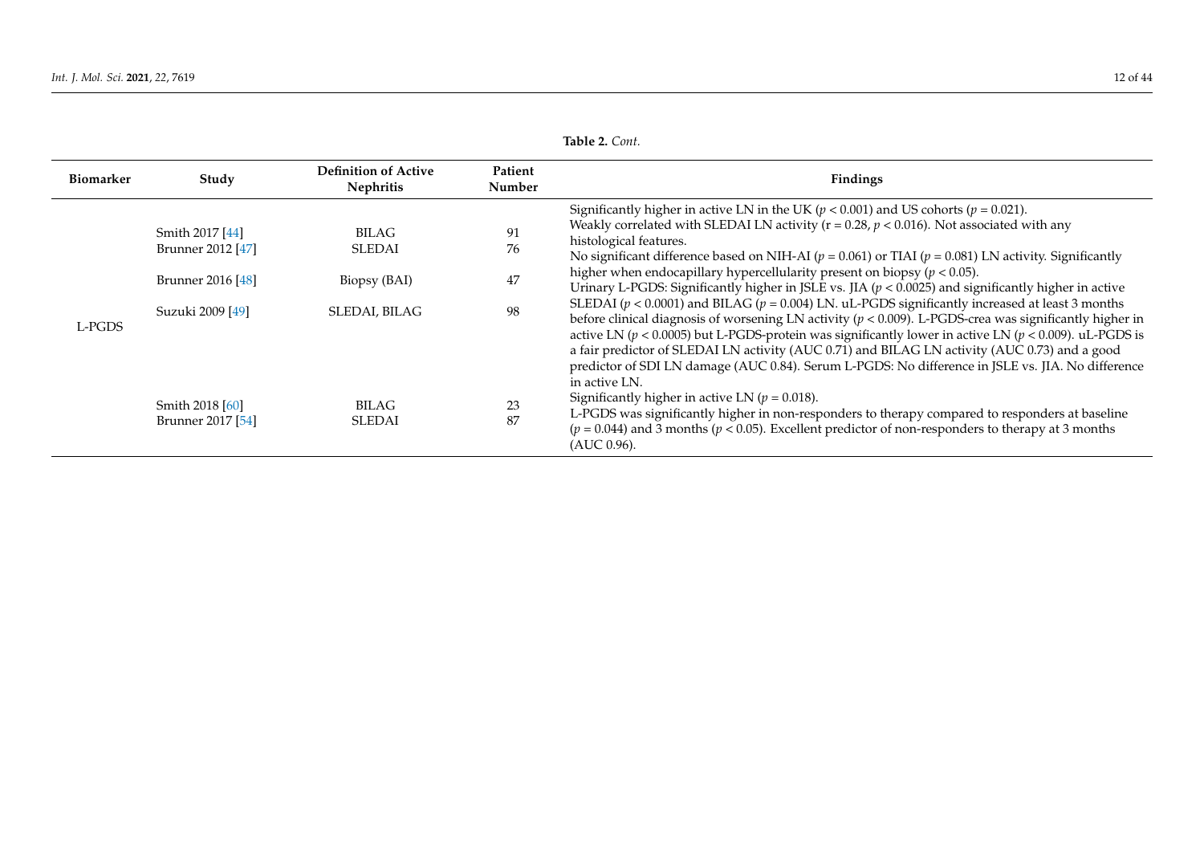**Table 2.** *Cont.*

| Biomarker | Study | Definition of Active Nephritis | Patient Number | Findings |
|---|---|---|---|---|
| L-PGDS | Smith 2017 [44] | BILAG | 91 | Significantly higher in active LN in the UK ($p < 0.001$) and US cohorts ($p = 0.021$). |
| | Brunner 2012 [47] | SLEDAI | 76 | Weakly correlated with SLEDAI LN activity ($r = 0.28$, $p < 0.016$). Not associated with any histological features. |
| | Brunner 2016 [48] | Biopsy (BAI) | 47 | No significant difference based on NIH-AI ($p = 0.061$) or TIAI ($p = 0.081$) LN activity. Significantly higher when endocapillary hypercellularity present on biopsy ($p < 0.05$). |
| | Suzuki 2009 [49] | SLEDAI, BILAG | 98 | Urinary L-PGDS: Significantly higher in JSLE vs. JIA ($p < 0.0025$) and significantly higher in active SLEDAI ($p < 0.0001$) and BILAG ($p = 0.004$) LN. uL-PGDS significantly increased at least 3 months before clinical diagnosis of worsening LN activity ($p < 0.009$). L-PGDS-crea was significantly higher in active LN ($p < 0.0005$) but L-PGDS-protein was significantly lower in active LN ($p < 0.009$). uL-PGDS is a fair predictor of SLEDAI LN activity (AUC 0.71) and BILAG LN activity (AUC 0.73) and a good predictor of SDI LN damage (AUC 0.84). Serum L-PGDS: No difference in JSLE vs. JIA. No difference in active LN. |
| | Smith 2018 [60] | BILAG | 23 | Significantly higher in active LN ($p = 0.018$). |
| | Brunner 2017 [54] | SLEDAI | 87 | L-PGDS was significantly higher in non-responders to therapy compared to responders at baseline ($p = 0.044$) and 3 months ($p < 0.05$). Excellent predictor of non-responders to therapy at 3 months (AUC 0.96). |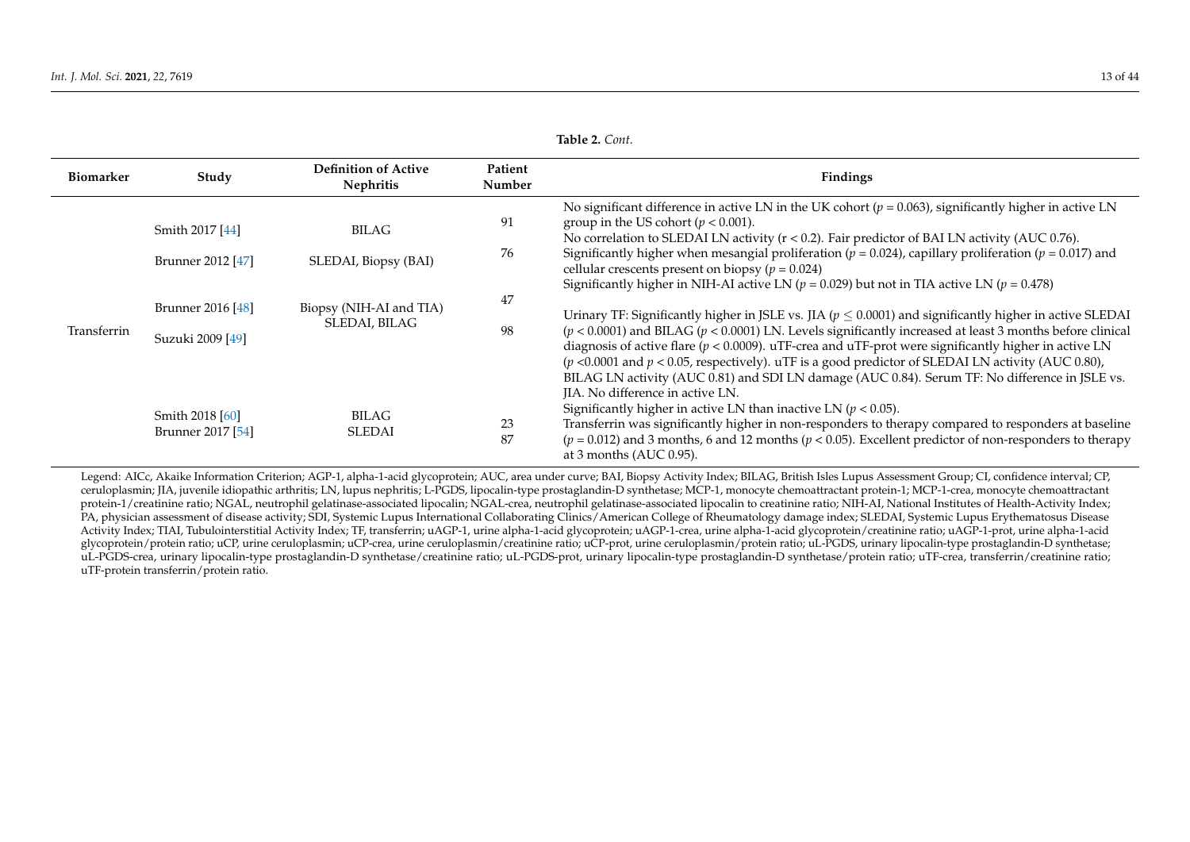**Table 2.** *Cont.*

| Biomarker | Study | Definition of Active Nephritis | Patient Number | Findings |
|---|---|---|---|---|
| Transferrin | Smith 2017 [44] | BILAG | 91 | No significant difference in active LN in the UK cohort ($p = 0.063$), significantly higher in active LN group in the US cohort ($p < 0.001$). |
| | Brunner 2012 [47] | SLEDAI, Biopsy (BAI) | 76 | No correlation to SLEDAI LN activity ($r < 0.2$). Fair predictor of BAI LN activity (AUC 0.76). Significantly higher when mesangial proliferation ($p = 0.024$), capillary proliferation ($p = 0.017$) and cellular crescents present on biopsy ($p = 0.024$) |
| | Brunner 2016 [48] | Biopsy (NIH-AI and TIA) | 47 | Significantly higher in NIH-AI active LN ($p = 0.029$) but not in TIA active LN ($p = 0.478$) |
| | Suzuki 2009 [49] | SLEDAI, BILAG | 98 | Urinary TF: Significantly higher in JSLE vs. JIA ($p \leq 0.0001$) and significantly higher in active SLEDAI ($p < 0.0001$) and BILAG ($p < 0.0001$) LN. Levels significantly increased at least 3 months before clinical diagnosis of active flare ($p < 0.0009$). uTF-crea and uTF-prot were significantly higher in active LN ($p < 0.0001$ and $p < 0.05$, respectively). uTF is a good predictor of SLEDAI LN activity (AUC 0.80), BILAG LN activity (AUC 0.81) and SDI LN damage (AUC 0.84). Serum TF: No difference in JSLE vs. JIA. No difference in active LN. |
| | Smith 2018 [60] | BILAG | 23 | Significantly higher in active LN than inactive LN ($p < 0.05$). |
| | Brunner 2017 [54] | SLEDAI | 87 | Transferrin was significantly higher in non-responders to therapy compared to responders at baseline ($p = 0.012$) and 3 months, 6 and 12 months ($p < 0.05$). Excellent predictor of non-responders to therapy at 3 months (AUC 0.95). |

Legend: AICc, Akaike Information Criterion; AGP-1, alpha-1-acid glycoprotein; AUC, area under curve; BAI, Biopsy Activity Index; BILAG, British Isles Lupus Assessment Group; CI, confidence interval; CP, ceruloplasmin; JIA, juvenile idiopathic arthritis; LN, lupus nephritis; L-PGDS, lipocalin-type prostaglandin-D synthetase; MCP-1, monocyte chemoattractant protein-1; MCP-1-crea, monocyte chemoattractant protein-1/creatinine ratio; NGAL, neutrophil gelatinase-associated lipocalin; NGAL-crea, neutrophil gelatinase-associated lipocalin to creatinine ratio; NIH-AI, National Institutes of Health-Activity Index; PA, physician assessment of disease activity; SDI, Systemic Lupus International Collaborating Clinics/American College of Rheumatology damage index; SLEDAI, Systemic Lupus Erythematosus Disease Activity Index; TIAI, Tubulointerstitial Activity Index; TF, transferrin; uAGP-1, urine alpha-1-acid glycoprotein; uAGP-1-crea, urine alpha-1-acid glycoprotein/creatinine ratio; uAGP-1-prot, urine alpha-1-acid glycoprotein/protein ratio; uCP, urine ceruloplasmin; uCP-crea, urine ceruloplasmin/creatinine ratio; uCP-prot, urine ceruloplasmin/protein ratio; uL-PGDS, urinary lipocalin-type prostaglandin-D synthetase; uL-PGDS-crea, urinary lipocalin-type prostaglandin-D synthetase/creatinine ratio; uL-PGDS-prot, urinary lipocalin-type prostaglandin-D synthetase/protein ratio; uTF-crea, transferrin/creatinine ratio; uTF-protein transferrin/protein ratio.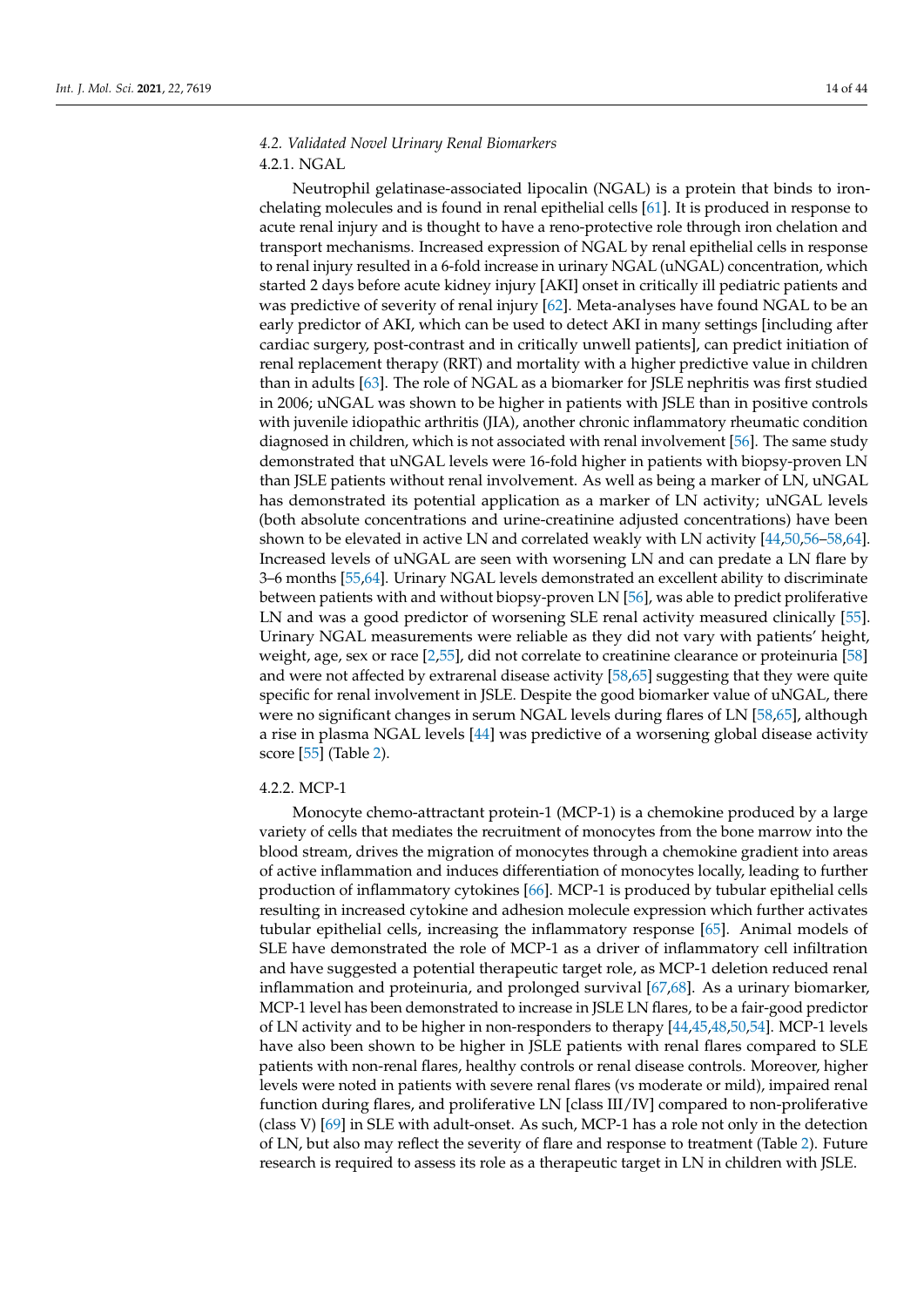### 4.2. Validated Novel Urinary Renal Biomarkers

#### 4.2.1. NGAL

Neutrophil gelatinase-associated lipocalin (NGAL) is a protein that binds to iron-chelating molecules and is found in renal epithelial cells [61]. It is produced in response to acute renal injury and is thought to have a reno-protective role through iron chelation and transport mechanisms. Increased expression of NGAL by renal epithelial cells in response to renal injury resulted in a 6-fold increase in urinary NGAL (uNGAL) concentration, which started 2 days before acute kidney injury [AKI] onset in critically ill pediatric patients and was predictive of severity of renal injury [62]. Meta-analyses have found NGAL to be an early predictor of AKI, which can be used to detect AKI in many settings [including after cardiac surgery, post-contrast and in critically unwell patients], can predict initiation of renal replacement therapy (RRT) and mortality with a higher predictive value in children than in adults [63]. The role of NGAL as a biomarker for JSLE nephritis was first studied in 2006; uNGAL was shown to be higher in patients with JSLE than in positive controls with juvenile idiopathic arthritis (JIA), another chronic inflammatory rheumatic condition diagnosed in children, which is not associated with renal involvement [56]. The same study demonstrated that uNGAL levels were 16-fold higher in patients with biopsy-proven LN than JSLE patients without renal involvement. As well as being a marker of LN, uNGAL has demonstrated its potential application as a marker of LN activity; uNGAL levels (both absolute concentrations and urine-creatinine adjusted concentrations) have been shown to be elevated in active LN and correlated weakly with LN activity [44,50,56–58,64]. Increased levels of uNGAL are seen with worsening LN and can predate a LN flare by 3–6 months [55,64]. Urinary NGAL levels demonstrated an excellent ability to discriminate between patients with and without biopsy-proven LN [56], was able to predict proliferative LN and was a good predictor of worsening SLE renal activity measured clinically [55]. Urinary NGAL measurements were reliable as they did not vary with patients' height, weight, age, sex or race [2,55], did not correlate to creatinine clearance or proteinuria [58] and were not affected by extrarenal disease activity [58,65] suggesting that they were quite specific for renal involvement in JSLE. Despite the good biomarker value of uNGAL, there were no significant changes in serum NGAL levels during flares of LN [58,65], although a rise in plasma NGAL levels [44] was predictive of a worsening global disease activity score [55] (Table 2).

#### 4.2.2. MCP-1

Monocyte chemo-attractant protein-1 (MCP-1) is a chemokine produced by a large variety of cells that mediates the recruitment of monocytes from the bone marrow into the blood stream, drives the migration of monocytes through a chemokine gradient into areas of active inflammation and induces differentiation of monocytes locally, leading to further production of inflammatory cytokines [66]. MCP-1 is produced by tubular epithelial cells resulting in increased cytokine and adhesion molecule expression which further activates tubular epithelial cells, increasing the inflammatory response [65]. Animal models of SLE have demonstrated the role of MCP-1 as a driver of inflammatory cell infiltration and have suggested a potential therapeutic target role, as MCP-1 deletion reduced renal inflammation and proteinuria, and prolonged survival [67,68]. As a urinary biomarker, MCP-1 level has been demonstrated to increase in JSLE LN flares, to be a fair-good predictor of LN activity and to be higher in non-responders to therapy [44,45,48,50,54]. MCP-1 levels have also been shown to be higher in JSLE patients with renal flares compared to SLE patients with non-renal flares, healthy controls or renal disease controls. Moreover, higher levels were noted in patients with severe renal flares (vs moderate or mild), impaired renal function during flares, and proliferative LN [class III/IV] compared to non-proliferative (class V) [69] in SLE with adult-onset. As such, MCP-1 has a role not only in the detection of LN, but also may reflect the severity of flare and response to treatment (Table 2). Future research is required to assess its role as a therapeutic target in LN in children with JSLE.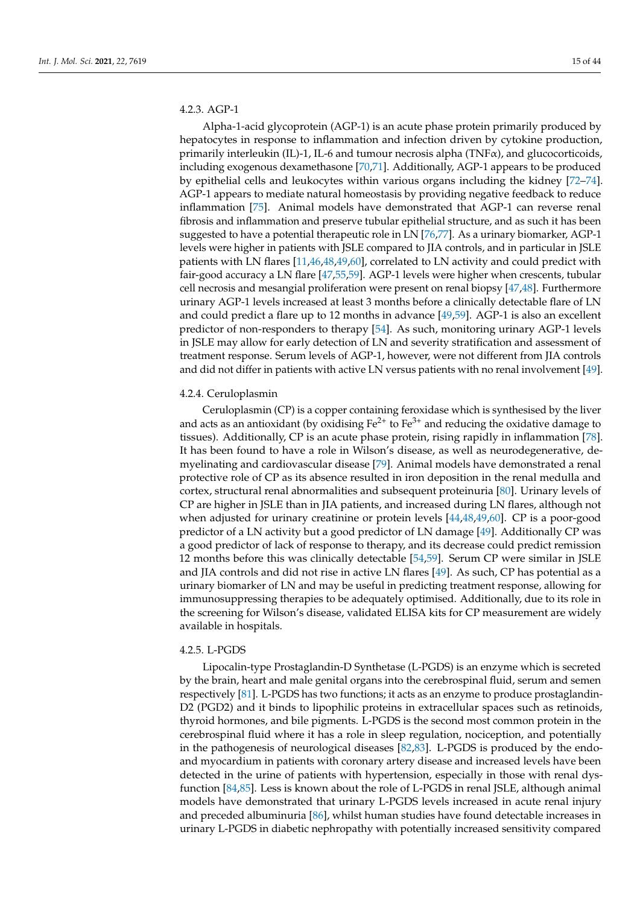#### 4.2.3. AGP-1

Alpha-1-acid glycoprotein (AGP-1) is an acute phase protein primarily produced by hepatocytes in response to inflammation and infection driven by cytokine production, primarily interleukin (IL)-1, IL-6 and tumour necrosis alpha (TNF$\alpha$), and glucocorticoids, including exogenous dexamethasone [70,71]. Additionally, AGP-1 appears to be produced by epithelial cells and leukocytes within various organs including the kidney [72–74]. AGP-1 appears to mediate natural homeostasis by providing negative feedback to reduce inflammation [75]. Animal models have demonstrated that AGP-1 can reverse renal fibrosis and inflammation and preserve tubular epithelial structure, and as such it has been suggested to have a potential therapeutic role in LN [76,77]. As a urinary biomarker, AGP-1 levels were higher in patients with JSLE compared to JIA controls, and in particular in JSLE patients with LN flares [11,46,48,49,60], correlated to LN activity and could predict with fair-good accuracy a LN flare [47,55,59]. AGP-1 levels were higher when crescents, tubular cell necrosis and mesangial proliferation were present on renal biopsy [47,48]. Furthermore urinary AGP-1 levels increased at least 3 months before a clinically detectable flare of LN and could predict a flare up to 12 months in advance [49,59]. AGP-1 is also an excellent predictor of non-responders to therapy [54]. As such, monitoring urinary AGP-1 levels in JSLE may allow for early detection of LN and severity stratification and assessment of treatment response. Serum levels of AGP-1, however, were not different from JIA controls and did not differ in patients with active LN versus patients with no renal involvement [49].

#### 4.2.4. Ceruloplasmin

Ceruloplasmin (CP) is a copper containing feroxidase which is synthesised by the liver and acts as an antioxidant (by oxidising $Fe^{2+}$ to $Fe^{3+}$ and reducing the oxidative damage to tissues). Additionally, CP is an acute phase protein, rising rapidly in inflammation [78]. It has been found to have a role in Wilson's disease, as well as neurodegenerative, demyelinating and cardiovascular disease [79]. Animal models have demonstrated a renal protective role of CP as its absence resulted in iron deposition in the renal medulla and cortex, structural renal abnormalities and subsequent proteinuria [80]. Urinary levels of CP are higher in JSLE than in JIA patients, and increased during LN flares, although not when adjusted for urinary creatinine or protein levels [44,48,49,60]. CP is a poor-good predictor of a LN activity but a good predictor of LN damage [49]. Additionally CP was a good predictor of lack of response to therapy, and its decrease could predict remission 12 months before this was clinically detectable [54,59]. Serum CP were similar in JSLE and JIA controls and did not rise in active LN flares [49]. As such, CP has potential as a urinary biomarker of LN and may be useful in predicting treatment response, allowing for immunosuppressing therapies to be adequately optimised. Additionally, due to its role in the screening for Wilson's disease, validated ELISA kits for CP measurement are widely available in hospitals.

#### 4.2.5. L-PGDS

Lipocalin-type Prostaglandin-D Synthetase (L-PGDS) is an enzyme which is secreted by the brain, heart and male genital organs into the cerebrospinal fluid, serum and semen respectively [81]. L-PGDS has two functions; it acts as an enzyme to produce prostaglandin-D2 (PGD2) and it binds to lipophilic proteins in extracellular spaces such as retinoids, thyroid hormones, and bile pigments. L-PGDS is the second most common protein in the cerebrospinal fluid where it has a role in sleep regulation, nociception, and potentially in the pathogenesis of neurological diseases [82,83]. L-PGDS is produced by the endo- and myocardium in patients with coronary artery disease and increased levels have been detected in the urine of patients with hypertension, especially in those with renal dysfunction [84,85]. Less is known about the role of L-PGDS in renal JSLE, although animal models have demonstrated that urinary L-PGDS levels increased in acute renal injury and preceded albuminuria [86], whilst human studies have found detectable increases in urinary L-PGDS in diabetic nephropathy with potentially increased sensitivity compared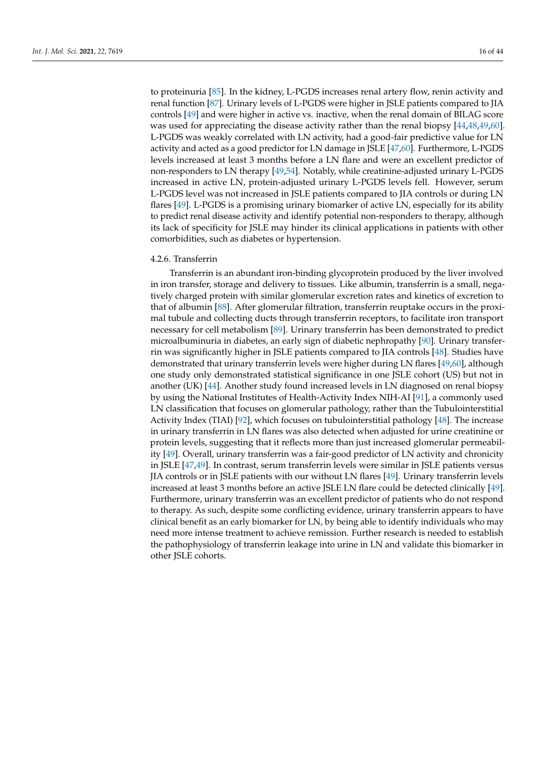to proteinuria [85]. In the kidney, L-PGDS increases renal artery flow, renin activity and renal function [87]. Urinary levels of L-PGDS were higher in JSLE patients compared to JIA controls [49] and were higher in active vs. inactive, when the renal domain of BILAG score was used for appreciating the disease activity rather than the renal biopsy [44,48,49,60]. L-PGDS was weakly correlated with LN activity, had a good-fair predictive value for LN activity and acted as a good predictor for LN damage in JSLE [47,60]. Furthermore, L-PGDS levels increased at least 3 months before a LN flare and were an excellent predictor of non-responders to LN therapy [49,54]. Notably, while creatinine-adjusted urinary L-PGDS increased in active LN, protein-adjusted urinary L-PGDS levels fell. However, serum L-PGDS level was not increased in JSLE patients compared to JIA controls or during LN flares [49]. L-PGDS is a promising urinary biomarker of active LN, especially for its ability to predict renal disease activity and identify potential non-responders to therapy, although its lack of specificity for JSLE may hinder its clinical applications in patients with other comorbidities, such as diabetes or hypertension.

#### 4.2.6. Transferrin

Transferrin is an abundant iron-binding glycoprotein produced by the liver involved in iron transfer, storage and delivery to tissues. Like albumin, transferrin is a small, negatively charged protein with similar glomerular excretion rates and kinetics of excretion to that of albumin [88]. After glomerular filtration, transferrin reuptake occurs in the proximal tubule and collecting ducts through transferrin receptors, to facilitate iron transport necessary for cell metabolism [89]. Urinary transferrin has been demonstrated to predict microalbuminuria in diabetes, an early sign of diabetic nephropathy [90]. Urinary transferrin was significantly higher in JSLE patients compared to JIA controls [48]. Studies have demonstrated that urinary transferrin levels were higher during LN flares [49,60], although one study only demonstrated statistical significance in one JSLE cohort (US) but not in another (UK) [44]. Another study found increased levels in LN diagnosed on renal biopsy by using the National Institutes of Health-Activity Index NIH-AI [91], a commonly used LN classification that focuses on glomerular pathology, rather than the Tubulointerstitial Activity Index (TIAI) [92], which focuses on tubulointerstitial pathology [48]. The increase in urinary transferrin in LN flares was also detected when adjusted for urine creatinine or protein levels, suggesting that it reflects more than just increased glomerular permeability [49]. Overall, urinary transferrin was a fair-good predictor of LN activity and chronicity in JSLE [47,49]. In contrast, serum transferrin levels were similar in JSLE patients versus JIA controls or in JSLE patients with our without LN flares [49]. Urinary transferrin levels increased at least 3 months before an active JSLE LN flare could be detected clinically [49]. Furthermore, urinary transferrin was an excellent predictor of patients who do not respond to therapy. As such, despite some conflicting evidence, urinary transferrin appears to have clinical benefit as an early biomarker for LN, by being able to identify individuals who may need more intense treatment to achieve remission. Further research is needed to establish the pathophysiology of transferrin leakage into urine in LN and validate this biomarker in other JSLE cohorts.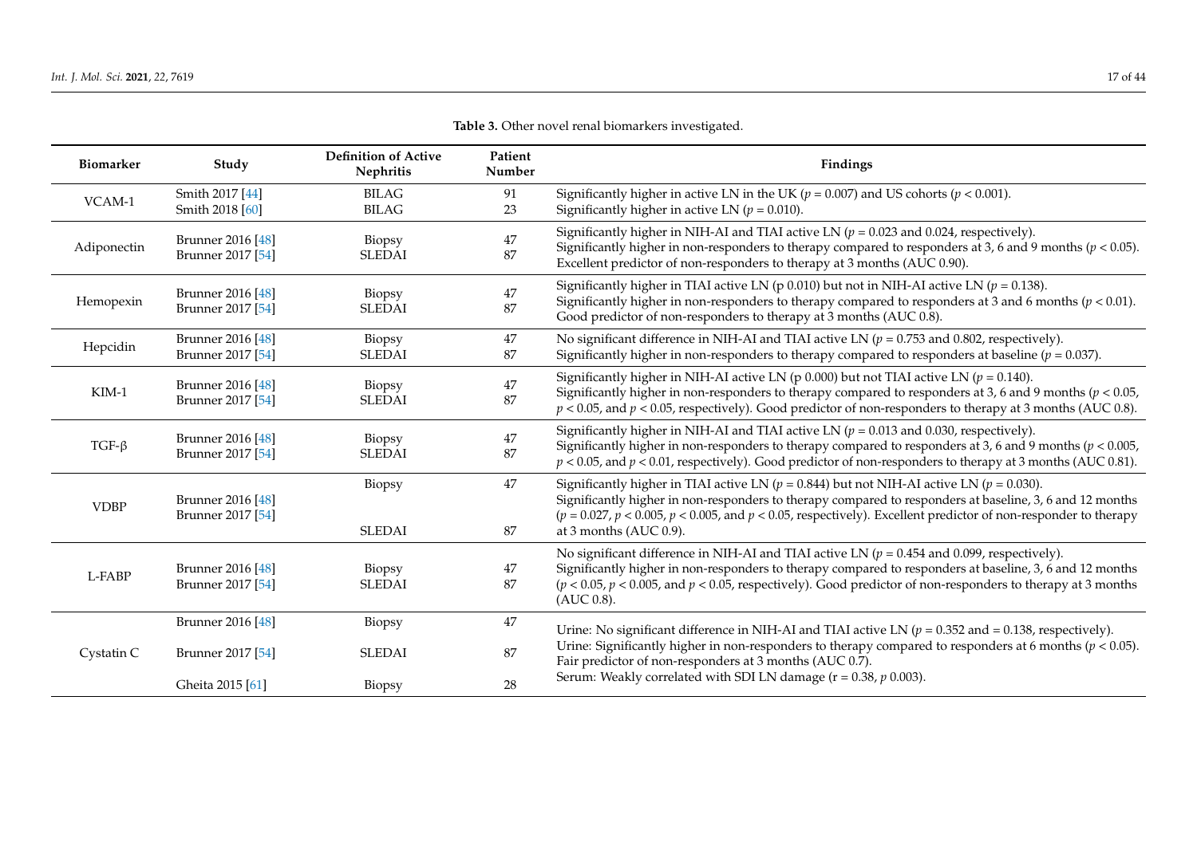**Table 3.** Other novel renal biomarkers investigated.

| Biomarker | Study | Definition of Active Nephritis | Patient Number | Findings |
|---|---|---|---|---|
| VCAM-1 | Smith 2017 [44]<br>Smith 2018 [60] | BILAG<br>BILAG | 91<br>23 | Significantly higher in active LN in the UK ($p = 0.007$) and US cohorts ($p < 0.001$).<br>Significantly higher in active LN ($p = 0.010$). |
| Adiponectin | Brunner 2016 [48]<br>Brunner 2017 [54] | Biopsy<br>SLEDAI | 47<br>87 | Significantly higher in NIH-AI and TIAI active LN ($p = 0.023$ and 0.024, respectively).<br>Significantly higher in non-responders to therapy compared to responders at 3, 6 and 9 months ($p < 0.05$). Excellent predictor of non-responders to therapy at 3 months (AUC 0.90). |
| Hemopexin | Brunner 2016 [48]<br>Brunner 2017 [54] | Biopsy<br>SLEDAI | 47<br>87 | Significantly higher in TIAI active LN (p 0.010) but not in NIH-AI active LN ($p = 0.138$).<br>Significantly higher in non-responders to therapy compared to responders at 3 and 6 months ($p < 0.01$). Good predictor of non-responders to therapy at 3 months (AUC 0.8). |
| Hepcidin | Brunner 2016 [48]<br>Brunner 2017 [54] | Biopsy<br>SLEDAI | 47<br>87 | No significant difference in NIH-AI and TIAI active LN ($p = 0.753$ and 0.802, respectively).<br>Significantly higher in non-responders to therapy compared to responders at baseline ($p = 0.037$). |
| KIM-1 | Brunner 2016 [48]<br>Brunner 2017 [54] | Biopsy<br>SLEDAI | 47<br>87 | Significantly higher in NIH-AI active LN (p 0.000) but not TIAI active LN ($p = 0.140$).<br>Significantly higher in non-responders to therapy compared to responders at 3, 6 and 9 months ($p < 0.05$, $p < 0.05$, and $p < 0.05$, respectively). Good predictor of non-responders to therapy at 3 months (AUC 0.8). |
| TGF-β | Brunner 2016 [48]<br>Brunner 2017 [54] | Biopsy<br>SLEDAI | 47<br>87 | Significantly higher in NIH-AI and TIAI active LN ($p = 0.013$ and 0.030, respectively).<br>Significantly higher in non-responders to therapy compared to responders at 3, 6 and 9 months ($p < 0.005$, $p < 0.05$, and $p < 0.01$, respectively). Good predictor of non-responders to therapy at 3 months (AUC 0.81). |
| VDBP | Brunner 2016 [48]<br>Brunner 2017 [54] | Biopsy<br>SLEDAI | 47<br>87 | Significantly higher in TIAI active LN ($p = 0.844$) but not NIH-AI active LN ($p = 0.030$).<br>Significantly higher in non-responders to therapy compared to responders at baseline, 3, 6 and 12 months ($p = 0.027$, $p < 0.005$, $p < 0.005$, and $p < 0.05$, respectively). Excellent predictor of non-responder to therapy at 3 months (AUC 0.9). |
| L-FABP | Brunner 2016 [48]<br>Brunner 2017 [54] | Biopsy<br>SLEDAI | 47<br>87 | No significant difference in NIH-AI and TIAI active LN ($p = 0.454$ and 0.099, respectively).<br>Significantly higher in non-responders to therapy compared to responders at baseline, 3, 6 and 12 months ($p < 0.05$, $p < 0.005$, and $p < 0.05$, respectively). Good predictor of non-responders to therapy at 3 months (AUC 0.8). |
| Cystatin C | Brunner 2016 [48]<br>Brunner 2017 [54]<br>Gheita 2015 [61] | Biopsy<br>SLEDAI<br>Biopsy | 47<br>87<br>28 | Urine: No significant difference in NIH-AI and TIAI active LN ($p = 0.352$ and $= 0.138$, respectively).<br>Urine: Significantly higher in non-responders to therapy compared to responders at 6 months ($p < 0.05$). Fair predictor of non-responders at 3 months (AUC 0.7).<br>Serum: Weakly correlated with SDI LN damage (r = 0.38, $p$ 0.003). |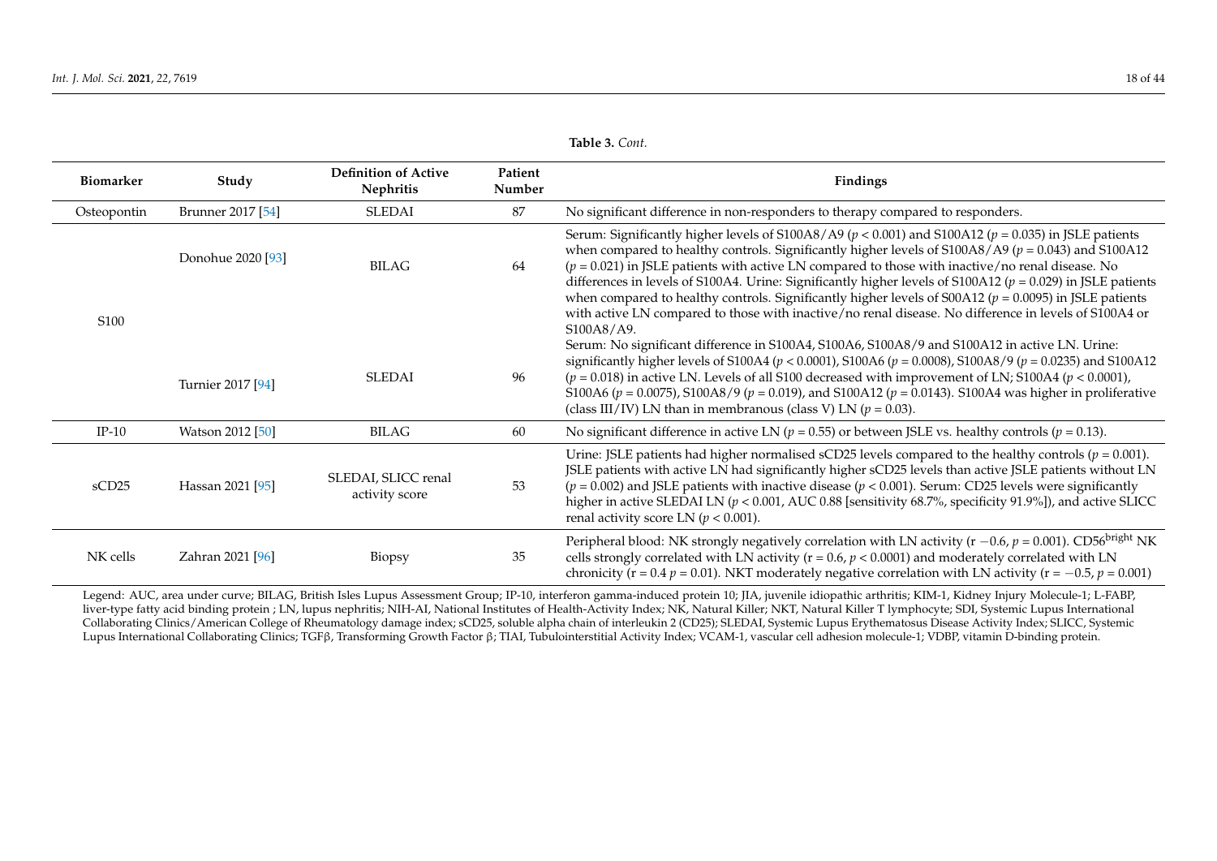**Table 3.** *Cont.*

| Biomarker | Study | Definition of Active Nephritis | Patient Number | Findings |
| --- | --- | --- | --- | --- |
| Osteopontin | Brunner 2017 [54] | SLEDAI | 87 | No significant difference in non-responders to therapy compared to responders. |
| S100 | Donohue 2020 [93] | BILAG | 64 | Serum: Significantly higher levels of S100A8/A9 ($p < 0.001$) and S100A12 ($p = 0.035$) in JSLE patients when compared to healthy controls. Significantly higher levels of S100A8/A9 ($p = 0.043$) and S100A12 ($p = 0.021$) in JSLE patients with active LN compared to those with inactive/no renal disease. No differences in levels of S100A4. Urine: Significantly higher levels of S100A12 ($p = 0.029$) in JSLE patients when compared to healthy controls. Significantly higher levels of S00A12 ($p = 0.0095$) in JSLE patients with active LN compared to those with inactive/no renal disease. No difference in levels of S100A4 or S100A8/A9. |
| | Turnier 2017 [94] | SLEDAI | 96 | Serum: No significant difference in S100A4, S100A6, S100A8/9 and S100A12 in active LN. Urine: significantly higher levels of S100A4 ($p < 0.0001$), S100A6 ($p = 0.0008$), S100A8/9 ($p = 0.0235$) and S100A12 ($p = 0.018$) in active LN. Levels of all S100 decreased with improvement of LN; S100A4 ($p < 0.0001$), S100A6 ($p = 0.0075$), S100A8/9 ($p = 0.019$), and S100A12 ($p = 0.0143$). S100A4 was higher in proliferative (class III/IV) LN than in membranous (class V) LN ($p = 0.03$). |
| IP-10 | Watson 2012 [50] | BILAG | 60 | No significant difference in active LN ($p = 0.55$) or between JSLE vs. healthy controls ($p = 0.13$). |
| sCD25 | Hassan 2021 [95] | SLEDAI, SLICC renal activity score | 53 | Urine: JSLE patients had higher normalised sCD25 levels compared to the healthy controls ($p = 0.001$). JSLE patients with active LN had significantly higher sCD25 levels than active JSLE patients without LN ($p = 0.002$) and JSLE patients with inactive disease ($p < 0.001$). Serum: CD25 levels were significantly higher in active SLEDAI LN ($p < 0.001$, AUC 0.88 [sensitivity 68.7%, specificity 91.9%]), and active SLICC renal activity score LN ($p < 0.001$). |
| NK cells | Zahran 2021 [96] | Biopsy | 35 | Peripheral blood: NK strongly negatively correlation with LN activity (r −0.6, $p = 0.001$). CD56$^{bright}$ NK cells strongly correlated with LN activity (r = 0.6, $p < 0.0001$) and moderately correlated with LN chronicity (r = 0.4 $p = 0.01$). NKT moderately negative correlation with LN activity (r = −0.5, $p = 0.001$) |

Legend: AUC, area under curve; BILAG, British Isles Lupus Assessment Group; IP-10, interferon gamma-induced protein 10; JIA, juvenile idiopathic arthritis; KIM-1, Kidney Injury Molecule-1; L-FABP, liver-type fatty acid binding protein ; LN, lupus nephritis; NIH-AI, National Institutes of Health-Activity Index; NK, Natural Killer; NKT, Natural Killer T lymphocyte; SDI, Systemic Lupus International Collaborating Clinics/American College of Rheumatology damage index; sCD25, soluble alpha chain of interleukin 2 (CD25); SLEDAI, Systemic Lupus Erythematosus Disease Activity Index; SLICC, Systemic Lupus International Collaborating Clinics; TGFβ, Transforming Growth Factor β; TIAI, Tubulointerstitial Activity Index; VCAM-1, vascular cell adhesion molecule-1; VDBP, vitamin D-binding protein.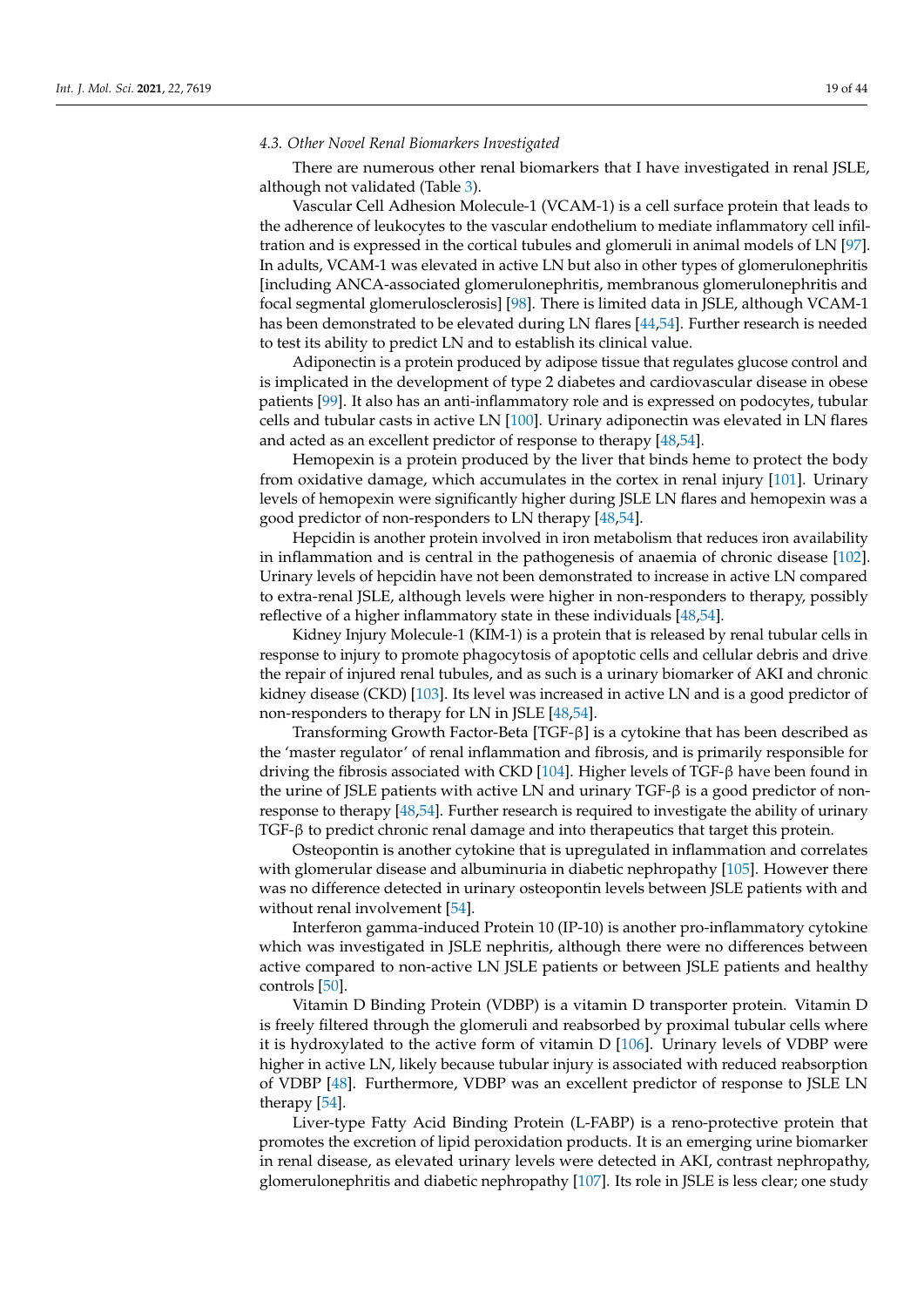### 4.3. Other Novel Renal Biomarkers Investigated

There are numerous other renal biomarkers that I have investigated in renal JSLE, although not validated (Table 3).

Vascular Cell Adhesion Molecule-1 (VCAM-1) is a cell surface protein that leads to the adherence of leukocytes to the vascular endothelium to mediate inflammatory cell infiltration and is expressed in the cortical tubules and glomeruli in animal models of LN [97]. In adults, VCAM-1 was elevated in active LN but also in other types of glomerulonephritis [including ANCA-associated glomerulonephritis, membranous glomerulonephritis and focal segmental glomerulosclerosis] [98]. There is limited data in JSLE, although VCAM-1 has been demonstrated to be elevated during LN flares [44,54]. Further research is needed to test its ability to predict LN and to establish its clinical value.

Adiponectin is a protein produced by adipose tissue that regulates glucose control and is implicated in the development of type 2 diabetes and cardiovascular disease in obese patients [99]. It also has an anti-inflammatory role and is expressed on podocytes, tubular cells and tubular casts in active LN [100]. Urinary adiponectin was elevated in LN flares and acted as an excellent predictor of response to therapy [48,54].

Hemopexin is a protein produced by the liver that binds heme to protect the body from oxidative damage, which accumulates in the cortex in renal injury [101]. Urinary levels of hemopexin were significantly higher during JSLE LN flares and hemopexin was a good predictor of non-responders to LN therapy [48,54].

Hepcidin is another protein involved in iron metabolism that reduces iron availability in inflammation and is central in the pathogenesis of anaemia of chronic disease [102]. Urinary levels of hepcidin have not been demonstrated to increase in active LN compared to extra-renal JSLE, although levels were higher in non-responders to therapy, possibly reflective of a higher inflammatory state in these individuals [48,54].

Kidney Injury Molecule-1 (KIM-1) is a protein that is released by renal tubular cells in response to injury to promote phagocytosis of apoptotic cells and cellular debris and drive the repair of injured renal tubules, and as such is a urinary biomarker of AKI and chronic kidney disease (CKD) [103]. Its level was increased in active LN and is a good predictor of non-responders to therapy for LN in JSLE [48,54].

Transforming Growth Factor-Beta [TGF-β] is a cytokine that has been described as the 'master regulator' of renal inflammation and fibrosis, and is primarily responsible for driving the fibrosis associated with CKD [104]. Higher levels of TGF-β have been found in the urine of JSLE patients with active LN and urinary TGF-β is a good predictor of non-response to therapy [48,54]. Further research is required to investigate the ability of urinary TGF-β to predict chronic renal damage and into therapeutics that target this protein.

Osteopontin is another cytokine that is upregulated in inflammation and correlates with glomerular disease and albuminuria in diabetic nephropathy [105]. However there was no difference detected in urinary osteopontin levels between JSLE patients with and without renal involvement [54].

Interferon gamma-induced Protein 10 (IP-10) is another pro-inflammatory cytokine which was investigated in JSLE nephritis, although there were no differences between active compared to non-active LN JSLE patients or between JSLE patients and healthy controls [50].

Vitamin D Binding Protein (VDBP) is a vitamin D transporter protein. Vitamin D is freely filtered through the glomeruli and reabsorbed by proximal tubular cells where it is hydroxylated to the active form of vitamin D [106]. Urinary levels of VDBP were higher in active LN, likely because tubular injury is associated with reduced reabsorption of VDBP [48]. Furthermore, VDBP was an excellent predictor of response to JSLE LN therapy [54].

Liver-type Fatty Acid Binding Protein (L-FABP) is a reno-protective protein that promotes the excretion of lipid peroxidation products. It is an emerging urine biomarker in renal disease, as elevated urinary levels were detected in AKI, contrast nephropathy, glomerulonephritis and diabetic nephropathy [107]. Its role in JSLE is less clear; one study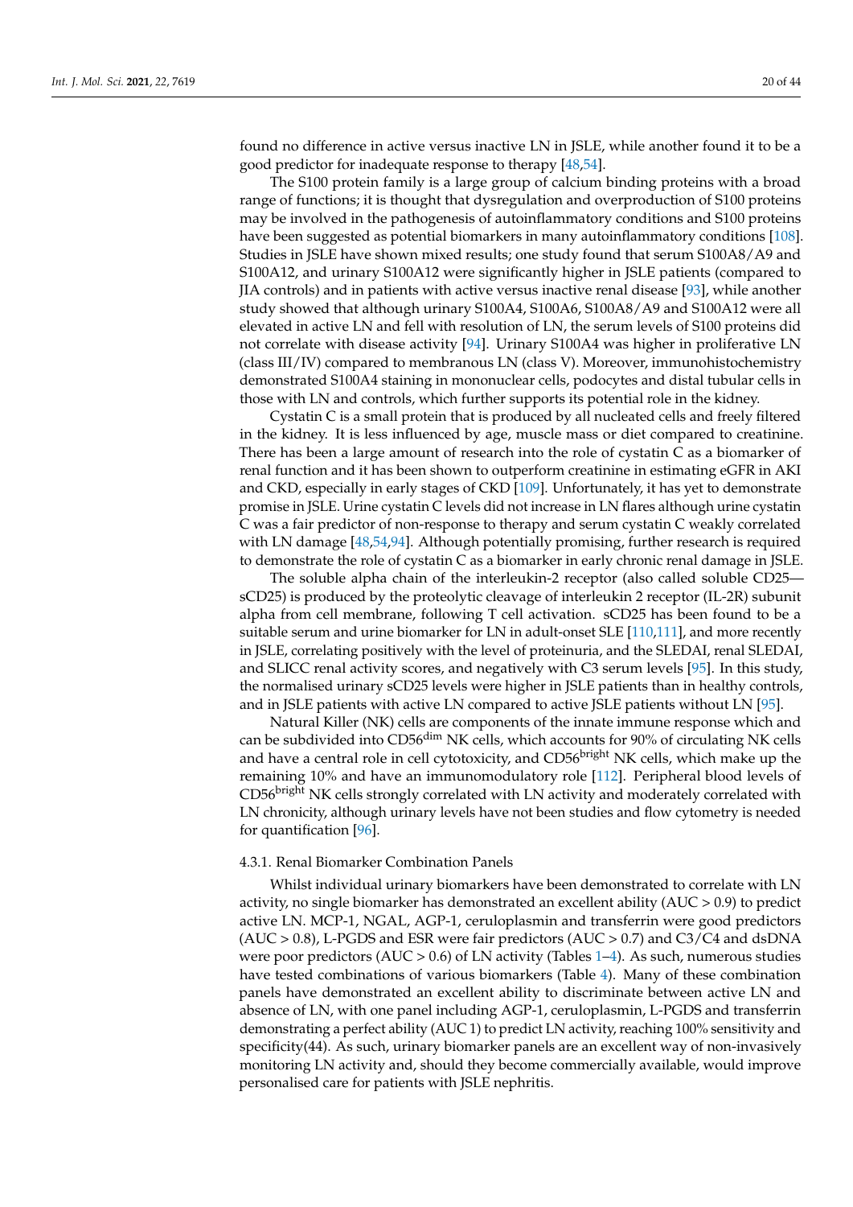found no difference in active versus inactive LN in JSLE, while another found it to be a good predictor for inadequate response to therapy [48,54].

The S100 protein family is a large group of calcium binding proteins with a broad range of functions; it is thought that dysregulation and overproduction of S100 proteins may be involved in the pathogenesis of autoinflammatory conditions and S100 proteins have been suggested as potential biomarkers in many autoinflammatory conditions [108]. Studies in JSLE have shown mixed results; one study found that serum S100A8/A9 and S100A12, and urinary S100A12 were significantly higher in JSLE patients (compared to JIA controls) and in patients with active versus inactive renal disease [93], while another study showed that although urinary S100A4, S100A6, S100A8/A9 and S100A12 were all elevated in active LN and fell with resolution of LN, the serum levels of S100 proteins did not correlate with disease activity [94]. Urinary S100A4 was higher in proliferative LN (class III/IV) compared to membranous LN (class V). Moreover, immunohistochemistry demonstrated S100A4 staining in mononuclear cells, podocytes and distal tubular cells in those with LN and controls, which further supports its potential role in the kidney.

Cystatin C is a small protein that is produced by all nucleated cells and freely filtered in the kidney. It is less influenced by age, muscle mass or diet compared to creatinine. There has been a large amount of research into the role of cystatin C as a biomarker of renal function and it has been shown to outperform creatinine in estimating eGFR in AKI and CKD, especially in early stages of CKD [109]. Unfortunately, it has yet to demonstrate promise in JSLE. Urine cystatin C levels did not increase in LN flares although urine cystatin C was a fair predictor of non-response to therapy and serum cystatin C weakly correlated with LN damage [48,54,94]. Although potentially promising, further research is required to demonstrate the role of cystatin C as a biomarker in early chronic renal damage in JSLE.

The soluble alpha chain of the interleukin-2 receptor (also called soluble CD25—sCD25) is produced by the proteolytic cleavage of interleukin 2 receptor (IL-2R) subunit alpha from cell membrane, following T cell activation. sCD25 has been found to be a suitable serum and urine biomarker for LN in adult-onset SLE [110,111], and more recently in JSLE, correlating positively with the level of proteinuria, and the SLEDAI, renal SLEDAI, and SLICC renal activity scores, and negatively with C3 serum levels [95]. In this study, the normalised urinary sCD25 levels were higher in JSLE patients than in healthy controls, and in JSLE patients with active LN compared to active JSLE patients without LN [95].

Natural Killer (NK) cells are components of the innate immune response which and can be subdivided into CD56$^{dim}$ NK cells, which accounts for 90% of circulating NK cells and have a central role in cell cytotoxicity, and CD56$^{bright}$ NK cells, which make up the remaining 10% and have an immunomodulatory role [112]. Peripheral blood levels of CD56$^{bright}$ NK cells strongly correlated with LN activity and moderately correlated with LN chronicity, although urinary levels have not been studies and flow cytometry is needed for quantification [96].

#### 4.3.1. Renal Biomarker Combination Panels

Whilst individual urinary biomarkers have been demonstrated to correlate with LN activity, no single biomarker has demonstrated an excellent ability (AUC > 0.9) to predict active LN. MCP-1, NGAL, AGP-1, ceruloplasmin and transferrin were good predictors (AUC > 0.8), L-PGDS and ESR were fair predictors (AUC > 0.7) and C3/C4 and dsDNA were poor predictors (AUC > 0.6) of LN activity (Tables 1–4). As such, numerous studies have tested combinations of various biomarkers (Table 4). Many of these combination panels have demonstrated an excellent ability to discriminate between active LN and absence of LN, with one panel including AGP-1, ceruloplasmin, L-PGDS and transferrin demonstrating a perfect ability (AUC 1) to predict LN activity, reaching 100% sensitivity and specificity(44). As such, urinary biomarker panels are an excellent way of non-invasively monitoring LN activity and, should they become commercially available, would improve personalised care for patients with JSLE nephritis.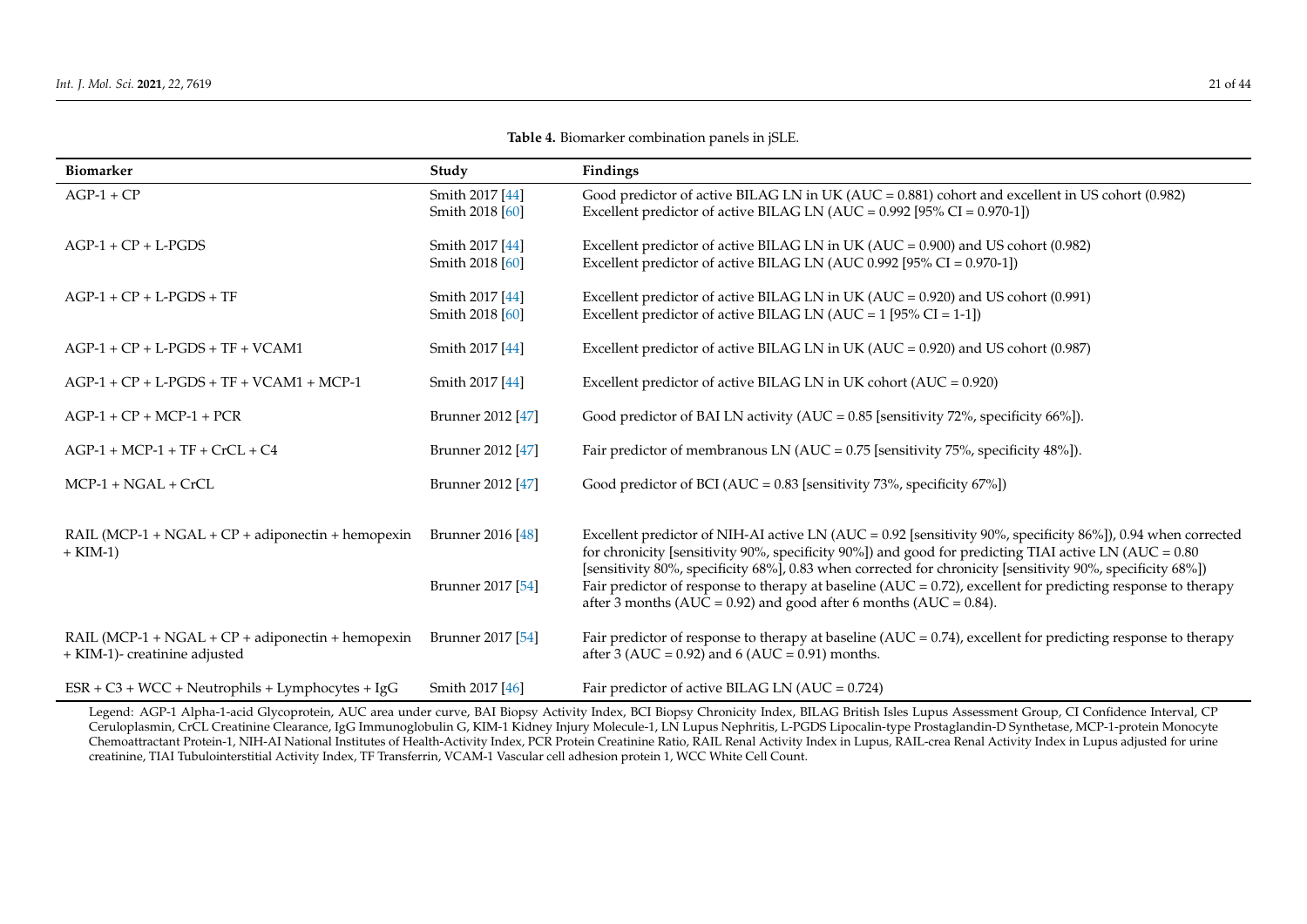**Table 4.** Biomarker combination panels in jSLE.

| Biomarker | Study | Findings |
|---|---|---|
| AGP-1 + CP | Smith 2017 [44]<br>Smith 2018 [60] | Good predictor of active BILAG LN in UK (AUC = 0.881) cohort and excellent in US cohort (0.982)<br>Excellent predictor of active BILAG LN (AUC = 0.992 [95% CI = 0.970-1]) |
| AGP-1 + CP + L-PGDS | Smith 2017 [44]<br>Smith 2018 [60] | Excellent predictor of active BILAG LN in UK (AUC = 0.900) and US cohort (0.982)<br>Excellent predictor of active BILAG LN (AUC 0.992 [95% CI = 0.970-1]) |
| AGP-1 + CP + L-PGDS + TF | Smith 2017 [44]<br>Smith 2018 [60] | Excellent predictor of active BILAG LN in UK (AUC = 0.920) and US cohort (0.991)<br>Excellent predictor of active BILAG LN (AUC = 1 [95% CI = 1-1]) |
| AGP-1 + CP + L-PGDS + TF + VCAM1 | Smith 2017 [44] | Excellent predictor of active BILAG LN in UK (AUC = 0.920) and US cohort (0.987) |
| AGP-1 + CP + L-PGDS + TF + VCAM1 + MCP-1 | Smith 2017 [44] | Excellent predictor of active BILAG LN in UK cohort (AUC = 0.920) |
| AGP-1 + CP + MCP-1 + PCR | Brunner 2012 [47] | Good predictor of BAI LN activity (AUC = 0.85 [sensitivity 72%, specificity 66%]). |
| AGP-1 + MCP-1 + TF + CrCL + C4 | Brunner 2012 [47] | Fair predictor of membranous LN (AUC = 0.75 [sensitivity 75%, specificity 48%]). |
| MCP-1 + NGAL + CrCL | Brunner 2012 [47] | Good predictor of BCI (AUC = 0.83 [sensitivity 73%, specificity 67%]) |
| RAIL (MCP-1 + NGAL + CP + adiponectin + hemopexin + KIM-1) | Brunner 2016 [48]<br>Brunner 2017 [54] | Excellent predictor of NIH-AI active LN (AUC = 0.92 [sensitivity 90%, specificity 86%]), 0.94 when corrected for chronicity [sensitivity 90%, specificity 90%]) and good for predicting TIAI active LN (AUC = 0.80 [sensitivity 80%, specificity 68%], 0.83 when corrected for chronicity [sensitivity 90%, specificity 68%])<br>Fair predictor of response to therapy at baseline (AUC = 0.72), excellent for predicting response to therapy after 3 months (AUC = 0.92) and good after 6 months (AUC = 0.84). |
| RAIL (MCP-1 + NGAL + CP + adiponectin + hemopexin + KIM-1)- creatinine adjusted | Brunner 2017 [54] | Fair predictor of response to therapy at baseline (AUC = 0.74), excellent for predicting response to therapy after 3 (AUC = 0.92) and 6 (AUC = 0.91) months. |
| ESR + C3 + WCC + Neutrophils + Lymphocytes + IgG | Smith 2017 [46] | Fair predictor of active BILAG LN (AUC = 0.724) |

Legend: AGP-1 Alpha-1-acid Glycoprotein, AUC area under curve, BAI Biopsy Activity Index, BCI Biopsy Chronicity Index, BILAG British Isles Lupus Assessment Group, CI Confidence Interval, CP Ceruloplasmin, CrCL Creatinine Clearance, IgG Immunoglobulin G, KIM-1 Kidney Injury Molecule-1, LN Lupus Nephritis, L-PGDS Lipocalin-type Prostaglandin-D Synthetase, MCP-1-protein Monocyte Chemoattractant Protein-1, NIH-AI National Institutes of Health-Activity Index, PCR Protein Creatinine Ratio, RAIL Renal Activity Index in Lupus, RAIL-crea Renal Activity Index in Lupus adjusted for urine creatinine, TIAI Tubulointerstitial Activity Index, TF Transferrin, VCAM-1 Vascular cell adhesion protein 1, WCC White Cell Count.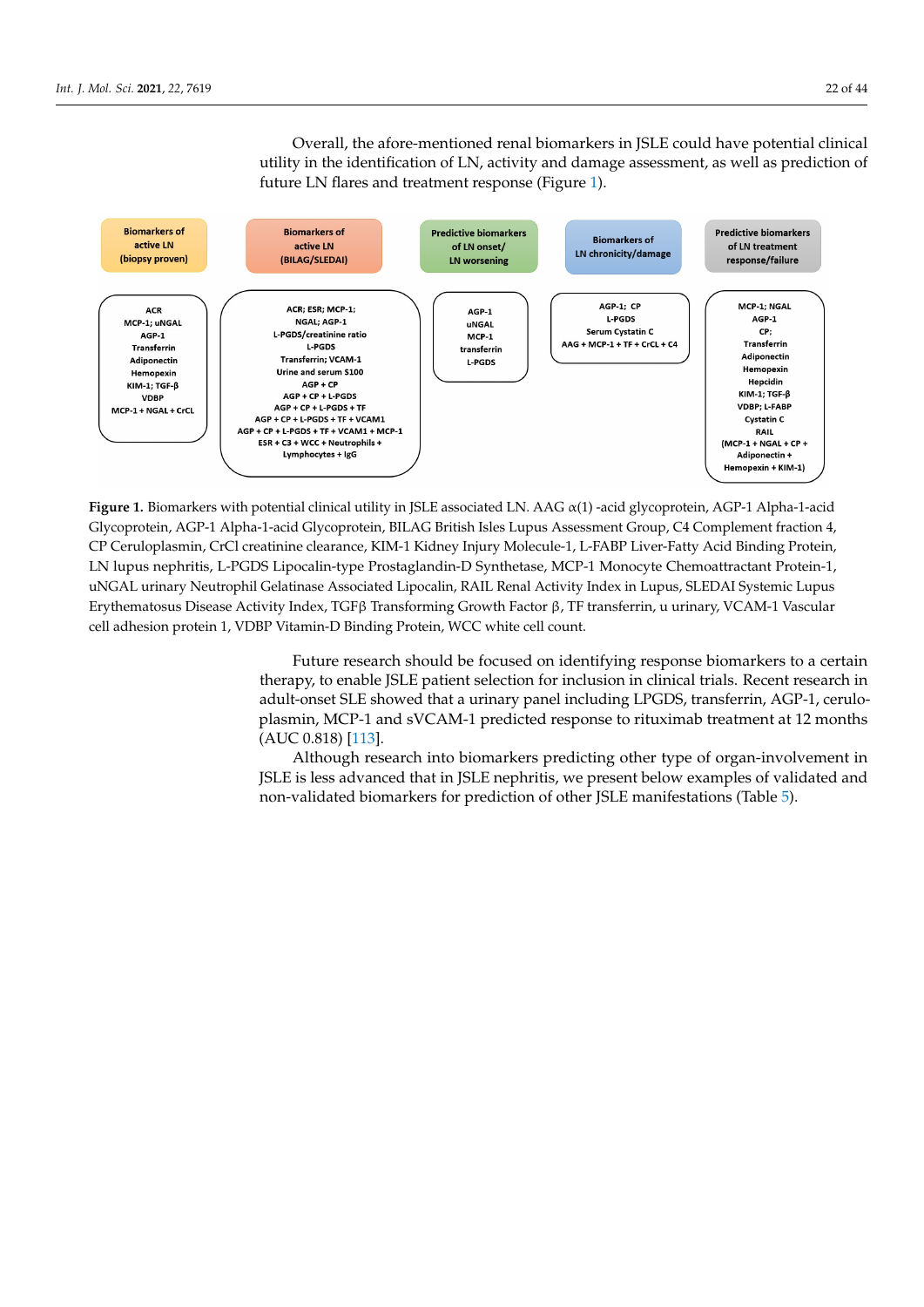Overall, the afore-mentioned renal biomarkers in JSLE could have potential clinical utility in the identification of LN, activity and damage assessment, as well as prediction of future LN flares and treatment response (Figure 1).

| Biomarkers of active LN (biopsy proven) | Biomarkers of active LN (BILAG/SLEDAI) | Predictive biomarkers of LN onset/ LN worsening | Biomarkers of LN chronicity/damage | Predictive biomarkers of LN treatment response/failure |
|---|---|---|---|---|
| ACR | ACR; ESR; MCP-1; | AGP-1 | AGP-1; CP | MCP-1; NGAL |
| MCP-1; uNGAL | NGAL; AGP-1 | uNGAL | L-PGDS | AGP-1 |
| AGP-1 | L-PGDS/creatinine ratio | MCP-1 | Serum Cystatin C | CP; |
| Transferrin | L-PGDS | transferrin | AAG + MCP-1 + TF + CrCL + C4 | Transferrin |
| Adiponectin | Transferrin; VCAM-1 | L-PGDS | | Adiponectin |
| Hemopexin | Urine and serum S100 | | | Hemopexin |
| KIM-1; TGF-β | AGP + CP | | | Hepcidin |
| VDBP | AGP + CP + L-PGDS | | | KIM-1; TGF-β |
| MCP-1 + NGAL + CrCL | AGP + CP + L-PGDS + TF | | | VDBP; L-FABP |
| | AGP + CP + L-PGDS + TF + VCAM1 | | | Cystatin C |
| | AGP + CP + L-PGDS + TF + VCAM1 + MCP-1 | | | RAIL |
| | ESR + C3 + WCC + Neutrophils + Lymphocytes + IgG | | | (MCP-1 + NGAL + CP + Adiponectin + Hemopexin + KIM-1) |

**Figure 1.** Biomarkers with potential clinical utility in JSLE associated LN. AAG α(1) -acid glycoprotein, AGP-1 Alpha-1-acid Glycoprotein, AGP-1 Alpha-1-acid Glycoprotein, BILAG British Isles Lupus Assessment Group, C4 Complement fraction 4, CP Ceruloplasmin, CrCl creatinine clearance, KIM-1 Kidney Injury Molecule-1, L-FABP Liver-Fatty Acid Binding Protein, LN lupus nephritis, L-PGDS Lipocalin-type Prostaglandin-D Synthetase, MCP-1 Monocyte Chemoattractant Protein-1, uNGAL urinary Neutrophil Gelatinase Associated Lipocalin, RAIL Renal Activity Index in Lupus, SLEDAI Systemic Lupus Erythematosus Disease Activity Index, TGFβ Transforming Growth Factor β, TF transferrin, u urinary, VCAM-1 Vascular cell adhesion protein 1, VDBP Vitamin-D Binding Protein, WCC white cell count.

Future research should be focused on identifying response biomarkers to a certain therapy, to enable JSLE patient selection for inclusion in clinical trials. Recent research in adult-onset SLE showed that a urinary panel including LPGDS, transferrin, AGP-1, ceruloplasmin, MCP-1 and sVCAM-1 predicted response to rituximab treatment at 12 months (AUC 0.818) [113].

Although research into biomarkers predicting other type of organ-involvement in JSLE is less advanced that in JSLE nephritis, we present below examples of validated and non-validated biomarkers for prediction of other JSLE manifestations (Table 5).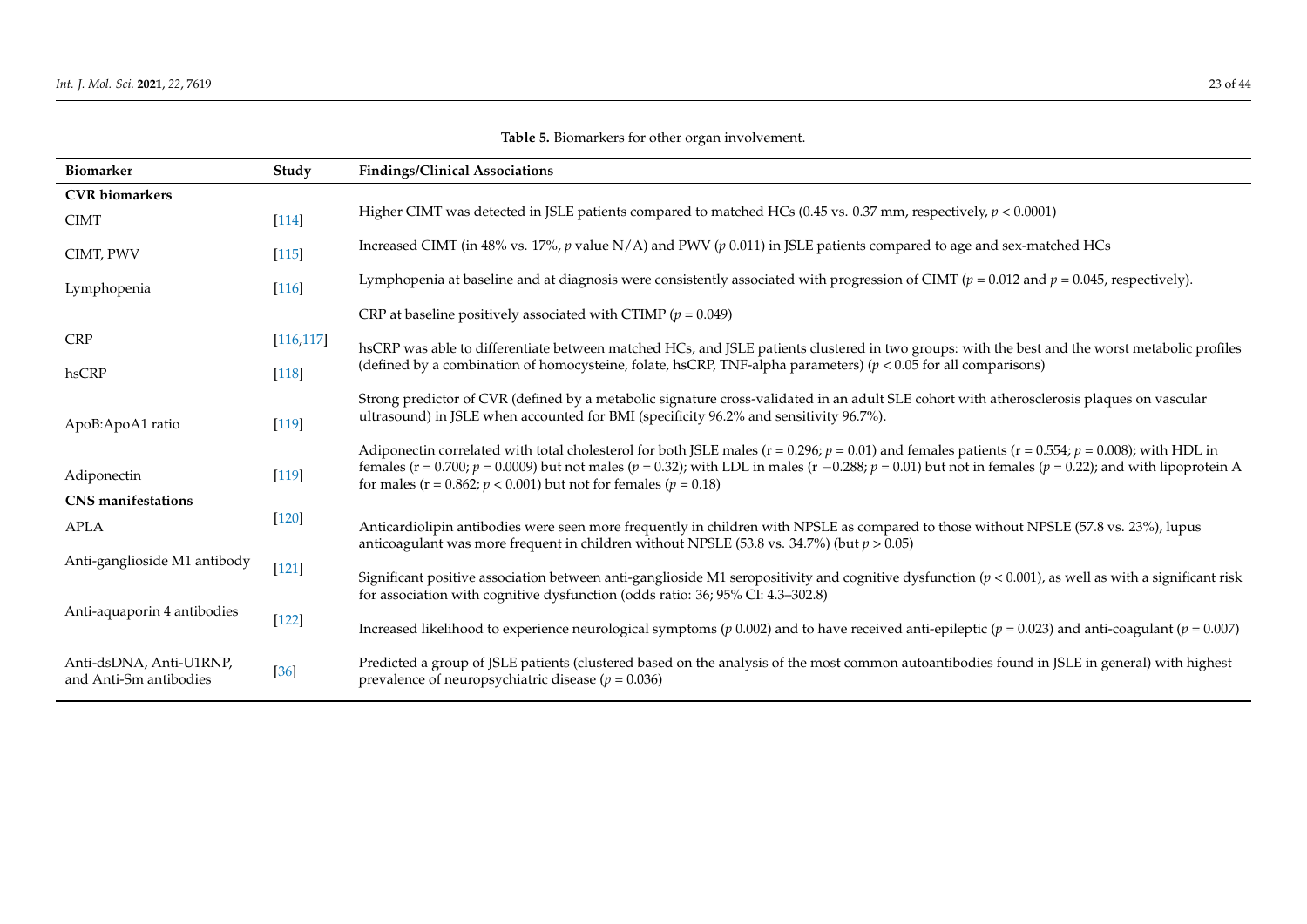**Table 5.** Biomarkers for other organ involvement.

| Biomarker | Study | Findings/Clinical Associations |
| --- | --- | --- |
| **CVR biomarkers** | | |
| CIMT | [114] | Higher CIMT was detected in JSLE patients compared to matched HCs (0.45 vs. 0.37 mm, respectively, $p < 0.0001$) |
| CIMT, PWV | [115] | Increased CIMT (in 48% vs. 17%, $p$ value N/A) and PWV ($p$ 0.011) in JSLE patients compared to age and sex-matched HCs |
| Lymphopenia | [116] | Lymphopenia at baseline and at diagnosis were consistently associated with progression of CIMT ($p = 0.012$ and $p = 0.045$, respectively). |
| CRP | [116,117] | CRP at baseline positively associated with CTIMP ($p = 0.049$) |
| hsCRP | [118] | hsCRP was able to differentiate between matched HCs, and JSLE patients clustered in two groups: with the best and the worst metabolic profiles (defined by a combination of homocysteine, folate, hsCRP, TNF-alpha parameters) ($p < 0.05$ for all comparisons) |
| ApoB:ApoA1 ratio | [119] | Strong predictor of CVR (defined by a metabolic signature cross-validated in an adult SLE cohort with atherosclerosis plaques on vascular ultrasound) in JSLE when accounted for BMI (specificity 96.2% and sensitivity 96.7%). |
| Adiponectin | [119] | Adiponectin correlated with total cholesterol for both JSLE males ($r = 0.296$; $p = 0.01$) and females patients ($r = 0.554$; $p = 0.008$); with HDL in females ($r = 0.700$; $p = 0.0009$) but not males ($p = 0.32$); with LDL in males ($r -0.288$; $p = 0.01$) but not in females ($p = 0.22$); and with lipoprotein A for males ($r = 0.862$; $p < 0.001$) but not for females ($p = 0.18$) |
| **CNS manifestations** | | |
| APLA | [120] | Anticardiolipin antibodies were seen more frequently in children with NPSLE as compared to those without NPSLE (57.8 vs. 23%), lupus anticoagulant was more frequent in children without NPSLE (53.8 vs. 34.7%) (but $p > 0.05$) |
| Anti-ganglioside M1 antibody | [121] | Significant positive association between anti-ganglioside M1 seropositivity and cognitive dysfunction ($p < 0.001$), as well as with a significant risk for association with cognitive dysfunction (odds ratio: 36; 95% CI: 4.3–302.8) |
| Anti-aquaporin 4 antibodies | [122] | Increased likelihood to experience neurological symptoms ($p$ 0.002) and to have received anti-epileptic ($p = 0.023$) and anti-coagulant ($p = 0.007$) |
| Anti-dsDNA, Anti-U1RNP, and Anti-Sm antibodies | [36] | Predicted a group of JSLE patients (clustered based on the analysis of the most common autoantibodies found in JSLE in general) with highest prevalence of neuropsychiatric disease ($p = 0.036$) |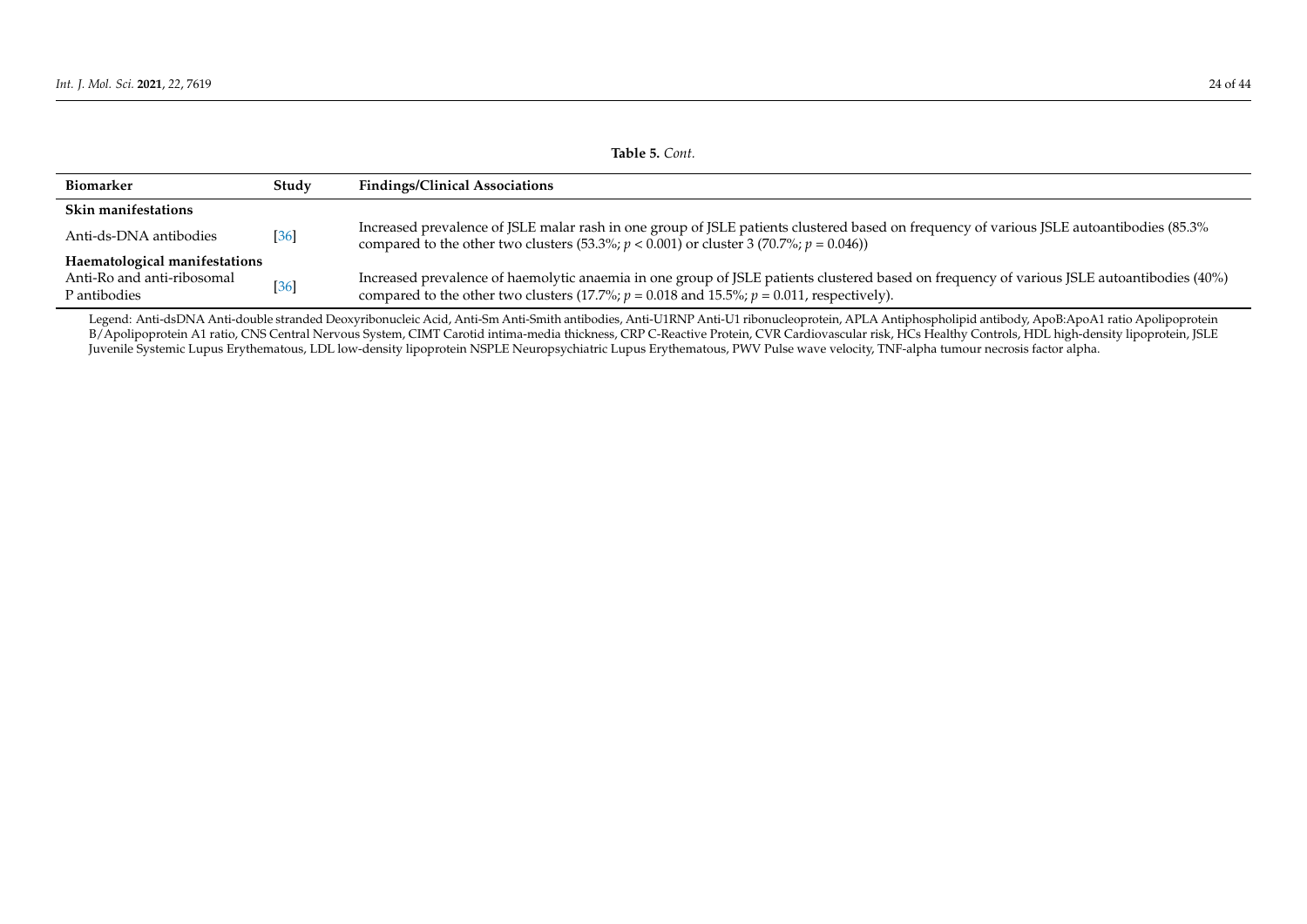**Table 5.** *Cont.*

| Biomarker | Study | Findings/Clinical Associations |
|---|---|---|
| **Skin manifestations** | | |
| Anti-ds-DNA antibodies | [36] | Increased prevalence of JSLE malar rash in one group of JSLE patients clustered based on frequency of various JSLE autoantibodies (85.3% compared to the other two clusters (53.3%; $p < 0.001$) or cluster 3 (70.7%; $p = 0.046$)) |
| **Haematological manifestations** | | |
| Anti-Ro and anti-ribosomal P antibodies | [36] | Increased prevalence of haemolytic anaemia in one group of JSLE patients clustered based on frequency of various JSLE autoantibodies (40%) compared to the other two clusters (17.7%; $p = 0.018$ and 15.5%; $p = 0.011$, respectively). |

Legend: Anti-dsDNA Anti-double stranded Deoxyribonucleic Acid, Anti-Sm Anti-Smith antibodies, Anti-U1RNP Anti-U1 ribonucleoprotein, APLA Antiphospholipid antibody, ApoB:ApoA1 ratio Apolipoprotein B/Apolipoprotein A1 ratio, CNS Central Nervous System, CIMT Carotid intima-media thickness, CRP C-Reactive Protein, CVR Cardiovascular risk, HCs Healthy Controls, HDL high-density lipoprotein, JSLE Juvenile Systemic Lupus Erythematous, LDL low-density lipoprotein NSPLE Neuropsychiatric Lupus Erythematous, PWV Pulse wave velocity, TNF-alpha tumour necrosis factor alpha.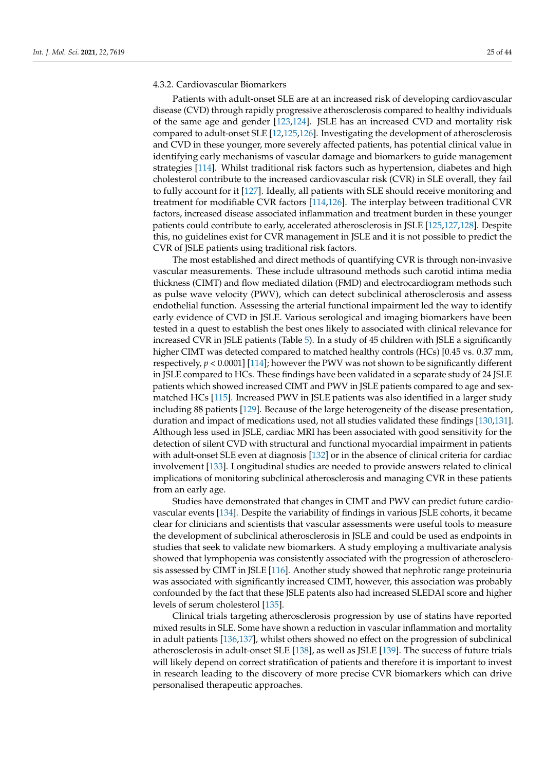#### 4.3.2. Cardiovascular Biomarkers

Patients with adult-onset SLE are at an increased risk of developing cardiovascular disease (CVD) through rapidly progressive atherosclerosis compared to healthy individuals of the same age and gender [123,124]. JSLE has an increased CVD and mortality risk compared to adult-onset SLE [12,125,126]. Investigating the development of atherosclerosis and CVD in these younger, more severely affected patients, has potential clinical value in identifying early mechanisms of vascular damage and biomarkers to guide management strategies [114]. Whilst traditional risk factors such as hypertension, diabetes and high cholesterol contribute to the increased cardiovascular risk (CVR) in SLE overall, they fail to fully account for it [127]. Ideally, all patients with SLE should receive monitoring and treatment for modifiable CVR factors [114,126]. The interplay between traditional CVR factors, increased disease associated inflammation and treatment burden in these younger patients could contribute to early, accelerated atherosclerosis in JSLE [125,127,128]. Despite this, no guidelines exist for CVR management in JSLE and it is not possible to predict the CVR of JSLE patients using traditional risk factors.

The most established and direct methods of quantifying CVR is through non-invasive vascular measurements. These include ultrasound methods such carotid intima media thickness (CIMT) and flow mediated dilation (FMD) and electrocardiogram methods such as pulse wave velocity (PWV), which can detect subclinical atherosclerosis and assess endothelial function. Assessing the arterial functional impairment led the way to identify early evidence of CVD in JSLE. Various serological and imaging biomarkers have been tested in a quest to establish the best ones likely to associated with clinical relevance for increased CVR in JSLE patients (Table 5). In a study of 45 children with JSLE a significantly higher CIMT was detected compared to matched healthy controls (HCs) [0.45 vs. 0.37 mm, respectively, $p < 0.0001$] [114]; however the PWV was not shown to be significantly different in JSLE compared to HCs. These findings have been validated in a separate study of 24 JSLE patients which showed increased CIMT and PWV in JSLE patients compared to age and sex-matched HCs [115]. Increased PWV in JSLE patients was also identified in a larger study including 88 patients [129]. Because of the large heterogeneity of the disease presentation, duration and impact of medications used, not all studies validated these findings [130,131]. Although less used in JSLE, cardiac MRI has been associated with good sensitivity for the detection of silent CVD with structural and functional myocardial impairment in patients with adult-onset SLE even at diagnosis [132] or in the absence of clinical criteria for cardiac involvement [133]. Longitudinal studies are needed to provide answers related to clinical implications of monitoring subclinical atherosclerosis and managing CVR in these patients from an early age.

Studies have demonstrated that changes in CIMT and PWV can predict future cardiovascular events [134]. Despite the variability of findings in various JSLE cohorts, it became clear for clinicians and scientists that vascular assessments were useful tools to measure the development of subclinical atherosclerosis in JSLE and could be used as endpoints in studies that seek to validate new biomarkers. A study employing a multivariate analysis showed that lymphopenia was consistently associated with the progression of atherosclerosis assessed by CIMT in JSLE [116]. Another study showed that nephrotic range proteinuria was associated with significantly increased CIMT, however, this association was probably confounded by the fact that these JSLE patents also had increased SLEDAI score and higher levels of serum cholesterol [135].

Clinical trials targeting atherosclerosis progression by use of statins have reported mixed results in SLE. Some have shown a reduction in vascular inflammation and mortality in adult patients [136,137], whilst others showed no effect on the progression of subclinical atherosclerosis in adult-onset SLE [138], as well as JSLE [139]. The success of future trials will likely depend on correct stratification of patients and therefore it is important to invest in research leading to the discovery of more precise CVR biomarkers which can drive personalised therapeutic approaches.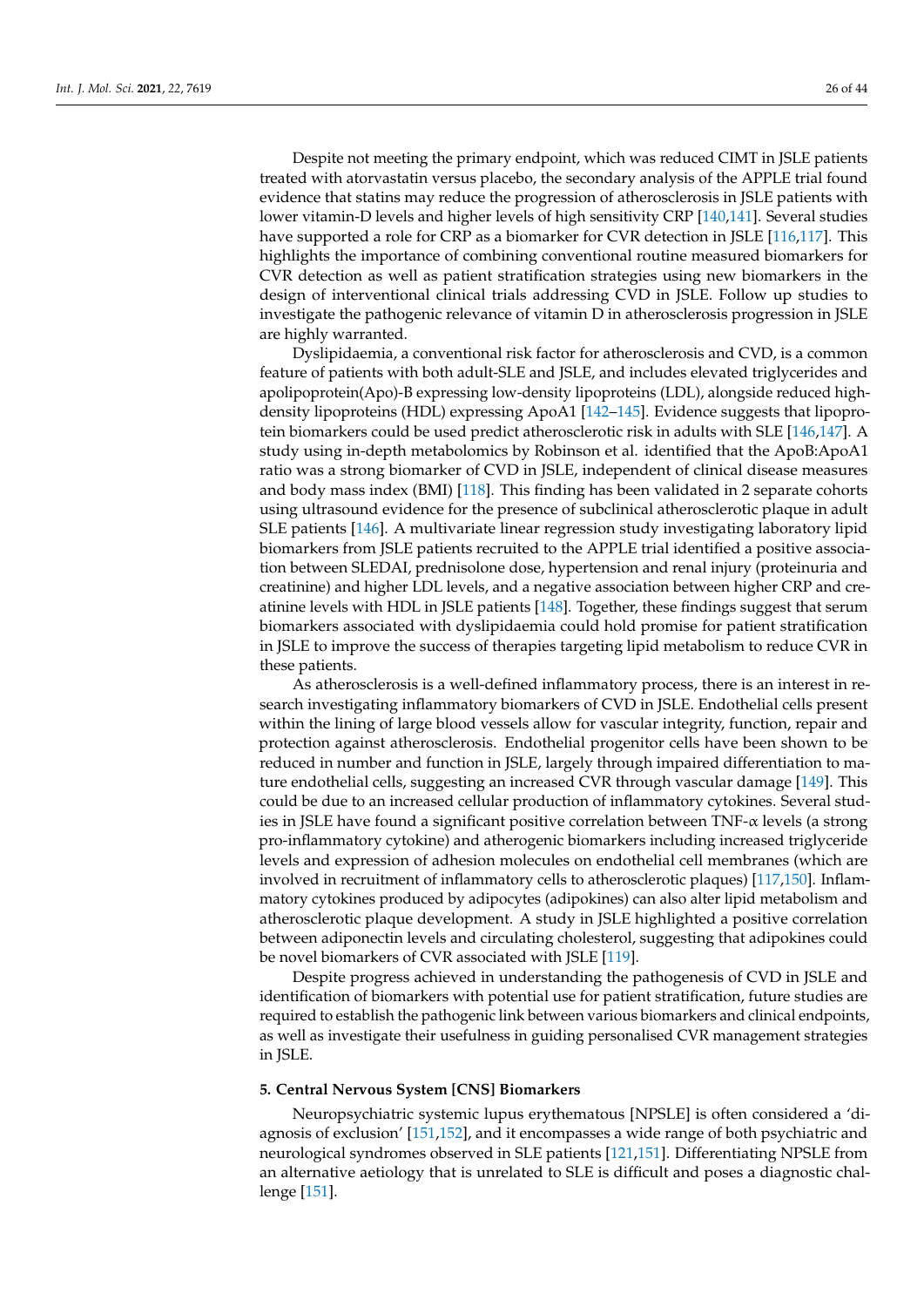Despite not meeting the primary endpoint, which was reduced CIMT in JSLE patients treated with atorvastatin versus placebo, the secondary analysis of the APPLE trial found evidence that statins may reduce the progression of atherosclerosis in JSLE patients with lower vitamin-D levels and higher levels of high sensitivity CRP [140,141]. Several studies have supported a role for CRP as a biomarker for CVR detection in JSLE [116,117]. This highlights the importance of combining conventional routine measured biomarkers for CVR detection as well as patient stratification strategies using new biomarkers in the design of interventional clinical trials addressing CVD in JSLE. Follow up studies to investigate the pathogenic relevance of vitamin D in atherosclerosis progression in JSLE are highly warranted.

Dyslipidaemia, a conventional risk factor for atherosclerosis and CVD, is a common feature of patients with both adult-SLE and JSLE, and includes elevated triglycerides and apolipoprotein(Apo)-B expressing low-density lipoproteins (LDL), alongside reduced high-density lipoproteins (HDL) expressing ApoA1 [142–145]. Evidence suggests that lipoprotein biomarkers could be used predict atherosclerotic risk in adults with SLE [146,147]. A study using in-depth metabolomics by Robinson et al. identified that the ApoB:ApoA1 ratio was a strong biomarker of CVD in JSLE, independent of clinical disease measures and body mass index (BMI) [118]. This finding has been validated in 2 separate cohorts using ultrasound evidence for the presence of subclinical atherosclerotic plaque in adult SLE patients [146]. A multivariate linear regression study investigating laboratory lipid biomarkers from JSLE patients recruited to the APPLE trial identified a positive association between SLEDAI, prednisolone dose, hypertension and renal injury (proteinuria and creatinine) and higher LDL levels, and a negative association between higher CRP and creatinine levels with HDL in JSLE patients [148]. Together, these findings suggest that serum biomarkers associated with dyslipidaemia could hold promise for patient stratification in JSLE to improve the success of therapies targeting lipid metabolism to reduce CVR in these patients.

As atherosclerosis is a well-defined inflammatory process, there is an interest in research investigating inflammatory biomarkers of CVD in JSLE. Endothelial cells present within the lining of large blood vessels allow for vascular integrity, function, repair and protection against atherosclerosis. Endothelial progenitor cells have been shown to be reduced in number and function in JSLE, largely through impaired differentiation to mature endothelial cells, suggesting an increased CVR through vascular damage [149]. This could be due to an increased cellular production of inflammatory cytokines. Several studies in JSLE have found a significant positive correlation between TNF-$\alpha$ levels (a strong pro-inflammatory cytokine) and atherogenic biomarkers including increased triglyceride levels and expression of adhesion molecules on endothelial cell membranes (which are involved in recruitment of inflammatory cells to atherosclerotic plaques) [117,150]. Inflammatory cytokines produced by adipocytes (adipokines) can also alter lipid metabolism and atherosclerotic plaque development. A study in JSLE highlighted a positive correlation between adiponectin levels and circulating cholesterol, suggesting that adipokines could be novel biomarkers of CVR associated with JSLE [119].

Despite progress achieved in understanding the pathogenesis of CVD in JSLE and identification of biomarkers with potential use for patient stratification, future studies are required to establish the pathogenic link between various biomarkers and clinical endpoints, as well as investigate their usefulness in guiding personalised CVR management strategies in JSLE.

## 5. Central Nervous System [CNS] Biomarkers

Neuropsychiatric systemic lupus erythematous [NPSLE] is often considered a 'diagnosis of exclusion' [151,152], and it encompasses a wide range of both psychiatric and neurological syndromes observed in SLE patients [121,151]. Differentiating NPSLE from an alternative aetiology that is unrelated to SLE is difficult and poses a diagnostic challenge [151].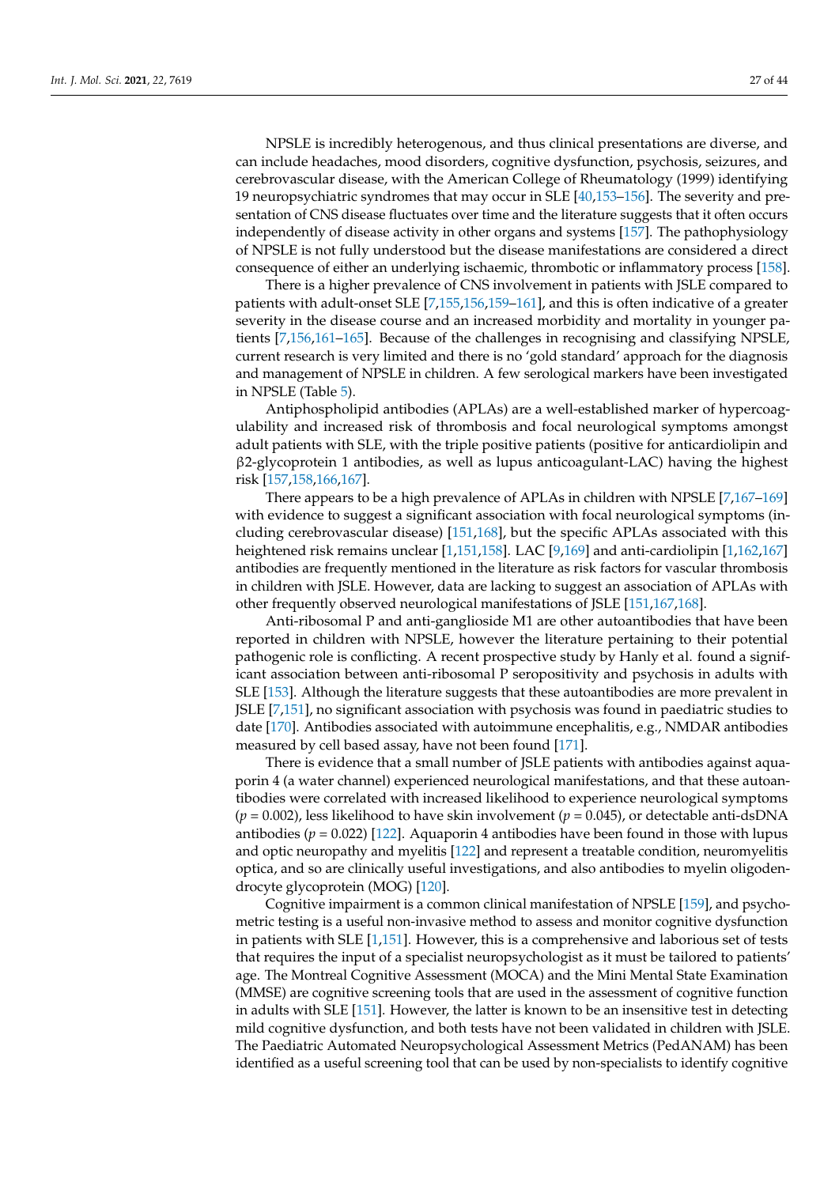NPSLE is incredibly heterogenous, and thus clinical presentations are diverse, and can include headaches, mood disorders, cognitive dysfunction, psychosis, seizures, and cerebrovascular disease, with the American College of Rheumatology (1999) identifying 19 neuropsychiatric syndromes that may occur in SLE [40,153–156]. The severity and presentation of CNS disease fluctuates over time and the literature suggests that it often occurs independently of disease activity in other organs and systems [157]. The pathophysiology of NPSLE is not fully understood but the disease manifestations are considered a direct consequence of either an underlying ischaemic, thrombotic or inflammatory process [158].

There is a higher prevalence of CNS involvement in patients with JSLE compared to patients with adult-onset SLE [7,155,156,159–161], and this is often indicative of a greater severity in the disease course and an increased morbidity and mortality in younger patients [7,156,161–165]. Because of the challenges in recognising and classifying NPSLE, current research is very limited and there is no 'gold standard' approach for the diagnosis and management of NPSLE in children. A few serological markers have been investigated in NPSLE (Table 5).

Antiphospholipid antibodies (APLAs) are a well-established marker of hypercoagulability and increased risk of thrombosis and focal neurological symptoms amongst adult patients with SLE, with the triple positive patients (positive for anticardiolipin and β2-glycoprotein 1 antibodies, as well as lupus anticoagulant-LAC) having the highest risk [157,158,166,167].

There appears to be a high prevalence of APLAs in children with NPSLE [7,167–169] with evidence to suggest a significant association with focal neurological symptoms (including cerebrovascular disease) [151,168], but the specific APLAs associated with this heightened risk remains unclear [1,151,158]. LAC [9,169] and anti-cardiolipin [1,162,167] antibodies are frequently mentioned in the literature as risk factors for vascular thrombosis in children with JSLE. However, data are lacking to suggest an association of APLAs with other frequently observed neurological manifestations of JSLE [151,167,168].

Anti-ribosomal P and anti-ganglioside M1 are other autoantibodies that have been reported in children with NPSLE, however the literature pertaining to their potential pathogenic role is conflicting. A recent prospective study by Hanly et al. found a significant association between anti-ribosomal P seropositivity and psychosis in adults with SLE [153]. Although the literature suggests that these autoantibodies are more prevalent in JSLE [7,151], no significant association with psychosis was found in paediatric studies to date [170]. Antibodies associated with autoimmune encephalitis, e.g., NMDAR antibodies measured by cell based assay, have not been found [171].

There is evidence that a small number of JSLE patients with antibodies against aquaporin 4 (a water channel) experienced neurological manifestations, and that these autoantibodies were correlated with increased likelihood to experience neurological symptoms ($p = 0.002$), less likelihood to have skin involvement ($p = 0.045$), or detectable anti-dsDNA antibodies ($p = 0.022$) [122]. Aquaporin 4 antibodies have been found in those with lupus and optic neuropathy and myelitis [122] and represent a treatable condition, neuromyelitis optica, and so are clinically useful investigations, and also antibodies to myelin oligodendrocyte glycoprotein (MOG) [120].

Cognitive impairment is a common clinical manifestation of NPSLE [159], and psychometric testing is a useful non-invasive method to assess and monitor cognitive dysfunction in patients with SLE [1,151]. However, this is a comprehensive and laborious set of tests that requires the input of a specialist neuropsychologist as it must be tailored to patients' age. The Montreal Cognitive Assessment (MOCA) and the Mini Mental State Examination (MMSE) are cognitive screening tools that are used in the assessment of cognitive function in adults with SLE [151]. However, the latter is known to be an insensitive test in detecting mild cognitive dysfunction, and both tests have not been validated in children with JSLE. The Paediatric Automated Neuropsychological Assessment Metrics (PedANAM) has been identified as a useful screening tool that can be used by non-specialists to identify cognitive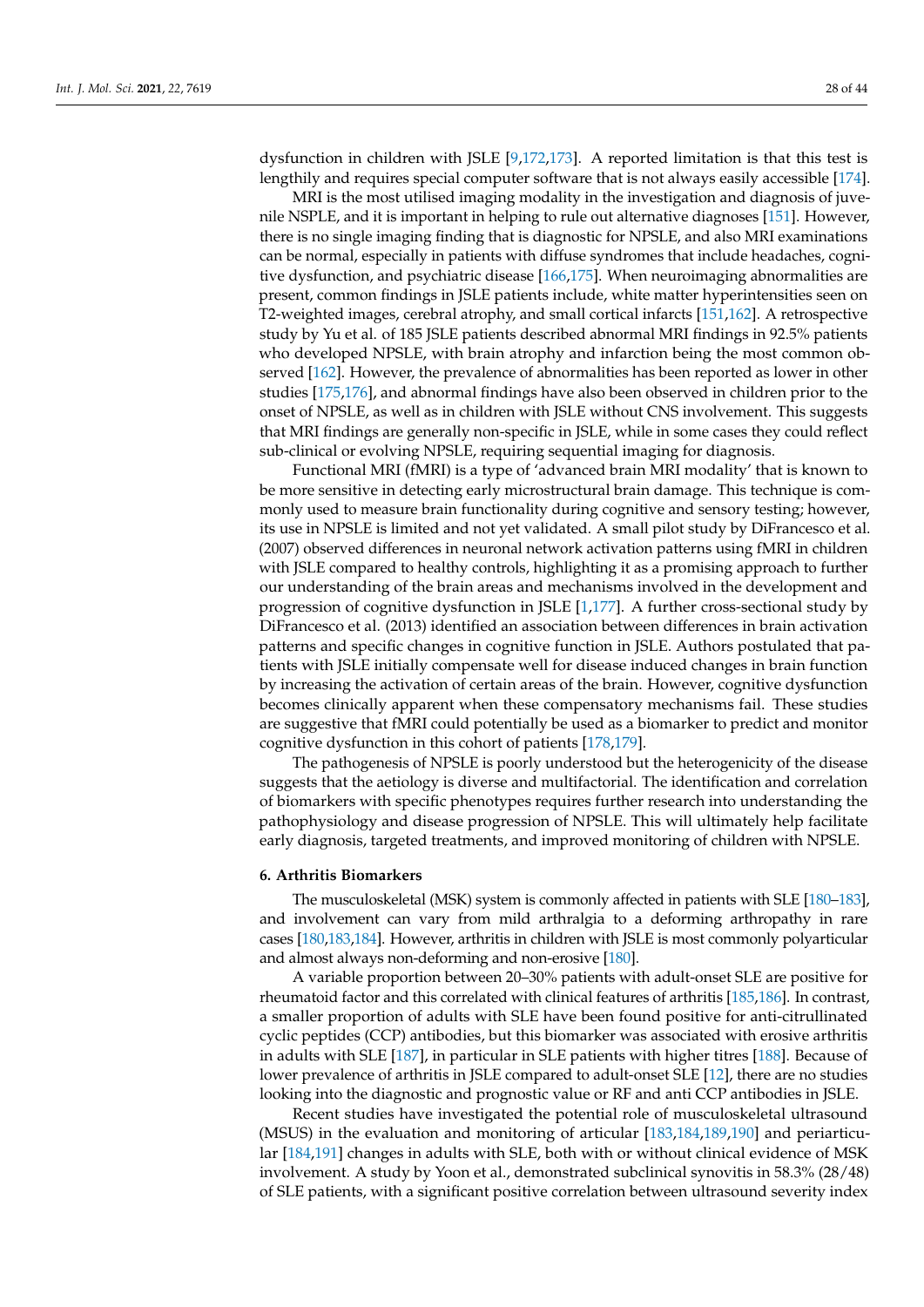dysfunction in children with JSLE [9,172,173]. A reported limitation is that this test is lengthily and requires special computer software that is not always easily accessible [174].

MRI is the most utilised imaging modality in the investigation and diagnosis of juvenile NSPLE, and it is important in helping to rule out alternative diagnoses [151]. However, there is no single imaging finding that is diagnostic for NPSLE, and also MRI examinations can be normal, especially in patients with diffuse syndromes that include headaches, cognitive dysfunction, and psychiatric disease [166,175]. When neuroimaging abnormalities are present, common findings in JSLE patients include, white matter hyperintensities seen on T2-weighted images, cerebral atrophy, and small cortical infarcts [151,162]. A retrospective study by Yu et al. of 185 JSLE patients described abnormal MRI findings in 92.5% patients who developed NPSLE, with brain atrophy and infarction being the most common observed [162]. However, the prevalence of abnormalities has been reported as lower in other studies [175,176], and abnormal findings have also been observed in children prior to the onset of NPSLE, as well as in children with JSLE without CNS involvement. This suggests that MRI findings are generally non-specific in JSLE, while in some cases they could reflect sub-clinical or evolving NPSLE, requiring sequential imaging for diagnosis.

Functional MRI (fMRI) is a type of 'advanced brain MRI modality' that is known to be more sensitive in detecting early microstructural brain damage. This technique is commonly used to measure brain functionality during cognitive and sensory testing; however, its use in NPSLE is limited and not yet validated. A small pilot study by DiFrancesco et al. (2007) observed differences in neuronal network activation patterns using fMRI in children with JSLE compared to healthy controls, highlighting it as a promising approach to further our understanding of the brain areas and mechanisms involved in the development and progression of cognitive dysfunction in JSLE [1,177]. A further cross-sectional study by DiFrancesco et al. (2013) identified an association between differences in brain activation patterns and specific changes in cognitive function in JSLE. Authors postulated that patients with JSLE initially compensate well for disease induced changes in brain function by increasing the activation of certain areas of the brain. However, cognitive dysfunction becomes clinically apparent when these compensatory mechanisms fail. These studies are suggestive that fMRI could potentially be used as a biomarker to predict and monitor cognitive dysfunction in this cohort of patients [178,179].

The pathogenesis of NPSLE is poorly understood but the heterogenicity of the disease suggests that the aetiology is diverse and multifactorial. The identification and correlation of biomarkers with specific phenotypes requires further research into understanding the pathophysiology and disease progression of NPSLE. This will ultimately help facilitate early diagnosis, targeted treatments, and improved monitoring of children with NPSLE.

## 6. Arthritis Biomarkers

The musculoskeletal (MSK) system is commonly affected in patients with SLE [180–183], and involvement can vary from mild arthralgia to a deforming arthropathy in rare cases [180,183,184]. However, arthritis in children with JSLE is most commonly polyarticular and almost always non-deforming and non-erosive [180].

A variable proportion between 20–30% patients with adult-onset SLE are positive for rheumatoid factor and this correlated with clinical features of arthritis [185,186]. In contrast, a smaller proportion of adults with SLE have been found positive for anti-citrullinated cyclic peptides (CCP) antibodies, but this biomarker was associated with erosive arthritis in adults with SLE [187], in particular in SLE patients with higher titres [188]. Because of lower prevalence of arthritis in JSLE compared to adult-onset SLE [12], there are no studies looking into the diagnostic and prognostic value or RF and anti CCP antibodies in JSLE.

Recent studies have investigated the potential role of musculoskeletal ultrasound (MSUS) in the evaluation and monitoring of articular [183,184,189,190] and periarticular [184,191] changes in adults with SLE, both with or without clinical evidence of MSK involvement. A study by Yoon et al., demonstrated subclinical synovitis in 58.3% (28/48) of SLE patients, with a significant positive correlation between ultrasound severity index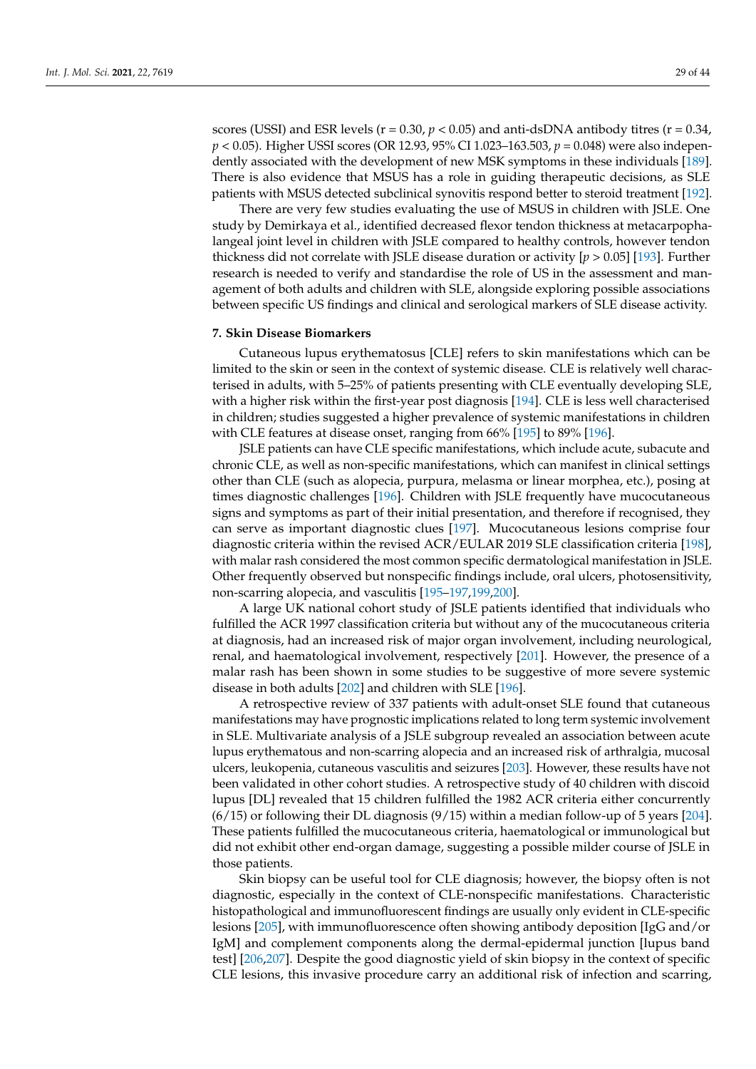scores (USSI) and ESR levels (r = 0.30, $p < 0.05$) and anti-dsDNA antibody titres (r = 0.34, $p < 0.05$). Higher USSI scores (OR 12.93, 95% CI 1.023–163.503, $p = 0.048$) were also independently associated with the development of new MSK symptoms in these individuals [189]. There is also evidence that MSUS has a role in guiding therapeutic decisions, as SLE patients with MSUS detected subclinical synovitis respond better to steroid treatment [192].

There are very few studies evaluating the use of MSUS in children with JSLE. One study by Demirkaya et al., identified decreased flexor tendon thickness at metacarpophalangeal joint level in children with JSLE compared to healthy controls, however tendon thickness did not correlate with JSLE disease duration or activity [$p > 0.05$] [193]. Further research is needed to verify and standardise the role of US in the assessment and management of both adults and children with SLE, alongside exploring possible associations between specific US findings and clinical and serological markers of SLE disease activity.

## 7. Skin Disease Biomarkers

Cutaneous lupus erythematosus [CLE] refers to skin manifestations which can be limited to the skin or seen in the context of systemic disease. CLE is relatively well characterised in adults, with 5–25% of patients presenting with CLE eventually developing SLE, with a higher risk within the first-year post diagnosis [194]. CLE is less well characterised in children; studies suggested a higher prevalence of systemic manifestations in children with CLE features at disease onset, ranging from 66% [195] to 89% [196].

JSLE patients can have CLE specific manifestations, which include acute, subacute and chronic CLE, as well as non-specific manifestations, which can manifest in clinical settings other than CLE (such as alopecia, purpura, melasma or linear morphea, etc.), posing at times diagnostic challenges [196]. Children with JSLE frequently have mucocutaneous signs and symptoms as part of their initial presentation, and therefore if recognised, they can serve as important diagnostic clues [197]. Mucocutaneous lesions comprise four diagnostic criteria within the revised ACR/EULAR 2019 SLE classification criteria [198], with malar rash considered the most common specific dermatological manifestation in JSLE. Other frequently observed but nonspecific findings include, oral ulcers, photosensitivity, non-scarring alopecia, and vasculitis [195–197,199,200].

A large UK national cohort study of JSLE patients identified that individuals who fulfilled the ACR 1997 classification criteria but without any of the mucocutaneous criteria at diagnosis, had an increased risk of major organ involvement, including neurological, renal, and haematological involvement, respectively [201]. However, the presence of a malar rash has been shown in some studies to be suggestive of more severe systemic disease in both adults [202] and children with SLE [196].

A retrospective review of 337 patients with adult-onset SLE found that cutaneous manifestations may have prognostic implications related to long term systemic involvement in SLE. Multivariate analysis of a JSLE subgroup revealed an association between acute lupus erythematous and non-scarring alopecia and an increased risk of arthralgia, mucosal ulcers, leukopenia, cutaneous vasculitis and seizures [203]. However, these results have not been validated in other cohort studies. A retrospective study of 40 children with discoid lupus [DL] revealed that 15 children fulfilled the 1982 ACR criteria either concurrently (6/15) or following their DL diagnosis (9/15) within a median follow-up of 5 years [204]. These patients fulfilled the mucocutaneous criteria, haematological or immunological but did not exhibit other end-organ damage, suggesting a possible milder course of JSLE in those patients.

Skin biopsy can be useful tool for CLE diagnosis; however, the biopsy often is not diagnostic, especially in the context of CLE-nonspecific manifestations. Characteristic histopathological and immunofluorescent findings are usually only evident in CLE-specific lesions [205], with immunofluorescence often showing antibody deposition [IgG and/or IgM] and complement components along the dermal-epidermal junction [lupus band test] [206,207]. Despite the good diagnostic yield of skin biopsy in the context of specific CLE lesions, this invasive procedure carry an additional risk of infection and scarring,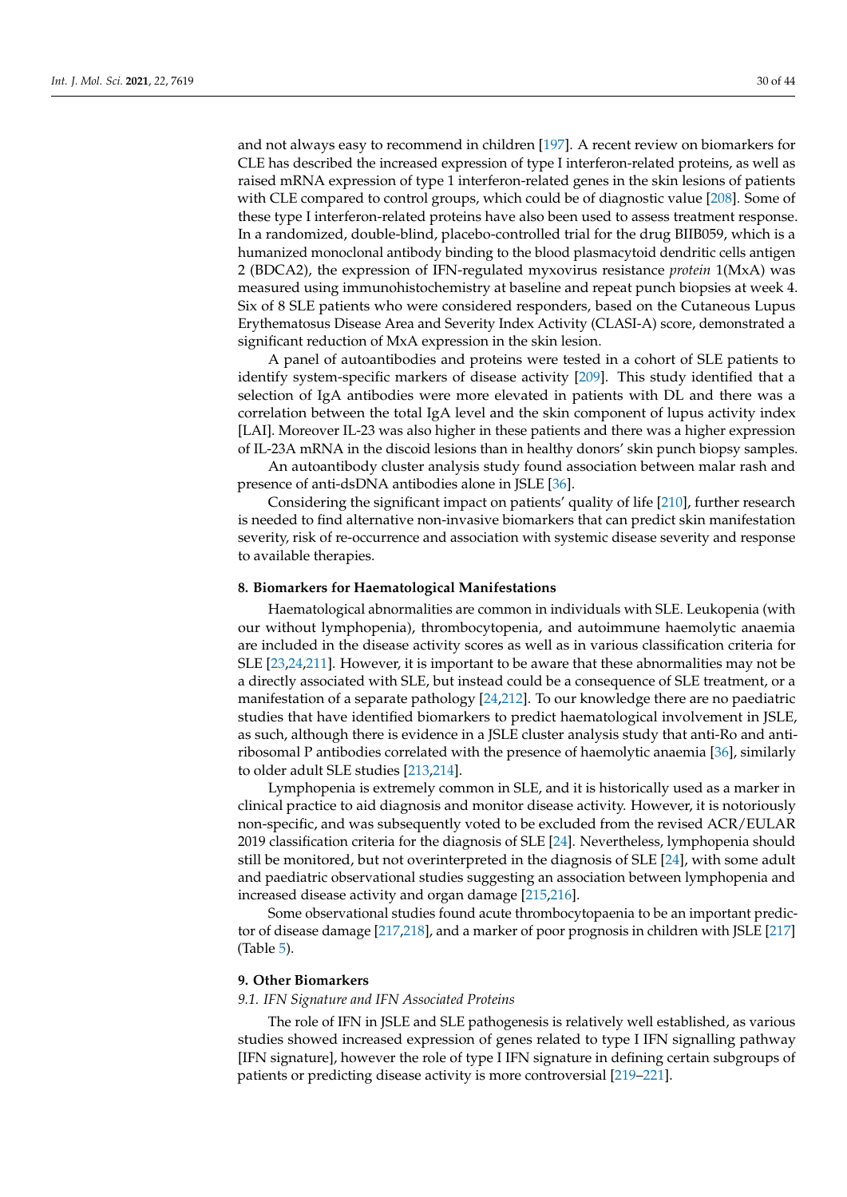and not always easy to recommend in children [197]. A recent review on biomarkers for CLE has described the increased expression of type I interferon-related proteins, as well as raised mRNA expression of type 1 interferon-related genes in the skin lesions of patients with CLE compared to control groups, which could be of diagnostic value [208]. Some of these type I interferon-related proteins have also been used to assess treatment response. In a randomized, double-blind, placebo-controlled trial for the drug BIIB059, which is a humanized monoclonal antibody binding to the blood plasmacytoid dendritic cells antigen 2 (BDCA2), the expression of IFN-regulated myxovirus resistance *protein* 1(MxA) was measured using immunohistochemistry at baseline and repeat punch biopsies at week 4. Six of 8 SLE patients who were considered responders, based on the Cutaneous Lupus Erythematosus Disease Area and Severity Index Activity (CLASI-A) score, demonstrated a significant reduction of MxA expression in the skin lesion.

A panel of autoantibodies and proteins were tested in a cohort of SLE patients to identify system-specific markers of disease activity [209]. This study identified that a selection of IgA antibodies were more elevated in patients with DL and there was a correlation between the total IgA level and the skin component of lupus activity index [LAI]. Moreover IL-23 was also higher in these patients and there was a higher expression of IL-23A mRNA in the discoid lesions than in healthy donors' skin punch biopsy samples.

An autoantibody cluster analysis study found association between malar rash and presence of anti-dsDNA antibodies alone in JSLE [36].

Considering the significant impact on patients' quality of life [210], further research is needed to find alternative non-invasive biomarkers that can predict skin manifestation severity, risk of re-occurrence and association with systemic disease severity and response to available therapies.

## 8. Biomarkers for Haematological Manifestations

Haematological abnormalities are common in individuals with SLE. Leukopenia (with our without lymphopenia), thrombocytopenia, and autoimmune haemolytic anaemia are included in the disease activity scores as well as in various classification criteria for SLE [23,24,211]. However, it is important to be aware that these abnormalities may not be a directly associated with SLE, but instead could be a consequence of SLE treatment, or a manifestation of a separate pathology [24,212]. To our knowledge there are no paediatric studies that have identified biomarkers to predict haematological involvement in JSLE, as such, although there is evidence in a JSLE cluster analysis study that anti-Ro and anti-ribosomal P antibodies correlated with the presence of haemolytic anaemia [36], similarly to older adult SLE studies [213,214].

Lymphopenia is extremely common in SLE, and it is historically used as a marker in clinical practice to aid diagnosis and monitor disease activity. However, it is notoriously non-specific, and was subsequently voted to be excluded from the revised ACR/EULAR 2019 classification criteria for the diagnosis of SLE [24]. Nevertheless, lymphopenia should still be monitored, but not overinterpreted in the diagnosis of SLE [24], with some adult and paediatric observational studies suggesting an association between lymphopenia and increased disease activity and organ damage [215,216].

Some observational studies found acute thrombocytopaenia to be an important predictor of disease damage [217,218], and a marker of poor prognosis in children with JSLE [217] (Table 5).

## 9. Other Biomarkers

### 9.1. IFN Signature and IFN Associated Proteins

The role of IFN in JSLE and SLE pathogenesis is relatively well established, as various studies showed increased expression of genes related to type I IFN signalling pathway [IFN signature], however the role of type I IFN signature in defining certain subgroups of patients or predicting disease activity is more controversial [219–221].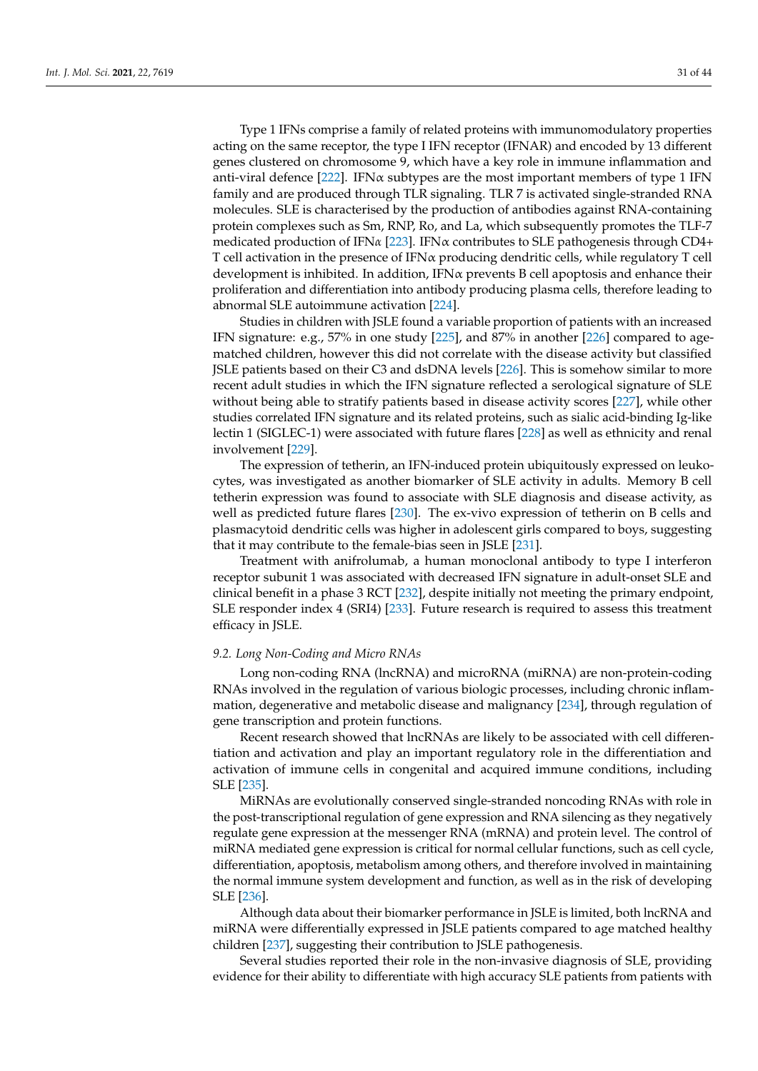Type 1 IFNs comprise a family of related proteins with immunomodulatory properties acting on the same receptor, the type I IFN receptor (IFNAR) and encoded by 13 different genes clustered on chromosome 9, which have a key role in immune inflammation and anti-viral defence [222]. IFNα subtypes are the most important members of type 1 IFN family and are produced through TLR signaling. TLR 7 is activated single-stranded RNA molecules. SLE is characterised by the production of antibodies against RNA-containing protein complexes such as Sm, RNP, Ro, and La, which subsequently promotes the TLF-7 medicated production of IFN*α* [223]. IFNα contributes to SLE pathogenesis through CD4+ T cell activation in the presence of IFNα producing dendritic cells, while regulatory T cell development is inhibited. In addition, IFNα prevents B cell apoptosis and enhance their proliferation and differentiation into antibody producing plasma cells, therefore leading to abnormal SLE autoimmune activation [224].

Studies in children with JSLE found a variable proportion of patients with an increased IFN signature: e.g., 57% in one study [225], and 87% in another [226] compared to age-matched children, however this did not correlate with the disease activity but classified JSLE patients based on their C3 and dsDNA levels [226]. This is somehow similar to more recent adult studies in which the IFN signature reflected a serological signature of SLE without being able to stratify patients based in disease activity scores [227], while other studies correlated IFN signature and its related proteins, such as sialic acid-binding Ig-like lectin 1 (SIGLEC-1) were associated with future flares [228] as well as ethnicity and renal involvement [229].

The expression of tetherin, an IFN-induced protein ubiquitously expressed on leukocytes, was investigated as another biomarker of SLE activity in adults. Memory B cell tetherin expression was found to associate with SLE diagnosis and disease activity, as well as predicted future flares [230]. The ex-vivo expression of tetherin on B cells and plasmacytoid dendritic cells was higher in adolescent girls compared to boys, suggesting that it may contribute to the female-bias seen in JSLE [231].

Treatment with anifrolumab, a human monoclonal antibody to type I interferon receptor subunit 1 was associated with decreased IFN signature in adult-onset SLE and clinical benefit in a phase 3 RCT [232], despite initially not meeting the primary endpoint, SLE responder index 4 (SRI4) [233]. Future research is required to assess this treatment efficacy in JSLE.

### *9.2. Long Non-Coding and Micro RNAs*

Long non-coding RNA (lncRNA) and microRNA (miRNA) are non-protein-coding RNAs involved in the regulation of various biologic processes, including chronic inflammation, degenerative and metabolic disease and malignancy [234], through regulation of gene transcription and protein functions.

Recent research showed that lncRNAs are likely to be associated with cell differentiation and activation and play an important regulatory role in the differentiation and activation of immune cells in congenital and acquired immune conditions, including SLE [235].

MiRNAs are evolutionally conserved single-stranded noncoding RNAs with role in the post-transcriptional regulation of gene expression and RNA silencing as they negatively regulate gene expression at the messenger RNA (mRNA) and protein level. The control of miRNA mediated gene expression is critical for normal cellular functions, such as cell cycle, differentiation, apoptosis, metabolism among others, and therefore involved in maintaining the normal immune system development and function, as well as in the risk of developing SLE [236].

Although data about their biomarker performance in JSLE is limited, both lncRNA and miRNA were differentially expressed in JSLE patients compared to age matched healthy children [237], suggesting their contribution to JSLE pathogenesis.

Several studies reported their role in the non-invasive diagnosis of SLE, providing evidence for their ability to differentiate with high accuracy SLE patients from patients with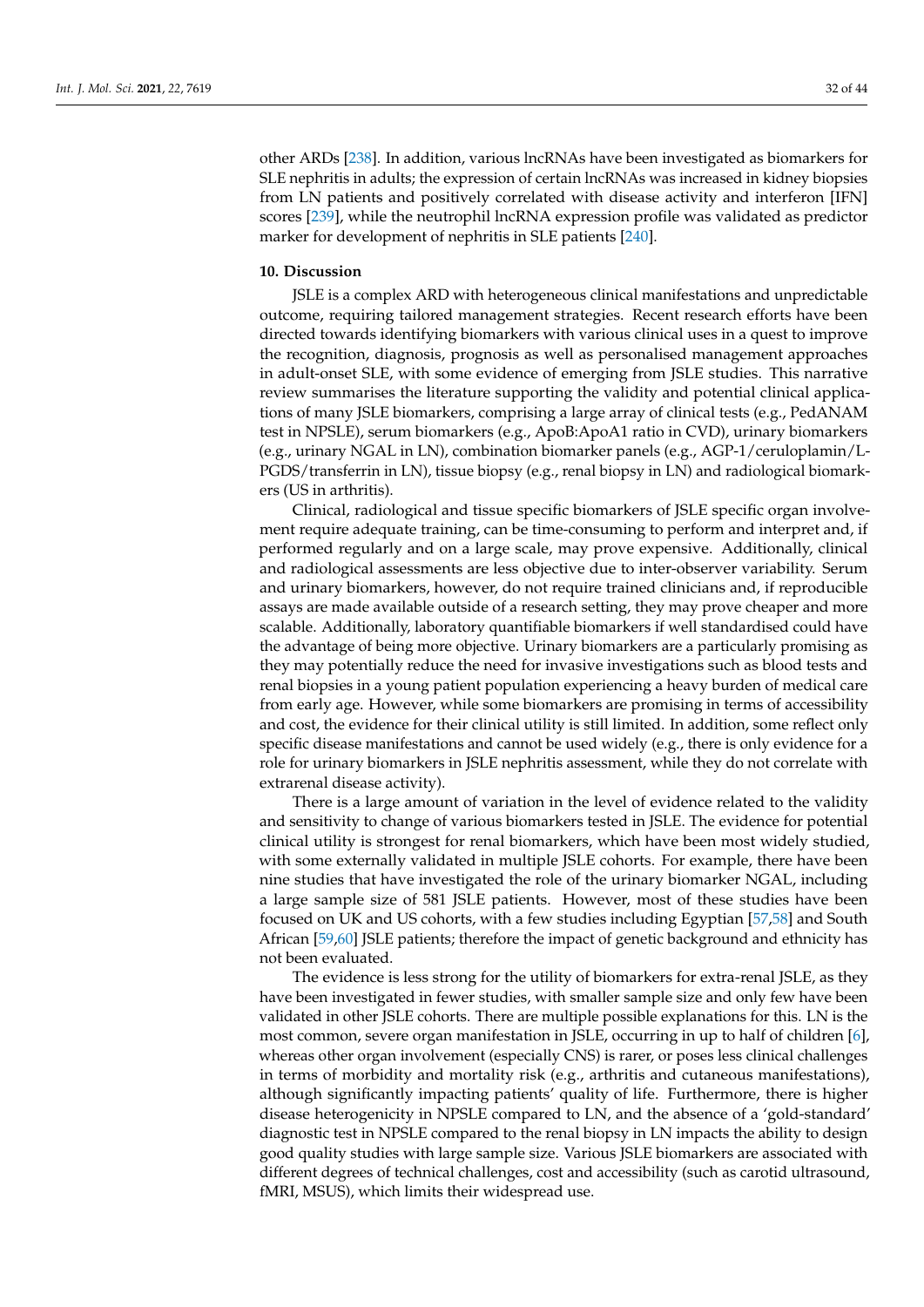other ARDs [238]. In addition, various lncRNAs have been investigated as biomarkers for SLE nephritis in adults; the expression of certain lncRNAs was increased in kidney biopsies from LN patients and positively correlated with disease activity and interferon [IFN] scores [239], while the neutrophil lncRNA expression profile was validated as predictor marker for development of nephritis in SLE patients [240].

## 10. Discussion

JSLE is a complex ARD with heterogeneous clinical manifestations and unpredictable outcome, requiring tailored management strategies. Recent research efforts have been directed towards identifying biomarkers with various clinical uses in a quest to improve the recognition, diagnosis, prognosis as well as personalised management approaches in adult-onset SLE, with some evidence of emerging from JSLE studies. This narrative review summarises the literature supporting the validity and potential clinical applications of many JSLE biomarkers, comprising a large array of clinical tests (e.g., PedANAM test in NPSLE), serum biomarkers (e.g., ApoB:ApoA1 ratio in CVD), urinary biomarkers (e.g., urinary NGAL in LN), combination biomarker panels (e.g., AGP-1/ceruloplamin/L-PGDS/transferrin in LN), tissue biopsy (e.g., renal biopsy in LN) and radiological biomarkers (US in arthritis).

Clinical, radiological and tissue specific biomarkers of JSLE specific organ involvement require adequate training, can be time-consuming to perform and interpret and, if performed regularly and on a large scale, may prove expensive. Additionally, clinical and radiological assessments are less objective due to inter-observer variability. Serum and urinary biomarkers, however, do not require trained clinicians and, if reproducible assays are made available outside of a research setting, they may prove cheaper and more scalable. Additionally, laboratory quantifiable biomarkers if well standardised could have the advantage of being more objective. Urinary biomarkers are a particularly promising as they may potentially reduce the need for invasive investigations such as blood tests and renal biopsies in a young patient population experiencing a heavy burden of medical care from early age. However, while some biomarkers are promising in terms of accessibility and cost, the evidence for their clinical utility is still limited. In addition, some reflect only specific disease manifestations and cannot be used widely (e.g., there is only evidence for a role for urinary biomarkers in JSLE nephritis assessment, while they do not correlate with extrarenal disease activity).

There is a large amount of variation in the level of evidence related to the validity and sensitivity to change of various biomarkers tested in JSLE. The evidence for potential clinical utility is strongest for renal biomarkers, which have been most widely studied, with some externally validated in multiple JSLE cohorts. For example, there have been nine studies that have investigated the role of the urinary biomarker NGAL, including a large sample size of 581 JSLE patients. However, most of these studies have been focused on UK and US cohorts, with a few studies including Egyptian [57,58] and South African [59,60] JSLE patients; therefore the impact of genetic background and ethnicity has not been evaluated.

The evidence is less strong for the utility of biomarkers for extra-renal JSLE, as they have been investigated in fewer studies, with smaller sample size and only few have been validated in other JSLE cohorts. There are multiple possible explanations for this. LN is the most common, severe organ manifestation in JSLE, occurring in up to half of children [6], whereas other organ involvement (especially CNS) is rarer, or poses less clinical challenges in terms of morbidity and mortality risk (e.g., arthritis and cutaneous manifestations), although significantly impacting patients' quality of life. Furthermore, there is higher disease heterogenicity in NPSLE compared to LN, and the absence of a 'gold-standard' diagnostic test in NPSLE compared to the renal biopsy in LN impacts the ability to design good quality studies with large sample size. Various JSLE biomarkers are associated with different degrees of technical challenges, cost and accessibility (such as carotid ultrasound, fMRI, MSUS), which limits their widespread use.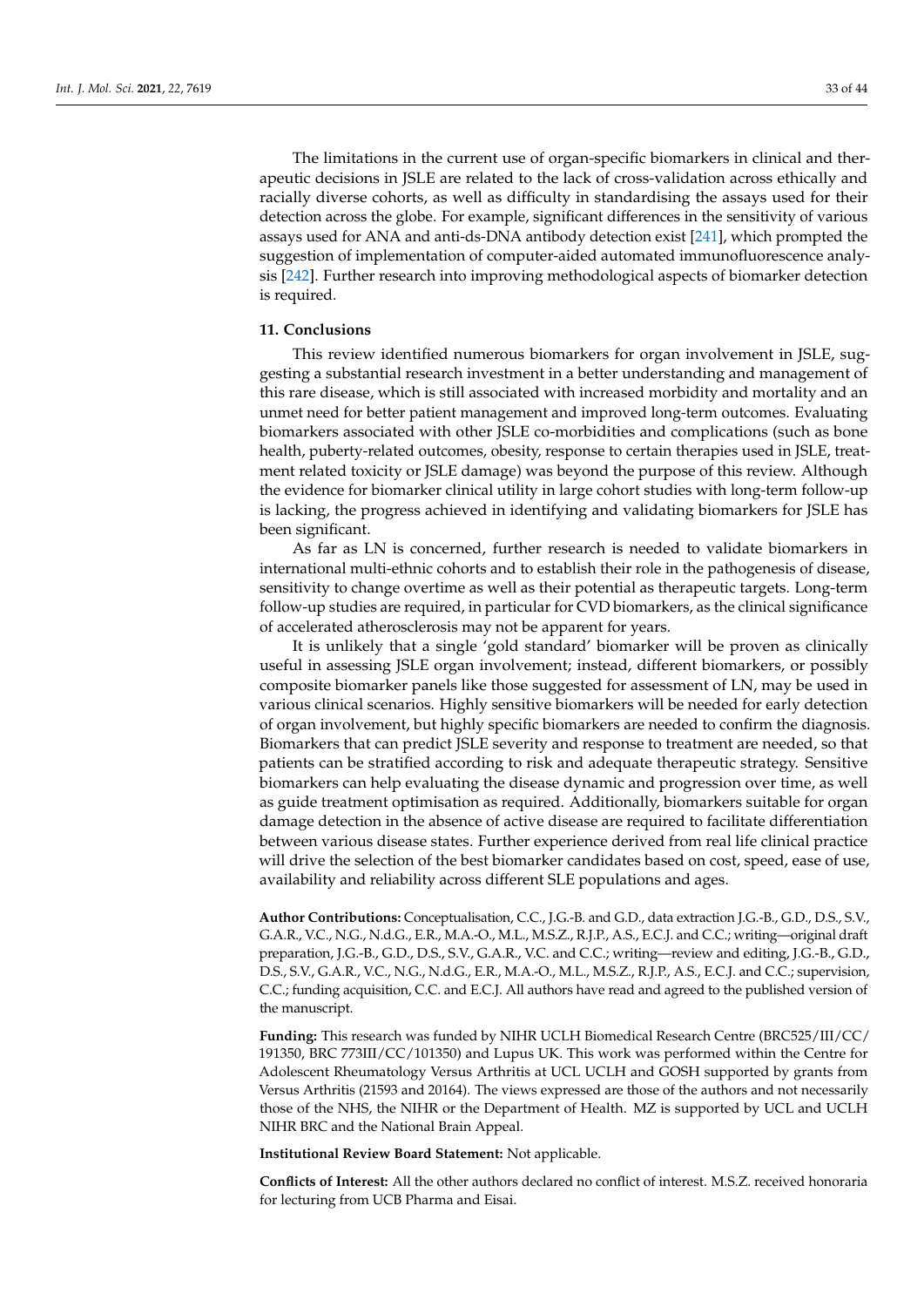The limitations in the current use of organ-specific biomarkers in clinical and therapeutic decisions in JSLE are related to the lack of cross-validation across ethically and racially diverse cohorts, as well as difficulty in standardising the assays used for their detection across the globe. For example, significant differences in the sensitivity of various assays used for ANA and anti-ds-DNA antibody detection exist [241], which prompted the suggestion of implementation of computer-aided automated immunofluorescence analysis [242]. Further research into improving methodological aspects of biomarker detection is required.

## 11. Conclusions

This review identified numerous biomarkers for organ involvement in JSLE, suggesting a substantial research investment in a better understanding and management of this rare disease, which is still associated with increased morbidity and mortality and an unmet need for better patient management and improved long-term outcomes. Evaluating biomarkers associated with other JSLE co-morbidities and complications (such as bone health, puberty-related outcomes, obesity, response to certain therapies used in JSLE, treatment related toxicity or JSLE damage) was beyond the purpose of this review. Although the evidence for biomarker clinical utility in large cohort studies with long-term follow-up is lacking, the progress achieved in identifying and validating biomarkers for JSLE has been significant.

As far as LN is concerned, further research is needed to validate biomarkers in international multi-ethnic cohorts and to establish their role in the pathogenesis of disease, sensitivity to change overtime as well as their potential as therapeutic targets. Long-term follow-up studies are required, in particular for CVD biomarkers, as the clinical significance of accelerated atherosclerosis may not be apparent for years.

It is unlikely that a single 'gold standard' biomarker will be proven as clinically useful in assessing JSLE organ involvement; instead, different biomarkers, or possibly composite biomarker panels like those suggested for assessment of LN, may be used in various clinical scenarios. Highly sensitive biomarkers will be needed for early detection of organ involvement, but highly specific biomarkers are needed to confirm the diagnosis. Biomarkers that can predict JSLE severity and response to treatment are needed, so that patients can be stratified according to risk and adequate therapeutic strategy. Sensitive biomarkers can help evaluating the disease dynamic and progression over time, as well as guide treatment optimisation as required. Additionally, biomarkers suitable for organ damage detection in the absence of active disease are required to facilitate differentiation between various disease states. Further experience derived from real life clinical practice will drive the selection of the best biomarker candidates based on cost, speed, ease of use, availability and reliability across different SLE populations and ages.

**Author Contributions:** Conceptualisation, C.C., J.G.-B. and G.D., data extraction J.G.-B., G.D., D.S., S.V., G.A.R., V.C., N.G., N.d.G., E.R., M.A.-O., M.L., M.S.Z., R.J.P., A.S., E.C.J. and C.C.; writing—original draft preparation, J.G.-B., G.D., D.S., S.V., G.A.R., V.C. and C.C.; writing—review and editing, J.G.-B., G.D., D.S., S.V., G.A.R., V.C., N.G., N.d.G., E.R., M.A.-O., M.L., M.S.Z., R.J.P., A.S., E.C.J. and C.C.; supervision, C.C.; funding acquisition, C.C. and E.C.J. All authors have read and agreed to the published version of the manuscript.

**Funding:** This research was funded by NIHR UCLH Biomedical Research Centre (BRC525/III/CC/191350, BRC 773III/CC/101350) and Lupus UK. This work was performed within the Centre for Adolescent Rheumatology Versus Arthritis at UCL UCLH and GOSH supported by grants from Versus Arthritis (21593 and 20164). The views expressed are those of the authors and not necessarily those of the NHS, the NIHR or the Department of Health. MZ is supported by UCL and UCLH NIHR BRC and the National Brain Appeal.

**Institutional Review Board Statement:** Not applicable.

**Conflicts of Interest:** All the other authors declared no conflict of interest. M.S.Z. received honoraria for lecturing from UCB Pharma and Eisai.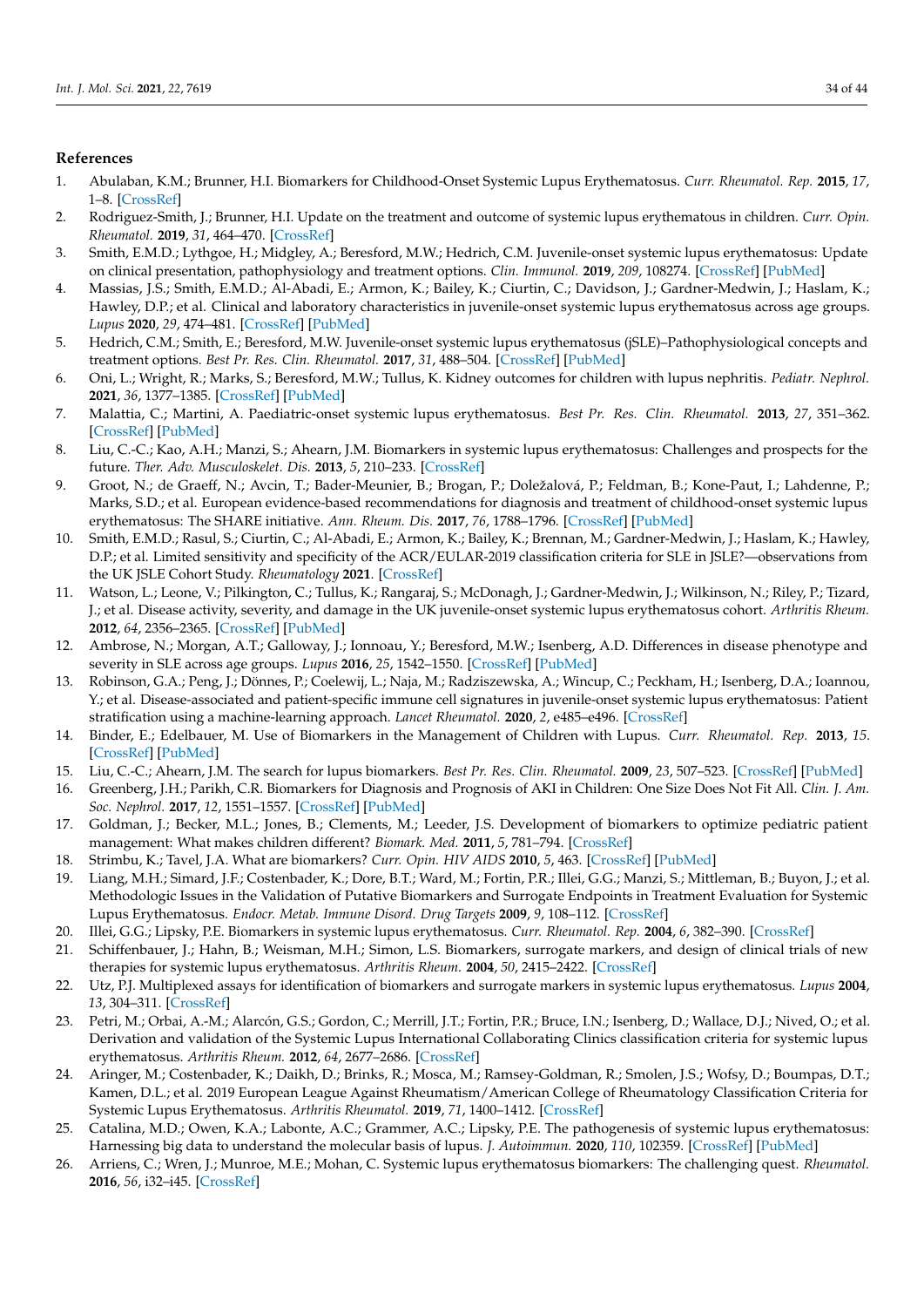## References

1. Abulaban, K.M.; Brunner, H.I. Biomarkers for Childhood-Onset Systemic Lupus Erythematosus. *Curr. Rheumatol. Rep.* **2015**, *17*, 1–8. [CrossRef]
2. Rodriguez-Smith, J.; Brunner, H.I. Update on the treatment and outcome of systemic lupus erythematous in children. *Curr. Opin. Rheumatol.* **2019**, *31*, 464–470. [CrossRef]
3. Smith, E.M.D.; Lythgoe, H.; Midgley, A.; Beresford, M.W.; Hedrich, C.M. Juvenile-onset systemic lupus erythematosus: Update on clinical presentation, pathophysiology and treatment options. *Clin. Immunol.* **2019**, *209*, 108274. [CrossRef] [PubMed]
4. Massias, J.S.; Smith, E.M.D.; Al-Abadi, E.; Armon, K.; Bailey, K.; Ciurtin, C.; Davidson, J.; Gardner-Medwin, J.; Haslam, K.; Hawley, D.P.; et al. Clinical and laboratory characteristics in juvenile-onset systemic lupus erythematosus across age groups. *Lupus* **2020**, *29*, 474–481. [CrossRef] [PubMed]
5. Hedrich, C.M.; Smith, E.; Beresford, M.W. Juvenile-onset systemic lupus erythematosus (jSLE)–Pathophysiological concepts and treatment options. *Best Pr. Res. Clin. Rheumatol.* **2017**, *31*, 488–504. [CrossRef] [PubMed]
6. Oni, L.; Wright, R.; Marks, S.; Beresford, M.W.; Tullus, K. Kidney outcomes for children with lupus nephritis. *Pediatr. Nephrol.* **2021**, *36*, 1377–1385. [CrossRef] [PubMed]
7. Malattia, C.; Martini, A. Paediatric-onset systemic lupus erythematosus. *Best Pr. Res. Clin. Rheumatol.* **2013**, *27*, 351–362. [CrossRef] [PubMed]
8. Liu, C.-C.; Kao, A.H.; Manzi, S.; Ahearn, J.M. Biomarkers in systemic lupus erythematosus: Challenges and prospects for the future. *Ther. Adv. Musculoskelet. Dis.* **2013**, *5*, 210–233. [CrossRef]
9. Groot, N.; de Graeff, N.; Avcin, T.; Bader-Meunier, B.; Brogan, P.; Doležalová, P.; Feldman, B.; Kone-Paut, I.; Lahdenne, P.; Marks, S.D.; et al. European evidence-based recommendations for diagnosis and treatment of childhood-onset systemic lupus erythematosus: The SHARE initiative. *Ann. Rheum. Dis.* **2017**, *76*, 1788–1796. [CrossRef] [PubMed]
10. Smith, E.M.D.; Rasul, S.; Ciurtin, C.; Al-Abadi, E.; Armon, K.; Bailey, K.; Brennan, M.; Gardner-Medwin, J.; Haslam, K.; Hawley, D.P.; et al. Limited sensitivity and specificity of the ACR/EULAR-2019 classification criteria for SLE in JSLE?—observations from the UK JSLE Cohort Study. *Rheumatology* **2021**. [CrossRef]
11. Watson, L.; Leone, V.; Pilkington, C.; Tullus, K.; Rangaraj, S.; McDonagh, J.; Gardner-Medwin, J.; Wilkinson, N.; Riley, P.; Tizard, J.; et al. Disease activity, severity, and damage in the UK juvenile-onset systemic lupus erythematosus cohort. *Arthritis Rheum.* **2012**, *64*, 2356–2365. [CrossRef] [PubMed]
12. Ambrose, N.; Morgan, A.T.; Galloway, J.; Ionnoau, Y.; Beresford, M.W.; Isenberg, A.D. Differences in disease phenotype and severity in SLE across age groups. *Lupus* **2016**, *25*, 1542–1550. [CrossRef] [PubMed]
13. Robinson, G.A.; Peng, J.; Dönnes, P.; Coelewij, L.; Naja, M.; Radziszewska, A.; Wincup, C.; Peckham, H.; Isenberg, D.A.; Ioannou, Y.; et al. Disease-associated and patient-specific immune cell signatures in juvenile-onset systemic lupus erythematosus: Patient stratification using a machine-learning approach. *Lancet Rheumatol.* **2020**, *2*, e485–e496. [CrossRef]
14. Binder, E.; Edelbauer, M. Use of Biomarkers in the Management of Children with Lupus. *Curr. Rheumatol. Rep.* **2013**, *15*. [CrossRef] [PubMed]
15. Liu, C.-C.; Ahearn, J.M. The search for lupus biomarkers. *Best Pr. Res. Clin. Rheumatol.* **2009**, *23*, 507–523. [CrossRef] [PubMed]
16. Greenberg, J.H.; Parikh, C.R. Biomarkers for Diagnosis and Prognosis of AKI in Children: One Size Does Not Fit All. *Clin. J. Am. Soc. Nephrol.* **2017**, *12*, 1551–1557. [CrossRef] [PubMed]
17. Goldman, J.; Becker, M.L.; Jones, B.; Clements, M.; Leeder, J.S. Development of biomarkers to optimize pediatric patient management: What makes children different? *Biomark. Med.* **2011**, *5*, 781–794. [CrossRef]
18. Strimbu, K.; Tavel, J.A. What are biomarkers? *Curr. Opin. HIV AIDS* **2010**, *5*, 463. [CrossRef] [PubMed]
19. Liang, M.H.; Simard, J.F.; Costenbader, K.; Dore, B.T.; Ward, M.; Fortin, P.R.; Illei, G.G.; Manzi, S.; Mittleman, B.; Buyon, J.; et al. Methodologic Issues in the Validation of Putative Biomarkers and Surrogate Endpoints in Treatment Evaluation for Systemic Lupus Erythematosus. *Endocr. Metab. Immune Disord. Drug Targets* **2009**, *9*, 108–112. [CrossRef]
20. Illei, G.G.; Lipsky, P.E. Biomarkers in systemic lupus erythematosus. *Curr. Rheumatol. Rep.* **2004**, *6*, 382–390. [CrossRef]
21. Schiffenbauer, J.; Hahn, B.; Weisman, M.H.; Simon, L.S. Biomarkers, surrogate markers, and design of clinical trials of new therapies for systemic lupus erythematosus. *Arthritis Rheum.* **2004**, *50*, 2415–2422. [CrossRef]
22. Utz, P.J. Multiplexed assays for identification of biomarkers and surrogate markers in systemic lupus erythematosus. *Lupus* **2004**, *13*, 304–311. [CrossRef]
23. Petri, M.; Orbai, A.-M.; Alarcón, G.S.; Gordon, C.; Merrill, J.T.; Fortin, P.R.; Bruce, I.N.; Isenberg, D.; Wallace, D.J.; Nived, O.; et al. Derivation and validation of the Systemic Lupus International Collaborating Clinics classification criteria for systemic lupus erythematosus. *Arthritis Rheum.* **2012**, *64*, 2677–2686. [CrossRef]
24. Aringer, M.; Costenbader, K.; Daikh, D.; Brinks, R.; Mosca, M.; Ramsey-Goldman, R.; Smolen, J.S.; Wofsy, D.; Boumpas, D.T.; Kamen, D.L.; et al. 2019 European League Against Rheumatism/American College of Rheumatology Classification Criteria for Systemic Lupus Erythematosus. *Arthritis Rheumatol.* **2019**, *71*, 1400–1412. [CrossRef]
25. Catalina, M.D.; Owen, K.A.; Labonte, A.C.; Grammer, A.C.; Lipsky, P.E. The pathogenesis of systemic lupus erythematosus: Harnessing big data to understand the molecular basis of lupus. *J. Autoimmun.* **2020**, *110*, 102359. [CrossRef] [PubMed]
26. Arriens, C.; Wren, J.; Munroe, M.E.; Mohan, C. Systemic lupus erythematosus biomarkers: The challenging quest. *Rheumatol.* **2016**, *56*, i32–i45. [CrossRef]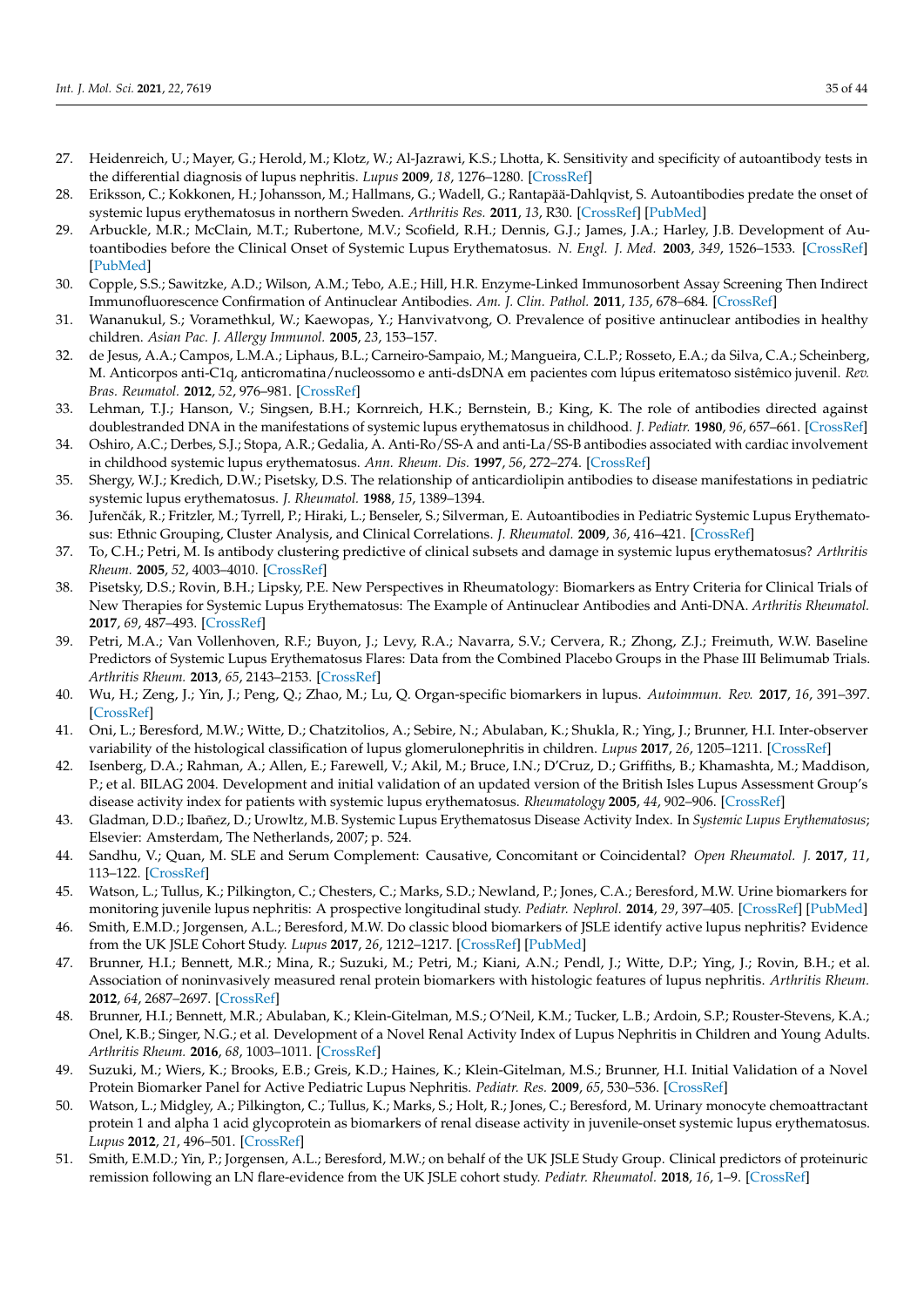27. Heidenreich, U.; Mayer, G.; Herold, M.; Klotz, W.; Al-Jazrawi, K.S.; Lhotta, K. Sensitivity and specificity of autoantibody tests in the differential diagnosis of lupus nephritis. *Lupus* **2009**, *18*, 1276–1280. [CrossRef]
28. Eriksson, C.; Kokkonen, H.; Johansson, M.; Hallmans, G.; Wadell, G.; Rantapää-Dahlqvist, S. Autoantibodies predate the onset of systemic lupus erythematosus in northern Sweden. *Arthritis Res.* **2011**, *13*, R30. [CrossRef] [PubMed]
29. Arbuckle, M.R.; McClain, M.T.; Rubertone, M.V.; Scofield, R.H.; Dennis, G.J.; James, J.A.; Harley, J.B. Development of Autoantibodies before the Clinical Onset of Systemic Lupus Erythematosus. *N. Engl. J. Med.* **2003**, *349*, 1526–1533. [CrossRef] [PubMed]
30. Copple, S.S.; Sawitzke, A.D.; Wilson, A.M.; Tebo, A.E.; Hill, H.R. Enzyme-Linked Immunosorbent Assay Screening Then Indirect Immunofluorescence Confirmation of Antinuclear Antibodies. *Am. J. Clin. Pathol.* **2011**, *135*, 678–684. [CrossRef]
31. Wananukul, S.; Voramethkul, W.; Kaewopas, Y.; Hanvivatvong, O. Prevalence of positive antinuclear antibodies in healthy children. *Asian Pac. J. Allergy Immunol.* **2005**, *23*, 153–157.
32. de Jesus, A.A.; Campos, L.M.A.; Liphaus, B.L.; Carneiro-Sampaio, M.; Mangueira, C.L.P.; Rosseto, E.A.; da Silva, C.A.; Scheinberg, M. Anticorpos anti-C1q, anticromatina/nucleossomo e anti-dsDNA em pacientes com lúpus eritematoso sistêmico juvenil. *Rev. Bras. Reumatol.* **2012**, *52*, 976–981. [CrossRef]
33. Lehman, T.J.; Hanson, V.; Singsen, B.H.; Kornreich, H.K.; Bernstein, B.; King, K. The role of antibodies directed against doublestranded DNA in the manifestations of systemic lupus erythematosus in childhood. *J. Pediatr.* **1980**, *96*, 657–661. [CrossRef]
34. Oshiro, A.C.; Derbes, S.J.; Stopa, A.R.; Gedalia, A. Anti-Ro/SS-A and anti-La/SS-B antibodies associated with cardiac involvement in childhood systemic lupus erythematosus. *Ann. Rheum. Dis.* **1997**, *56*, 272–274. [CrossRef]
35. Shergy, W.J.; Kredich, D.W.; Pisetsky, D.S. The relationship of anticardiolipin antibodies to disease manifestations in pediatric systemic lupus erythematosus. *J. Rheumatol.* **1988**, *15*, 1389–1394.
36. Jurenčák, R.; Fritzler, M.; Tyrrell, P.; Hiraki, L.; Benseler, S.; Silverman, E. Autoantibodies in Pediatric Systemic Lupus Erythematosus: Ethnic Grouping, Cluster Analysis, and Clinical Correlations. *J. Rheumatol.* **2009**, *36*, 416–421. [CrossRef]
37. To, C.H.; Petri, M. Is antibody clustering predictive of clinical subsets and damage in systemic lupus erythematosus? *Arthritis Rheum.* **2005**, *52*, 4003–4010. [CrossRef]
38. Pisetsky, D.S.; Rovin, B.H.; Lipsky, P.E. New Perspectives in Rheumatology: Biomarkers as Entry Criteria for Clinical Trials of New Therapies for Systemic Lupus Erythematosus: The Example of Antinuclear Antibodies and Anti-DNA. *Arthritis Rheumatol.* **2017**, *69*, 487–493. [CrossRef]
39. Petri, M.A.; Van Vollenhoven, R.F.; Buyon, J.; Levy, R.A.; Navarra, S.V.; Cervera, R.; Zhong, Z.J.; Freimuth, W.W. Baseline Predictors of Systemic Lupus Erythematosus Flares: Data from the Combined Placebo Groups in the Phase III Belimumab Trials. *Arthritis Rheum.* **2013**, *65*, 2143–2153. [CrossRef]
40. Wu, H.; Zeng, J.; Yin, J.; Peng, Q.; Zhao, M.; Lu, Q. Organ-specific biomarkers in lupus. *Autoimmun. Rev.* **2017**, *16*, 391–397. [CrossRef]
41. Oni, L.; Beresford, M.W.; Witte, D.; Chatzitolios, A.; Sebire, N.; Abulaban, K.; Shukla, R.; Ying, J.; Brunner, H.I. Inter-observer variability of the histological classification of lupus glomerulonephritis in children. *Lupus* **2017**, *26*, 1205–1211. [CrossRef]
42. Isenberg, D.A.; Rahman, A.; Allen, E.; Farewell, V.; Akil, M.; Bruce, I.N.; D'Cruz, D.; Griffiths, B.; Khamashta, M.; Maddison, P.; et al. BILAG 2004. Development and initial validation of an updated version of the British Isles Lupus Assessment Group's disease activity index for patients with systemic lupus erythematosus. *Rheumatology* **2005**, *44*, 902–906. [CrossRef]
43. Gladman, D.D.; Ibañez, D.; Urowltz, M.B. Systemic Lupus Erythematosus Disease Activity Index. In *Systemic Lupus Erythematosus*; Elsevier: Amsterdam, The Netherlands, 2007; p. 524.
44. Sandhu, V.; Quan, M. SLE and Serum Complement: Causative, Concomitant or Coincidental? *Open Rheumatol. J.* **2017**, *11*, 113–122. [CrossRef]
45. Watson, L.; Tullus, K.; Pilkington, C.; Chesters, C.; Marks, S.D.; Newland, P.; Jones, C.A.; Beresford, M.W. Urine biomarkers for monitoring juvenile lupus nephritis: A prospective longitudinal study. *Pediatr. Nephrol.* **2014**, *29*, 397–405. [CrossRef] [PubMed]
46. Smith, E.M.D.; Jorgensen, A.L.; Beresford, M.W. Do classic blood biomarkers of JSLE identify active lupus nephritis? Evidence from the UK JSLE Cohort Study. *Lupus* **2017**, *26*, 1212–1217. [CrossRef] [PubMed]
47. Brunner, H.I.; Bennett, M.R.; Mina, R.; Suzuki, M.; Petri, M.; Kiani, A.N.; Pendl, J.; Witte, D.P.; Ying, J.; Rovin, B.H.; et al. Association of noninvasively measured renal protein biomarkers with histologic features of lupus nephritis. *Arthritis Rheum.* **2012**, *64*, 2687–2697. [CrossRef]
48. Brunner, H.I.; Bennett, M.R.; Abulaban, K.; Klein-Gitelman, M.S.; O'Neil, K.M.; Tucker, L.B.; Ardoin, S.P.; Rouster-Stevens, K.A.; Onel, K.B.; Singer, N.G.; et al. Development of a Novel Renal Activity Index of Lupus Nephritis in Children and Young Adults. *Arthritis Rheum.* **2016**, *68*, 1003–1011. [CrossRef]
49. Suzuki, M.; Wiers, K.; Brooks, E.B.; Greis, K.D.; Haines, K.; Klein-Gitelman, M.S.; Brunner, H.I. Initial Validation of a Novel Protein Biomarker Panel for Active Pediatric Lupus Nephritis. *Pediatr. Res.* **2009**, *65*, 530–536. [CrossRef]
50. Watson, L.; Midgley, A.; Pilkington, C.; Tullus, K.; Marks, S.; Holt, R.; Jones, C.; Beresford, M. Urinary monocyte chemoattractant protein 1 and alpha 1 acid glycoprotein as biomarkers of renal disease activity in juvenile-onset systemic lupus erythematosus. *Lupus* **2012**, *21*, 496–501. [CrossRef]
51. Smith, E.M.D.; Yin, P.; Jorgensen, A.L.; Beresford, M.W.; on behalf of the UK JSLE Study Group. Clinical predictors of proteinuric remission following an LN flare-evidence from the UK JSLE cohort study. *Pediatr. Rheumatol.* **2018**, *16*, 1–9. [CrossRef]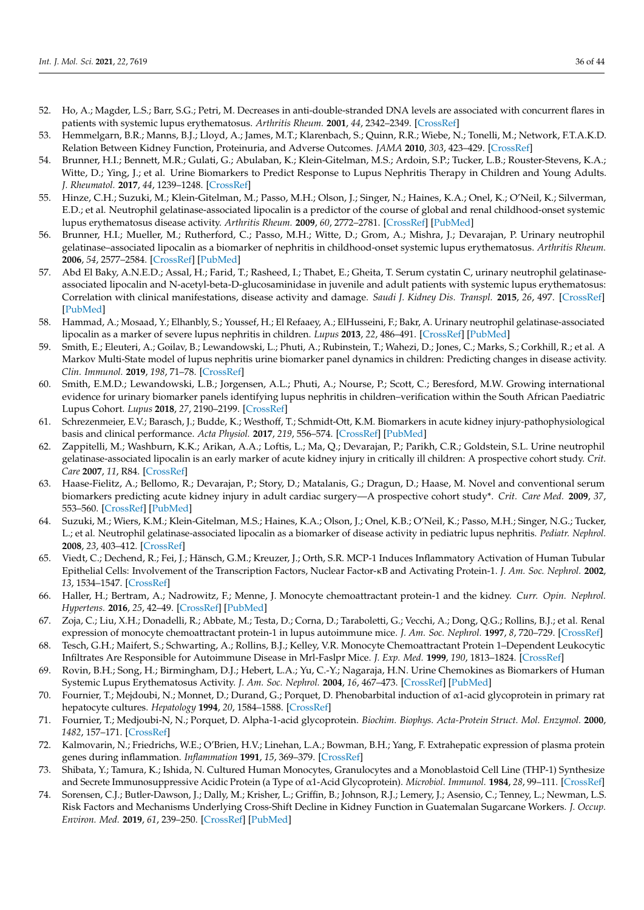52. Ho, A.; Magder, L.S.; Barr, S.G.; Petri, M. Decreases in anti-double-stranded DNA levels are associated with concurrent flares in patients with systemic lupus erythematosus. *Arthritis Rheum.* **2001**, *44*, 2342–2349. [CrossRef]
53. Hemmelgarn, B.R.; Manns, B.J.; Lloyd, A.; James, M.T.; Klarenbach, S.; Quinn, R.R.; Wiebe, N.; Tonelli, M.; Network, F.T.A.K.D. Relation Between Kidney Function, Proteinuria, and Adverse Outcomes. *JAMA* **2010**, *303*, 423–429. [CrossRef]
54. Brunner, H.I.; Bennett, M.R.; Gulati, G.; Abulaban, K.; Klein-Gitelman, M.S.; Ardoin, S.P.; Tucker, L.B.; Rouster-Stevens, K.A.; Witte, D.; Ying, J.; et al. Urine Biomarkers to Predict Response to Lupus Nephritis Therapy in Children and Young Adults. *J. Rheumatol.* **2017**, *44*, 1239–1248. [CrossRef]
55. Hinze, C.H.; Suzuki, M.; Klein-Gitelman, M.; Passo, M.H.; Olson, J.; Singer, N.; Haines, K.A.; Onel, K.; O'Neil, K.; Silverman, E.D.; et al. Neutrophil gelatinase-associated lipocalin is a predictor of the course of global and renal childhood-onset systemic lupus erythematosus disease activity. *Arthritis Rheum.* **2009**, *60*, 2772–2781. [CrossRef] [PubMed]
56. Brunner, H.I.; Mueller, M.; Rutherford, C.; Passo, M.H.; Witte, D.; Grom, A.; Mishra, J.; Devarajan, P. Urinary neutrophil gelatinase–associated lipocalin as a biomarker of nephritis in childhood-onset systemic lupus erythematosus. *Arthritis Rheum.* **2006**, *54*, 2577–2584. [CrossRef] [PubMed]
57. Abd El Baky, A.N.E.D.; Assal, H.; Farid, T.; Rasheed, I.; Thabet, E.; Gheita, T. Serum cystatin C, urinary neutrophil gelatinase-associated lipocalin and N-acetyl-beta-D-glucosaminidase in juvenile and adult patients with systemic lupus erythematosus: Correlation with clinical manifestations, disease activity and damage. *Saudi J. Kidney Dis. Transpl.* **2015**, *26*, 497. [CrossRef] [PubMed]
58. Hammad, A.; Mosaad, Y.; Elhanbly, S.; Youssef, H.; El Refaaey, A.; ElHusseini, F.; Bakr, A. Urinary neutrophil gelatinase-associated lipocalin as a marker of severe lupus nephritis in children. *Lupus* **2013**, *22*, 486–491. [CrossRef] [PubMed]
59. Smith, E.; Eleuteri, A.; Goilav, B.; Lewandowski, L.; Phuti, A.; Rubinstein, T.; Wahezi, D.; Jones, C.; Marks, S.; Corkhill, R.; et al. A Markov Multi-State model of lupus nephritis urine biomarker panel dynamics in children: Predicting changes in disease activity. *Clin. Immunol.* **2019**, *198*, 71–78. [CrossRef]
60. Smith, E.M.D.; Lewandowski, L.B.; Jorgensen, A.L.; Phuti, A.; Nourse, P.; Scott, C.; Beresford, M.W. Growing international evidence for urinary biomarker panels identifying lupus nephritis in children–verification within the South African Paediatric Lupus Cohort. *Lupus* **2018**, *27*, 2190–2199. [CrossRef]
61. Schrezenmeier, E.V.; Barasch, J.; Budde, K.; Westhoff, T.; Schmidt-Ott, K.M. Biomarkers in acute kidney injury-pathophysiological basis and clinical performance. *Acta Physiol.* **2017**, *219*, 556–574. [CrossRef] [PubMed]
62. Zappitelli, M.; Washburn, K.K.; Arikan, A.A.; Loftis, L.; Ma, Q.; Devarajan, P.; Parikh, C.R.; Goldstein, S.L. Urine neutrophil gelatinase-associated lipocalin is an early marker of acute kidney injury in critically ill children: A prospective cohort study. *Crit. Care* **2007**, *11*, R84. [CrossRef]
63. Haase-Fielitz, A.; Bellomo, R.; Devarajan, P.; Story, D.; Matalanis, G.; Dragun, D.; Haase, M. Novel and conventional serum biomarkers predicting acute kidney injury in adult cardiac surgery—A prospective cohort study*. *Crit. Care Med.* **2009**, *37*, 553–560. [CrossRef] [PubMed]
64. Suzuki, M.; Wiers, K.M.; Klein-Gitelman, M.S.; Haines, K.A.; Olson, J.; Onel, K.B.; O'Neil, K.; Passo, M.H.; Singer, N.G.; Tucker, L.; et al. Neutrophil gelatinase-associated lipocalin as a biomarker of disease activity in pediatric lupus nephritis. *Pediatr. Nephrol.* **2008**, *23*, 403–412. [CrossRef]
65. Viedt, C.; Dechend, R.; Fei, J.; Hänsch, G.M.; Kreuzer, J.; Orth, S.R. MCP-1 Induces Inflammatory Activation of Human Tubular Epithelial Cells: Involvement of the Transcription Factors, Nuclear Factor-κB and Activating Protein-1. *J. Am. Soc. Nephrol.* **2002**, *13*, 1534–1547. [CrossRef]
66. Haller, H.; Bertram, A.; Nadrowitz, F.; Menne, J. Monocyte chemoattractant protein-1 and the kidney. *Curr. Opin. Nephrol. Hypertens.* **2016**, *25*, 42–49. [CrossRef] [PubMed]
67. Zoja, C.; Liu, X.H.; Donadelli, R.; Abbate, M.; Testa, D.; Corna, D.; Taraboletti, G.; Vecchi, A.; Dong, Q.G.; Rollins, B.J.; et al. Renal expression of monocyte chemoattractant protein-1 in lupus autoimmune mice. *J. Am. Soc. Nephrol.* **1997**, *8*, 720–729. [CrossRef]
68. Tesch, G.H.; Maifert, S.; Schwarting, A.; Rollins, B.J.; Kelley, V.R. Monocyte Chemoattractant Protein 1–Dependent Leukocytic Infiltrates Are Responsible for Autoimmune Disease in Mrl-Faslpr Mice. *J. Exp. Med.* **1999**, *190*, 1813–1824. [CrossRef]
69. Rovin, B.H.; Song, H.; Birmingham, D.J.; Hebert, L.A.; Yu, C.-Y.; Nagaraja, H.N. Urine Chemokines as Biomarkers of Human Systemic Lupus Erythematosus Activity. *J. Am. Soc. Nephrol.* **2004**, *16*, 467–473. [CrossRef] [PubMed]
70. Fournier, T.; Mejdoubi, N.; Monnet, D.; Durand, G.; Porquet, D. Phenobarbital induction of α1-acid glycoprotein in primary rat hepatocyte cultures. *Hepatology* **1994**, *20*, 1584–1588. [CrossRef]
71. Fournier, T.; Medjoubi-N, N.; Porquet, D. Alpha-1-acid glycoprotein. *Biochim. Biophys. Acta-Protein Struct. Mol. Enzymol.* **2000**, *1482*, 157–171. [CrossRef]
72. Kalmovarin, N.; Friedrichs, W.E.; O'Brien, H.V.; Linehan, L.A.; Bowman, B.H.; Yang, F. Extrahepatic expression of plasma protein genes during inflammation. *Inflammation* **1991**, *15*, 369–379. [CrossRef]
73. Shibata, Y.; Tamura, K.; Ishida, N. Cultured Human Monocytes, Granulocytes and a Monoblastoid Cell Line (THP-1) Synthesize and Secrete Immunosuppressive Acidic Protein (a Type of α1-Acid Glycoprotein). *Microbiol. Immunol.* **1984**, *28*, 99–111. [CrossRef]
74. Sorensen, C.J.; Butler-Dawson, J.; Dally, M.; Krisher, L.; Griffin, B.; Johnson, R.J.; Lemery, J.; Asensio, C.; Tenney, L.; Newman, L.S. Risk Factors and Mechanisms Underlying Cross-Shift Decline in Kidney Function in Guatemalan Sugarcane Workers. *J. Occup. Environ. Med.* **2019**, *61*, 239–250. [CrossRef] [PubMed]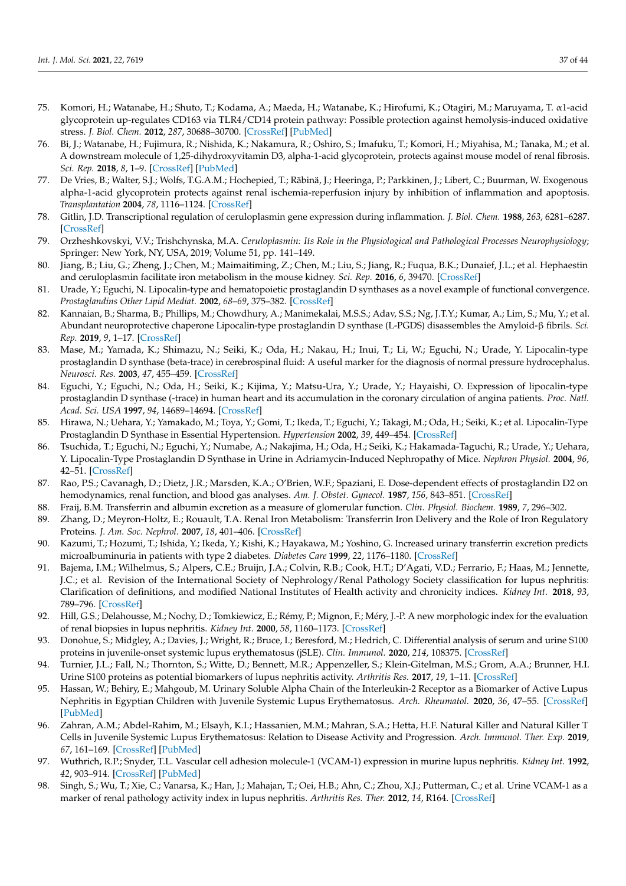75. Komori, H.; Watanabe, H.; Shuto, T.; Kodama, A.; Maeda, H.; Watanabe, K.; Hirofumi, K.; Otagiri, M.; Maruyama, T. α1-acid glycoprotein up-regulates CD163 via TLR4/CD14 protein pathway: Possible protection against hemolysis-induced oxidative stress. *J. Biol. Chem.* **2012**, *287*, 30688–30700. [CrossRef] [PubMed]
76. Bi, J.; Watanabe, H.; Fujimura, R.; Nishida, K.; Nakamura, R.; Oshiro, S.; Imafuku, T.; Komori, H.; Miyahisa, M.; Tanaka, M.; et al. A downstream molecule of 1,25-dihydroxyvitamin D3, alpha-1-acid glycoprotein, protects against mouse model of renal fibrosis. *Sci. Rep.* **2018**, *8*, 1–9. [CrossRef] [PubMed]
77. De Vries, B.; Walter, S.J.; Wolfs, T.G.A.M.; Hochepied, T.; Räbinä, J.; Heeringa, P.; Parkkinen, J.; Libert, C.; Buurman, W. Exogenous alpha-1-acid glycoprotein protects against renal ischemia-reperfusion injury by inhibition of inflammation and apoptosis. *Transplantation* **2004**, *78*, 1116–1124. [CrossRef]
78. Gitlin, J.D. Transcriptional regulation of ceruloplasmin gene expression during inflammation. *J. Biol. Chem.* **1988**, *263*, 6281–6287. [CrossRef]
79. Orzheshkovskyi, V.V.; Trishchynska, M.A. *Ceruloplasmin: Its Role in the Physiological and Pathological Processes Neurophysiology*; Springer: New York, NY, USA, 2019; Volume 51, pp. 141–149.
80. Jiang, B.; Liu, G.; Zheng, J.; Chen, M.; Maimaitiming, Z.; Chen, M.; Liu, S.; Jiang, R.; Fuqua, B.K.; Dunaief, J.L.; et al. Hephaestin and ceruloplasmin facilitate iron metabolism in the mouse kidney. *Sci. Rep.* **2016**, *6*, 39470. [CrossRef]
81. Urade, Y.; Eguchi, N. Lipocalin-type and hematopoietic prostaglandin D synthases as a novel example of functional convergence. *Prostaglandins Other Lipid Mediat.* **2002**, *68–69*, 375–382. [CrossRef]
82. Kannaian, B.; Sharma, B.; Phillips, M.; Chowdhury, A.; Manimekalai, M.S.S.; Adav, S.S.; Ng, J.T.Y.; Kumar, A.; Lim, S.; Mu, Y.; et al. Abundant neuroprotective chaperone Lipocalin-type prostaglandin D synthase (L-PGDS) disassembles the Amyloid-β fibrils. *Sci. Rep.* **2019**, *9*, 1–17. [CrossRef]
83. Mase, M.; Yamada, K.; Shimazu, N.; Seiki, K.; Oda, H.; Nakau, H.; Inui, T.; Li, W.; Eguchi, N.; Urade, Y. Lipocalin-type prostaglandin D synthase (beta-trace) in cerebrospinal fluid: A useful marker for the diagnosis of normal pressure hydrocephalus. *Neurosci. Res.* **2003**, *47*, 455–459. [CrossRef]
84. Eguchi, Y.; Eguchi, N.; Oda, H.; Seiki, K.; Kijima, Y.; Matsu-Ura, Y.; Urade, Y.; Hayaishi, O. Expression of lipocalin-type prostaglandin D synthase (-trace) in human heart and its accumulation in the coronary circulation of angina patients. *Proc. Natl. Acad. Sci. USA* **1997**, *94*, 14689–14694. [CrossRef]
85. Hirawa, N.; Uehara, Y.; Yamakado, M.; Toya, Y.; Gomi, T.; Ikeda, T.; Eguchi, Y.; Takagi, M.; Oda, H.; Seiki, K.; et al. Lipocalin-Type Prostaglandin D Synthase in Essential Hypertension. *Hypertension* **2002**, *39*, 449–454. [CrossRef]
86. Tsuchida, T.; Eguchi, N.; Eguchi, Y.; Numabe, A.; Nakajima, H.; Oda, H.; Seiki, K.; Hakamada-Taguchi, R.; Urade, Y.; Uehara, Y. Lipocalin-Type Prostaglandin D Synthase in Urine in Adriamycin-Induced Nephropathy of Mice. *Nephron Physiol.* **2004**, *96*, 42–51. [CrossRef]
87. Rao, P.S.; Cavanagh, D.; Dietz, J.R.; Marsden, K.A.; O'Brien, W.F.; Spaziani, E. Dose-dependent effects of prostaglandin D2 on hemodynamics, renal function, and blood gas analyses. *Am. J. Obstet. Gynecol.* **1987**, *156*, 843–851. [CrossRef]
88. Fraij, B.M. Transferrin and albumin excretion as a measure of glomerular function. *Clin. Physiol. Biochem.* **1989**, *7*, 296–302.
89. Zhang, D.; Meyron-Holtz, E.; Rouault, T.A. Renal Iron Metabolism: Transferrin Iron Delivery and the Role of Iron Regulatory Proteins. *J. Am. Soc. Nephrol.* **2007**, *18*, 401–406. [CrossRef]
90. Kazumi, T.; Hozumi, T.; Ishida, Y.; Ikeda, Y.; Kishi, K.; Hayakawa, M.; Yoshino, G. Increased urinary transferrin excretion predicts microalbuminuria in patients with type 2 diabetes. *Diabetes Care* **1999**, *22*, 1176–1180. [CrossRef]
91. Bajema, I.M.; Wilhelmus, S.; Alpers, C.E.; Bruijn, J.A.; Colvin, R.B.; Cook, H.T.; D'Agati, V.D.; Ferrario, F.; Haas, M.; Jennette, J.C.; et al. Revision of the International Society of Nephrology/Renal Pathology Society classification for lupus nephritis: Clarification of definitions, and modified National Institutes of Health activity and chronicity indices. *Kidney Int.* **2018**, *93*, 789–796. [CrossRef]
92. Hill, G.S.; Delahousse, M.; Nochy, D.; Tomkiewicz, E.; Rémy, P.; Mignon, F.; Méry, J.-P. A new morphologic index for the evaluation of renal biopsies in lupus nephritis. *Kidney Int.* **2000**, *58*, 1160–1173. [CrossRef]
93. Donohue, S.; Midgley, A.; Davies, J.; Wright, R.; Bruce, I.; Beresford, M.; Hedrich, C. Differential analysis of serum and urine S100 proteins in juvenile-onset systemic lupus erythematosus (jSLE). *Clin. Immunol.* **2020**, *214*, 108375. [CrossRef]
94. Turnier, J.L.; Fall, N.; Thornton, S.; Witte, D.; Bennett, M.R.; Appenzeller, S.; Klein-Gitelman, M.S.; Grom, A.A.; Brunner, H.I. Urine S100 proteins as potential biomarkers of lupus nephritis activity. *Arthritis Res.* **2017**, *19*, 1–11. [CrossRef]
95. Hassan, W.; Behiry, E.; Mahgoub, M. Urinary Soluble Alpha Chain of the Interleukin-2 Receptor as a Biomarker of Active Lupus Nephritis in Egyptian Children with Juvenile Systemic Lupus Erythematosus. *Arch. Rheumatol.* **2020**, *36*, 47–55. [CrossRef] [PubMed]
96. Zahran, A.M.; Abdel-Rahim, M.; Elsayh, K.I.; Hassanien, M.M.; Mahran, S.A.; Hetta, H.F. Natural Killer and Natural Killer T Cells in Juvenile Systemic Lupus Erythematosus: Relation to Disease Activity and Progression. *Arch. Immunol. Ther. Exp.* **2019**, *67*, 161–169. [CrossRef] [PubMed]
97. Wuthrich, R.P.; Snyder, T.L. Vascular cell adhesion molecule-1 (VCAM-1) expression in murine lupus nephritis. *Kidney Int.* **1992**, *42*, 903–914. [CrossRef] [PubMed]
98. Singh, S.; Wu, T.; Xie, C.; Vanarsa, K.; Han, J.; Mahajan, T.; Oei, H.B.; Ahn, C.; Zhou, X.J.; Putterman, C.; et al. Urine VCAM-1 as a marker of renal pathology activity index in lupus nephritis. *Arthritis Res. Ther.* **2012**, *14*, R164. [CrossRef]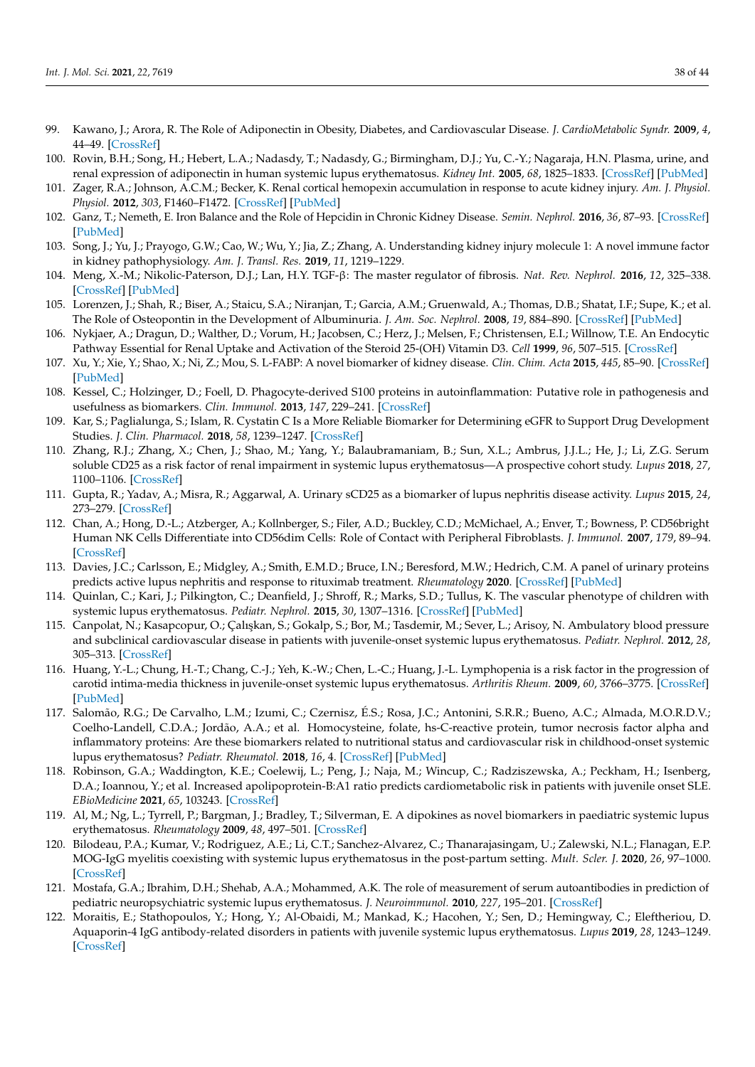99. Kawano, J.; Arora, R. The Role of Adiponectin in Obesity, Diabetes, and Cardiovascular Disease. *J. CardioMetabolic Syndr.* **2009**, *4*, 44–49. [CrossRef]
100. Rovin, B.H.; Song, H.; Hebert, L.A.; Nadasdy, T.; Nadasdy, G.; Birmingham, D.J.; Yu, C.-Y.; Nagaraja, H.N. Plasma, urine, and renal expression of adiponectin in human systemic lupus erythematosus. *Kidney Int.* **2005**, *68*, 1825–1833. [CrossRef] [PubMed]
101. Zager, R.A.; Johnson, A.C.M.; Becker, K. Renal cortical hemopexin accumulation in response to acute kidney injury. *Am. J. Physiol. Physiol.* **2012**, *303*, F1460–F1472. [CrossRef] [PubMed]
102. Ganz, T.; Nemeth, E. Iron Balance and the Role of Hepcidin in Chronic Kidney Disease. *Semin. Nephrol.* **2016**, *36*, 87–93. [CrossRef] [PubMed]
103. Song, J.; Yu, J.; Prayogo, G.W.; Cao, W.; Wu, Y.; Jia, Z.; Zhang, A. Understanding kidney injury molecule 1: A novel immune factor in kidney pathophysiology. *Am. J. Transl. Res.* **2019**, *11*, 1219–1229.
104. Meng, X.-M.; Nikolic-Paterson, D.J.; Lan, H.Y. TGF-β: The master regulator of fibrosis. *Nat. Rev. Nephrol.* **2016**, *12*, 325–338. [CrossRef] [PubMed]
105. Lorenzen, J.; Shah, R.; Biser, A.; Staicu, S.A.; Niranjan, T.; Garcia, A.M.; Gruenwald, A.; Thomas, D.B.; Shatat, I.F.; Supe, K.; et al. The Role of Osteopontin in the Development of Albuminuria. *J. Am. Soc. Nephrol.* **2008**, *19*, 884–890. [CrossRef] [PubMed]
106. Nykjaer, A.; Dragun, D.; Walther, D.; Vorum, H.; Jacobsen, C.; Herz, J.; Melsen, F.; Christensen, E.I.; Willnow, T.E. An Endocytic Pathway Essential for Renal Uptake and Activation of the Steroid 25-(OH) Vitamin D3. *Cell* **1999**, *96*, 507–515. [CrossRef]
107. Xu, Y.; Xie, Y.; Shao, X.; Ni, Z.; Mou, S. L-FABP: A novel biomarker of kidney disease. *Clin. Chim. Acta* **2015**, *445*, 85–90. [CrossRef] [PubMed]
108. Kessel, C.; Holzinger, D.; Foell, D. Phagocyte-derived S100 proteins in autoinflammation: Putative role in pathogenesis and usefulness as biomarkers. *Clin. Immunol.* **2013**, *147*, 229–241. [CrossRef]
109. Kar, S.; Paglialunga, S.; Islam, R. Cystatin C Is a More Reliable Biomarker for Determining eGFR to Support Drug Development Studies. *J. Clin. Pharmacol.* **2018**, *58*, 1239–1247. [CrossRef]
110. Zhang, R.J.; Zhang, X.; Chen, J.; Shao, M.; Yang, Y.; Balaubramaniam, B.; Sun, X.L.; Ambrus, J.J.L.; He, J.; Li, Z.G. Serum soluble CD25 as a risk factor of renal impairment in systemic lupus erythematosus—A prospective cohort study. *Lupus* **2018**, *27*, 1100–1106. [CrossRef]
111. Gupta, R.; Yadav, A.; Misra, R.; Aggarwal, A. Urinary sCD25 as a biomarker of lupus nephritis disease activity. *Lupus* **2015**, *24*, 273–279. [CrossRef]
112. Chan, A.; Hong, D.-L.; Atzberger, A.; Kollnberger, S.; Filer, A.D.; Buckley, C.D.; McMichael, A.; Enver, T.; Bowness, P. CD56bright Human NK Cells Differentiate into CD56dim Cells: Role of Contact with Peripheral Fibroblasts. *J. Immunol.* **2007**, *179*, 89–94. [CrossRef]
113. Davies, J.C.; Carlsson, E.; Midgley, A.; Smith, E.M.D.; Bruce, I.N.; Beresford, M.W.; Hedrich, C.M. A panel of urinary proteins predicts active lupus nephritis and response to rituximab treatment. *Rheumatology* **2020**. [CrossRef] [PubMed]
114. Quinlan, C.; Kari, J.; Pilkington, C.; Deanfield, J.; Shroff, R.; Marks, S.D.; Tullus, K. The vascular phenotype of children with systemic lupus erythematosus. *Pediatr. Nephrol.* **2015**, *30*, 1307–1316. [CrossRef] [PubMed]
115. Canpolat, N.; Kasapcopur, O.; Çalışkan, S.; Gokalp, S.; Bor, M.; Tasdemir, M.; Sever, L.; Arisoy, N. Ambulatory blood pressure and subclinical cardiovascular disease in patients with juvenile-onset systemic lupus erythematosus. *Pediatr. Nephrol.* **2012**, *28*, 305–313. [CrossRef]
116. Huang, Y.-L.; Chung, H.-T.; Chang, C.-J.; Yeh, K.-W.; Chen, L.-C.; Huang, J.-L. Lymphopenia is a risk factor in the progression of carotid intima-media thickness in juvenile-onset systemic lupus erythematosus. *Arthritis Rheum.* **2009**, *60*, 3766–3775. [CrossRef] [PubMed]
117. Salomão, R.G.; De Carvalho, L.M.; Izumi, C.; Czernisz, É.S.; Rosa, J.C.; Antonini, S.R.R.; Bueno, A.C.; Almada, M.O.R.D.V.; Coelho-Landell, C.D.A.; Jordão, A.A.; et al. Homocysteine, folate, hs-C-reactive protein, tumor necrosis factor alpha and inflammatory proteins: Are these biomarkers related to nutritional status and cardiovascular risk in childhood-onset systemic lupus erythematosus? *Pediatr. Rheumatol.* **2018**, *16*, 4. [CrossRef] [PubMed]
118. Robinson, G.A.; Waddington, K.E.; Coelewij, L.; Peng, J.; Naja, M.; Wincup, C.; Radziszewska, A.; Peckham, H.; Isenberg, D.A.; Ioannou, Y.; et al. Increased apolipoprotein-B:A1 ratio predicts cardiometabolic risk in patients with juvenile onset SLE. *EBioMedicine* **2021**, *65*, 103243. [CrossRef]
119. Al, M.; Ng, L.; Tyrrell, P.; Bargman, J.; Bradley, T.; Silverman, E. A dipokines as novel biomarkers in paediatric systemic lupus erythematosus. *Rheumatology* **2009**, *48*, 497–501. [CrossRef]
120. Bilodeau, P.A.; Kumar, V.; Rodriguez, A.E.; Li, C.T.; Sanchez-Alvarez, C.; Thanarajasingam, U.; Zalewski, N.L.; Flanagan, E.P. MOG-IgG myelitis coexisting with systemic lupus erythematosus in the post-partum setting. *Mult. Scler. J.* **2020**, *26*, 97–1000. [CrossRef]
121. Mostafa, G.A.; Ibrahim, D.H.; Shehab, A.A.; Mohammed, A.K. The role of measurement of serum autoantibodies in prediction of pediatric neuropsychiatric systemic lupus erythematosus. *J. Neuroimmunol.* **2010**, *227*, 195–201. [CrossRef]
122. Moraitis, E.; Stathopoulos, Y.; Hong, Y.; Al-Obaidi, M.; Mankad, K.; Hacohen, Y.; Sen, D.; Hemingway, C.; Eleftheriou, D. Aquaporin-4 IgG antibody-related disorders in patients with juvenile systemic lupus erythematosus. *Lupus* **2019**, *28*, 1243–1249. [CrossRef]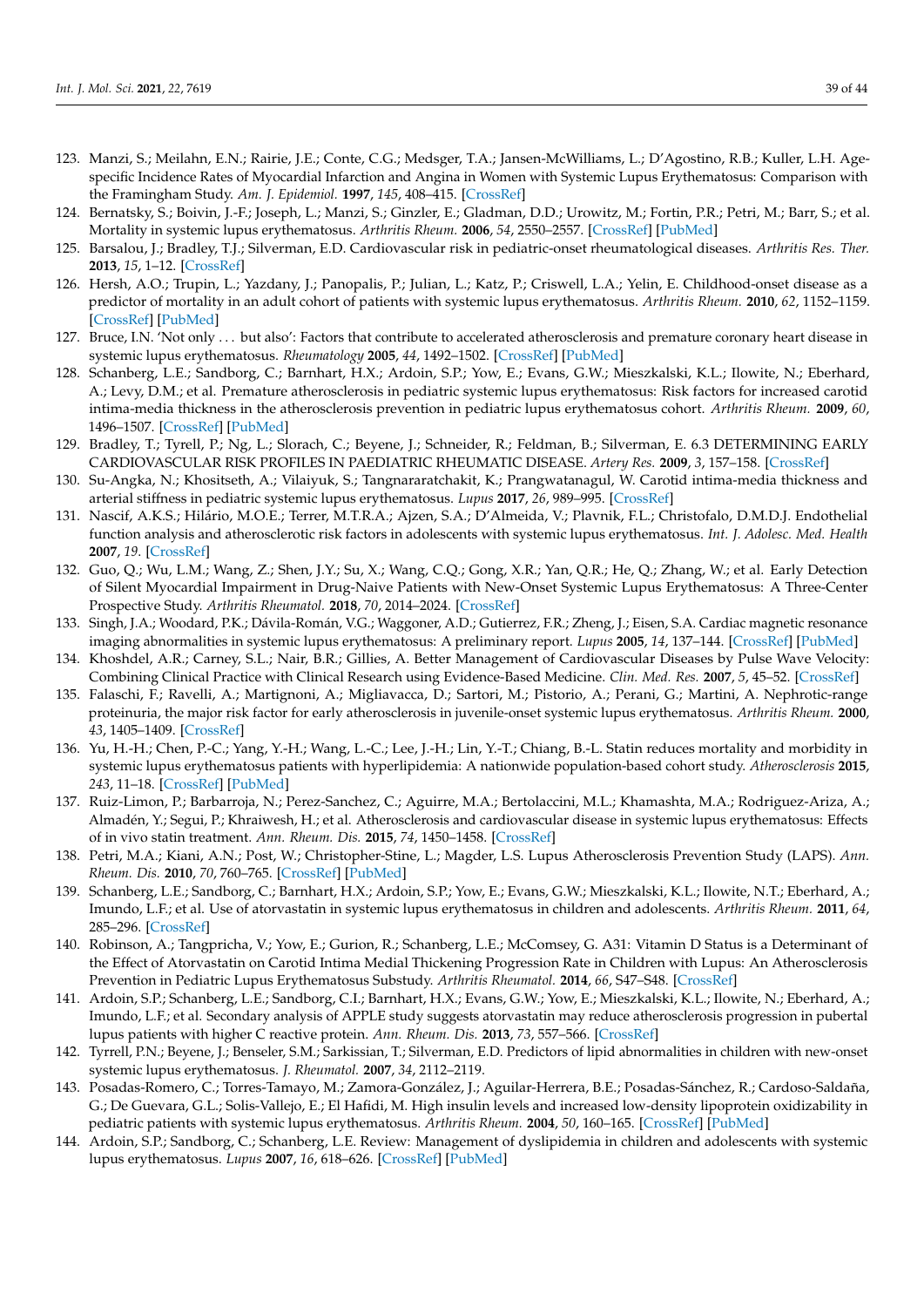123. Manzi, S.; Meilahn, E.N.; Rairie, J.E.; Conte, C.G.; Medsger, T.A.; Jansen-McWilliams, L.; D'Agostino, R.B.; Kuller, L.H. Age-specific Incidence Rates of Myocardial Infarction and Angina in Women with Systemic Lupus Erythematosus: Comparison with the Framingham Study. *Am. J. Epidemiol.* **1997**, *145*, 408–415. [CrossRef]
124. Bernatsky, S.; Boivin, J.-F.; Joseph, L.; Manzi, S.; Ginzler, E.; Gladman, D.D.; Urowitz, M.; Fortin, P.R.; Petri, M.; Barr, S.; et al. Mortality in systemic lupus erythematosus. *Arthritis Rheum.* **2006**, *54*, 2550–2557. [CrossRef] [PubMed]
125. Barsalou, J.; Bradley, T.J.; Silverman, E.D. Cardiovascular risk in pediatric-onset rheumatological diseases. *Arthritis Res. Ther.* **2013**, *15*, 1–12. [CrossRef]
126. Hersh, A.O.; Trupin, L.; Yazdany, J.; Panopalis, P.; Julian, L.; Katz, P.; Criswell, L.A.; Yelin, E. Childhood-onset disease as a predictor of mortality in an adult cohort of patients with systemic lupus erythematosus. *Arthritis Rheum.* **2010**, *62*, 1152–1159. [CrossRef] [PubMed]
127. Bruce, I.N. 'Not only ... but also': Factors that contribute to accelerated atherosclerosis and premature coronary heart disease in systemic lupus erythematosus. *Rheumatology* **2005**, *44*, 1492–1502. [CrossRef] [PubMed]
128. Schanberg, L.E.; Sandborg, C.; Barnhart, H.X.; Ardoin, S.P.; Yow, E.; Evans, G.W.; Mieszkalski, K.L.; Ilowite, N.; Eberhard, A.; Levy, D.M.; et al. Premature atherosclerosis in pediatric systemic lupus erythematosus: Risk factors for increased carotid intima-media thickness in the atherosclerosis prevention in pediatric lupus erythematosus cohort. *Arthritis Rheum.* **2009**, *60*, 1496–1507. [CrossRef] [PubMed]
129. Bradley, T.; Tyrell, P.; Ng, L.; Slorach, C.; Beyene, J.; Schneider, R.; Feldman, B.; Silverman, E. 6.3 DETERMINING EARLY CARDIOVASCULAR RISK PROFILES IN PAEDIATRIC RHEUMATIC DISEASE. *Artery Res.* **2009**, *3*, 157–158. [CrossRef]
130. Su-Angka, N.; Khositseth, A.; Vilaiyuk, S.; Tangnararatchakit, K.; Prangwatanagul, W. Carotid intima-media thickness and arterial stiffness in pediatric systemic lupus erythematosus. *Lupus* **2017**, *26*, 989–995. [CrossRef]
131. Nascif, A.K.S.; Hilário, M.O.E.; Terrer, M.T.R.A.; Ajzen, S.A.; D'Almeida, V.; Plavnik, F.L.; Christofalo, D.M.D.J. Endothelial function analysis and atherosclerotic risk factors in adolescents with systemic lupus erythematosus. *Int. J. Adolesc. Med. Health* **2007**, *19*. [CrossRef]
132. Guo, Q.; Wu, L.M.; Wang, Z.; Shen, J.Y.; Su, X.; Wang, C.Q.; Gong, X.R.; Yan, Q.R.; He, Q.; Zhang, W.; et al. Early Detection of Silent Myocardial Impairment in Drug-Naive Patients with New-Onset Systemic Lupus Erythematosus: A Three-Center Prospective Study. *Arthritis Rheumatol.* **2018**, *70*, 2014–2024. [CrossRef]
133. Singh, J.A.; Woodard, P.K.; Dávila-Román, V.G.; Waggoner, A.D.; Gutierrez, F.R.; Zheng, J.; Eisen, S.A. Cardiac magnetic resonance imaging abnormalities in systemic lupus erythematosus: A preliminary report. *Lupus* **2005**, *14*, 137–144. [CrossRef] [PubMed]
134. Khoshdel, A.R.; Carney, S.L.; Nair, B.R.; Gillies, A. Better Management of Cardiovascular Diseases by Pulse Wave Velocity: Combining Clinical Practice with Clinical Research using Evidence-Based Medicine. *Clin. Med. Res.* **2007**, *5*, 45–52. [CrossRef]
135. Falaschi, F.; Ravelli, A.; Martignoni, A.; Migliavacca, D.; Sartori, M.; Pistorio, A.; Perani, G.; Martini, A. Nephrotic-range proteinuria, the major risk factor for early atherosclerosis in juvenile-onset systemic lupus erythematosus. *Arthritis Rheum.* **2000**, *43*, 1405–1409. [CrossRef]
136. Yu, H.-H.; Chen, P.-C.; Yang, Y.-H.; Wang, L.-C.; Lee, J.-H.; Lin, Y.-T.; Chiang, B.-L. Statin reduces mortality and morbidity in systemic lupus erythematosus patients with hyperlipidemia: A nationwide population-based cohort study. *Atherosclerosis* **2015**, *243*, 11–18. [CrossRef] [PubMed]
137. Ruiz-Limon, P.; Barbarroja, N.; Perez-Sanchez, C.; Aguirre, M.A.; Bertolaccini, M.L.; Khamashta, M.A.; Rodriguez-Ariza, A.; Almadén, Y.; Segui, P.; Khraiwesh, H.; et al. Atherosclerosis and cardiovascular disease in systemic lupus erythematosus: Effects of in vivo statin treatment. *Ann. Rheum. Dis.* **2015**, *74*, 1450–1458. [CrossRef]
138. Petri, M.A.; Kiani, A.N.; Post, W.; Christopher-Stine, L.; Magder, L.S. Lupus Atherosclerosis Prevention Study (LAPS). *Ann. Rheum. Dis.* **2010**, *70*, 760–765. [CrossRef] [PubMed]
139. Schanberg, L.E.; Sandborg, C.; Barnhart, H.X.; Ardoin, S.P.; Yow, E.; Evans, G.W.; Mieszkalski, K.L.; Ilowite, N.T.; Eberhard, A.; Imundo, L.F.; et al. Use of atorvastatin in systemic lupus erythematosus in children and adolescents. *Arthritis Rheum.* **2011**, *64*, 285–296. [CrossRef]
140. Robinson, A.; Tangpricha, V.; Yow, E.; Gurion, R.; Schanberg, L.E.; McComsey, G. A31: Vitamin D Status is a Determinant of the Effect of Atorvastatin on Carotid Intima Medial Thickening Progression Rate in Children with Lupus: An Atherosclerosis Prevention in Pediatric Lupus Erythematosus Substudy. *Arthritis Rheumatol.* **2014**, *66*, S47–S48. [CrossRef]
141. Ardoin, S.P.; Schanberg, L.E.; Sandborg, C.I.; Barnhart, H.X.; Evans, G.W.; Yow, E.; Mieszkalski, K.L.; Ilowite, N.; Eberhard, A.; Imundo, L.F.; et al. Secondary analysis of APPLE study suggests atorvastatin may reduce atherosclerosis progression in pubertal lupus patients with higher C reactive protein. *Ann. Rheum. Dis.* **2013**, *73*, 557–566. [CrossRef]
142. Tyrrell, P.N.; Beyene, J.; Benseler, S.M.; Sarkissian, T.; Silverman, E.D. Predictors of lipid abnormalities in children with new-onset systemic lupus erythematosus. *J. Rheumatol.* **2007**, *34*, 2112–2119.
143. Posadas-Romero, C.; Torres-Tamayo, M.; Zamora-González, J.; Aguilar-Herrera, B.E.; Posadas-Sánchez, R.; Cardoso-Saldaña, G.; De Guevara, G.L.; Solis-Vallejo, E.; El Hafidi, M. High insulin levels and increased low-density lipoprotein oxidizability in pediatric patients with systemic lupus erythematosus. *Arthritis Rheum.* **2004**, *50*, 160–165. [CrossRef] [PubMed]
144. Ardoin, S.P.; Sandborg, C.; Schanberg, L.E. Review: Management of dyslipidemia in children and adolescents with systemic lupus erythematosus. *Lupus* **2007**, *16*, 618–626. [CrossRef] [PubMed]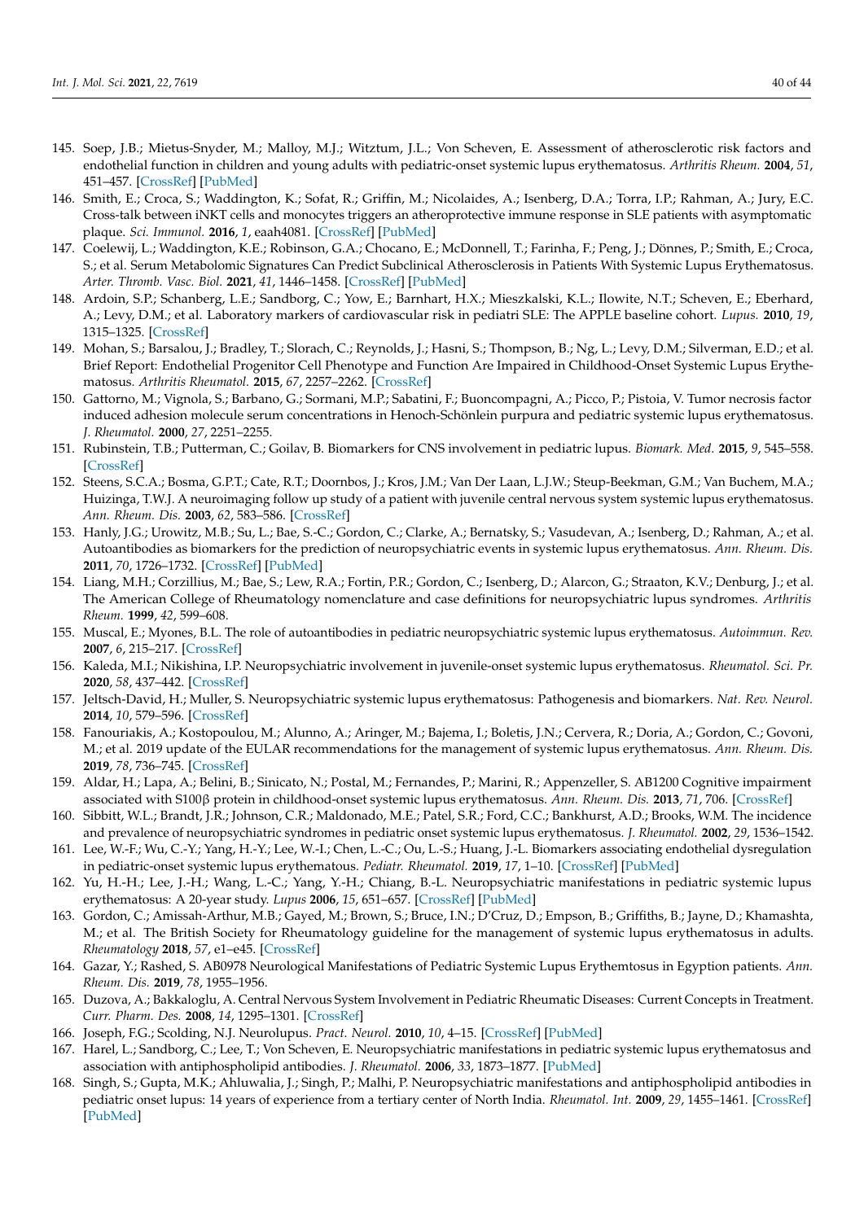145. Soep, J.B.; Mietus-Snyder, M.; Malloy, M.J.; Witztum, J.L.; Von Scheven, E. Assessment of atherosclerotic risk factors and endothelial function in children and young adults with pediatric-onset systemic lupus erythematosus. *Arthritis Rheum.* **2004**, *51*, 451–457. [CrossRef] [PubMed]
146. Smith, E.; Croca, S.; Waddington, K.; Sofat, R.; Griffin, M.; Nicolaides, A.; Isenberg, D.A.; Torra, I.P.; Rahman, A.; Jury, E.C. Cross-talk between iNKT cells and monocytes triggers an atheroprotective immune response in SLE patients with asymptomatic plaque. *Sci. Immunol.* **2016**, *1*, eaah4081. [CrossRef] [PubMed]
147. Coelewij, L.; Waddington, K.E.; Robinson, G.A.; Chocano, E.; McDonnell, T.; Farinha, F.; Peng, J.; Dönnes, P.; Smith, E.; Croca, S.; et al. Serum Metabolomic Signatures Can Predict Subclinical Atherosclerosis in Patients With Systemic Lupus Erythematosus. *Arter. Thromb. Vasc. Biol.* **2021**, *41*, 1446–1458. [CrossRef] [PubMed]
148. Ardoin, S.P.; Schanberg, L.E.; Sandborg, C.; Yow, E.; Barnhart, H.X.; Mieszkalski, K.L.; Ilowite, N.T.; Scheven, E.; Eberhard, A.; Levy, D.M.; et al. Laboratory markers of cardiovascular risk in pediatri SLE: The APPLE baseline cohort. *Lupus.* **2010**, *19*, 1315–1325. [CrossRef]
149. Mohan, S.; Barsalou, J.; Bradley, T.; Slorach, C.; Reynolds, J.; Hasni, S.; Thompson, B.; Ng, L.; Levy, D.M.; Silverman, E.D.; et al. Brief Report: Endothelial Progenitor Cell Phenotype and Function Are Impaired in Childhood-Onset Systemic Lupus Erythematosus. *Arthritis Rheumatol.* **2015**, *67*, 2257–2262. [CrossRef]
150. Gattorno, M.; Vignola, S.; Barbano, G.; Sormani, M.P.; Sabatini, F.; Buoncompagni, A.; Picco, P.; Pistoia, V. Tumor necrosis factor induced adhesion molecule serum concentrations in Henoch-Schönlein purpura and pediatric systemic lupus erythematosus. *J. Rheumatol.* **2000**, *27*, 2251–2255.
151. Rubinstein, T.B.; Putterman, C.; Goilav, B. Biomarkers for CNS involvement in pediatric lupus. *Biomark. Med.* **2015**, *9*, 545–558. [CrossRef]
152. Steens, S.C.A.; Bosma, G.P.T.; Cate, R.T.; Doornbos, J.; Kros, J.M.; Van Der Laan, L.J.W.; Steup-Beekman, G.M.; Van Buchem, M.A.; Huizinga, T.W.J. A neuroimaging follow up study of a patient with juvenile central nervous system systemic lupus erythematosus. *Ann. Rheum. Dis.* **2003**, *62*, 583–586. [CrossRef]
153. Hanly, J.G.; Urowitz, M.B.; Su, L.; Bae, S.-C.; Gordon, C.; Clarke, A.; Bernatsky, S.; Vasudevan, A.; Isenberg, D.; Rahman, A.; et al. Autoantibodies as biomarkers for the prediction of neuropsychiatric events in systemic lupus erythematosus. *Ann. Rheum. Dis.* **2011**, *70*, 1726–1732. [CrossRef] [PubMed]
154. Liang, M.H.; Corzillius, M.; Bae, S.; Lew, R.A.; Fortin, P.R.; Gordon, C.; Isenberg, D.; Alarcon, G.; Straaton, K.V.; Denburg, J.; et al. The American College of Rheumatology nomenclature and case definitions for neuropsychiatric lupus syndromes. *Arthritis Rheum.* **1999**, *42*, 599–608.
155. Muscal, E.; Myones, B.L. The role of autoantibodies in pediatric neuropsychiatric systemic lupus erythematosus. *Autoimmun. Rev.* **2007**, *6*, 215–217. [CrossRef]
156. Kaleda, M.I.; Nikishina, I.P. Neuropsychiatric involvement in juvenile-onset systemic lupus erythematosus. *Rheumatol. Sci. Pr.* **2020**, *58*, 437–442. [CrossRef]
157. Jeltsch-David, H.; Muller, S. Neuropsychiatric systemic lupus erythematosus: Pathogenesis and biomarkers. *Nat. Rev. Neurol.* **2014**, *10*, 579–596. [CrossRef]
158. Fanouriakis, A.; Kostopoulou, M.; Alunno, A.; Aringer, M.; Bajema, I.; Boletis, J.N.; Cervera, R.; Doria, A.; Gordon, C.; Govoni, M.; et al. 2019 update of the EULAR recommendations for the management of systemic lupus erythematosus. *Ann. Rheum. Dis.* **2019**, *78*, 736–745. [CrossRef]
159. Aldar, H.; Lapa, A.; Belini, B.; Sinicato, N.; Postal, M.; Fernandes, P.; Marini, R.; Appenzeller, S. AB1200 Cognitive impairment associated with S100β protein in childhood-onset systemic lupus erythematosus. *Ann. Rheum. Dis.* **2013**, *71*, 706. [CrossRef]
160. Sibbitt, W.L.; Brandt, J.R.; Johnson, C.R.; Maldonado, M.E.; Patel, S.R.; Ford, C.C.; Bankhurst, A.D.; Brooks, W.M. The incidence and prevalence of neuropsychiatric syndromes in pediatric onset systemic lupus erythematosus. *J. Rheumatol.* **2002**, *29*, 1536–1542.
161. Lee, W.-F.; Wu, C.-Y.; Yang, H.-Y.; Lee, W.-I.; Chen, L.-C.; Ou, L.-S.; Huang, J.-L. Biomarkers associating endothelial dysregulation in pediatric-onset systemic lupus erythematous. *Pediatr. Rheumatol.* **2019**, *17*, 1–10. [CrossRef] [PubMed]
162. Yu, H.-H.; Lee, J.-H.; Wang, L.-C.; Yang, Y.-H.; Chiang, B.-L. Neuropsychiatric manifestations in pediatric systemic lupus erythematosus: A 20-year study. *Lupus* **2006**, *15*, 651–657. [CrossRef] [PubMed]
163. Gordon, C.; Amissah-Arthur, M.B.; Gayed, M.; Brown, S.; Bruce, I.N.; D'Cruz, D.; Empson, B.; Griffiths, B.; Jayne, D.; Khamashta, M.; et al. The British Society for Rheumatology guideline for the management of systemic lupus erythematosus in adults. *Rheumatology* **2018**, *57*, e1–e45. [CrossRef]
164. Gazar, Y.; Rashed, S. AB0978 Neurological Manifestations of Pediatric Systemic Lupus Erythemtosus in Egyption patients. *Ann. Rheum. Dis.* **2019**, *78*, 1955–1956.
165. Duzova, A.; Bakkaloglu, A. Central Nervous System Involvement in Pediatric Rheumatic Diseases: Current Concepts in Treatment. *Curr. Pharm. Des.* **2008**, *14*, 1295–1301. [CrossRef]
166. Joseph, F.G.; Scolding, N.J. Neurolupus. *Pract. Neurol.* **2010**, *10*, 4–15. [CrossRef] [PubMed]
167. Harel, L.; Sandborg, C.; Lee, T.; Von Scheven, E. Neuropsychiatric manifestations in pediatric systemic lupus erythematosus and association with antiphospholipid antibodies. *J. Rheumatol.* **2006**, *33*, 1873–1877. [PubMed]
168. Singh, S.; Gupta, M.K.; Ahluwalia, J.; Singh, P.; Malhi, P. Neuropsychiatric manifestations and antiphospholipid antibodies in pediatric onset lupus: 14 years of experience from a tertiary center of North India. *Rheumatol. Int.* **2009**, *29*, 1455–1461. [CrossRef] [PubMed]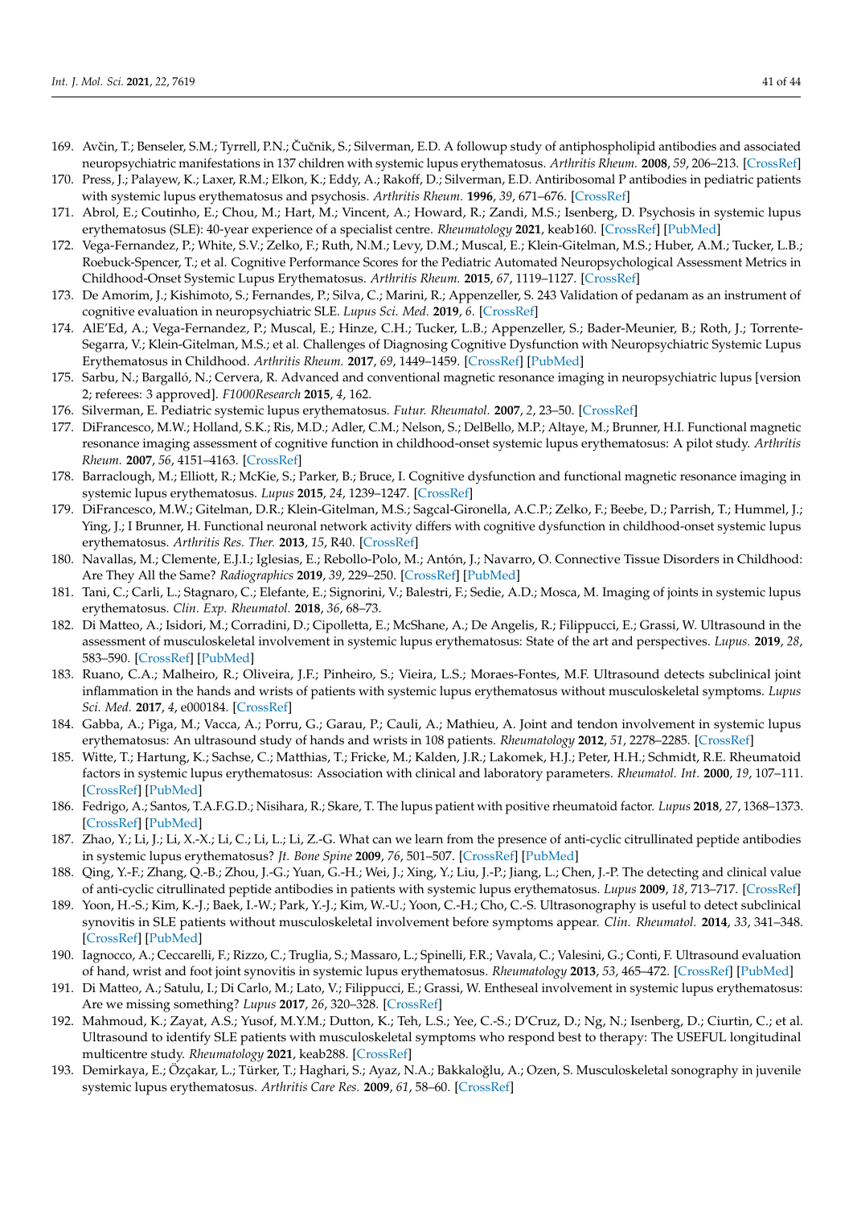169. Avčin, T.; Benseler, S.M.; Tyrrell, P.N.; Čučnik, S.; Silverman, E.D. A followup study of antiphospholipid antibodies and associated neuropsychiatric manifestations in 137 children with systemic lupus erythematosus. *Arthritis Rheum.* **2008**, *59*, 206–213. [CrossRef]
170. Press, J.; Palayew, K.; Laxer, R.M.; Elkon, K.; Eddy, A.; Rakoff, D.; Silverman, E.D. Antiribosomal P antibodies in pediatric patients with systemic lupus erythematosus and psychosis. *Arthritis Rheum.* **1996**, *39*, 671–676. [CrossRef]
171. Abrol, E.; Coutinho, E.; Chou, M.; Hart, M.; Vincent, A.; Howard, R.; Zandi, M.S.; Isenberg, D. Psychosis in systemic lupus erythematosus (SLE): 40-year experience of a specialist centre. *Rheumatology* **2021**, keab160. [CrossRef] [PubMed]
172. Vega-Fernandez, P.; White, S.V.; Zelko, F.; Ruth, N.M.; Levy, D.M.; Muscal, E.; Klein-Gitelman, M.S.; Huber, A.M.; Tucker, L.B.; Roebuck-Spencer, T.; et al. Cognitive Performance Scores for the Pediatric Automated Neuropsychological Assessment Metrics in Childhood-Onset Systemic Lupus Erythematosus. *Arthritis Rheum.* **2015**, *67*, 1119–1127. [CrossRef]
173. De Amorim, J.; Kishimoto, S.; Fernandes, P.; Silva, C.; Marini, R.; Appenzeller, S. 243 Validation of pedanam as an instrument of cognitive evaluation in neuropsychiatric SLE. *Lupus Sci. Med.* **2019**, *6*. [CrossRef]
174. AlE'Ed, A.; Vega-Fernandez, P.; Muscal, E.; Hinze, C.H.; Tucker, L.B.; Appenzeller, S.; Bader-Meunier, B.; Roth, J.; Torrente-Segarra, V.; Klein-Gitelman, M.S.; et al. Challenges of Diagnosing Cognitive Dysfunction with Neuropsychiatric Systemic Lupus Erythematosus in Childhood. *Arthritis Rheum.* **2017**, *69*, 1449–1459. [CrossRef] [PubMed]
175. Sarbu, N.; Bargalló, N.; Cervera, R. Advanced and conventional magnetic resonance imaging in neuropsychiatric lupus [version 2; referees: 3 approved]. *F1000Research* **2015**, *4*, 162.
176. Silverman, E. Pediatric systemic lupus erythematosus. *Futur. Rheumatol.* **2007**, *2*, 23–50. [CrossRef]
177. DiFrancesco, M.W.; Holland, S.K.; Ris, M.D.; Adler, C.M.; Nelson, S.; DelBello, M.P.; Altaye, M.; Brunner, H.I. Functional magnetic resonance imaging assessment of cognitive function in childhood-onset systemic lupus erythematosus: A pilot study. *Arthritis Rheum.* **2007**, *56*, 4151–4163. [CrossRef]
178. Barraclough, M.; Elliott, R.; McKie, S.; Parker, B.; Bruce, I. Cognitive dysfunction and functional magnetic resonance imaging in systemic lupus erythematosus. *Lupus* **2015**, *24*, 1239–1247. [CrossRef]
179. DiFrancesco, M.W.; Gitelman, D.R.; Klein-Gitelman, M.S.; Sagcal-Gironella, A.C.P.; Zelko, F.; Beebe, D.; Parrish, T.; Hummel, J.; Ying, J.; I Brunner, H. Functional neuronal network activity differs with cognitive dysfunction in childhood-onset systemic lupus erythematosus. *Arthritis Res. Ther.* **2013**, *15*, R40. [CrossRef]
180. Navallas, M.; Clemente, E.J.I.; Iglesias, E.; Rebollo-Polo, M.; Antón, J.; Navarro, O. Connective Tissue Disorders in Childhood: Are They All the Same? *Radiographics* **2019**, *39*, 229–250. [CrossRef] [PubMed]
181. Tani, C.; Carli, L.; Stagnaro, C.; Elefante, E.; Signorini, V.; Balestri, F.; Sedie, A.D.; Mosca, M. Imaging of joints in systemic lupus erythematosus. *Clin. Exp. Rheumatol.* **2018**, *36*, 68–73.
182. Di Matteo, A.; Isidori, M.; Corradini, D.; Cipolletta, E.; McShane, A.; De Angelis, R.; Filippucci, E.; Grassi, W. Ultrasound in the assessment of musculoskeletal involvement in systemic lupus erythematosus: State of the art and perspectives. *Lupus.* **2019**, *28*, 583–590. [CrossRef] [PubMed]
183. Ruano, C.A.; Malheiro, R.; Oliveira, J.F.; Pinheiro, S.; Vieira, L.S.; Moraes-Fontes, M.F. Ultrasound detects subclinical joint inflammation in the hands and wrists of patients with systemic lupus erythematosus without musculoskeletal symptoms. *Lupus Sci. Med.* **2017**, *4*, e000184. [CrossRef]
184. Gabba, A.; Piga, M.; Vacca, A.; Porru, G.; Garau, P.; Cauli, A.; Mathieu, A. Joint and tendon involvement in systemic lupus erythematosus: An ultrasound study of hands and wrists in 108 patients. *Rheumatology* **2012**, *51*, 2278–2285. [CrossRef]
185. Witte, T.; Hartung, K.; Sachse, C.; Matthias, T.; Fricke, M.; Kalden, J.R.; Lakomek, H.J.; Peter, H.H.; Schmidt, R.E. Rheumatoid factors in systemic lupus erythematosus: Association with clinical and laboratory parameters. *Rheumatol. Int.* **2000**, *19*, 107–111. [CrossRef] [PubMed]
186. Fedrigo, A.; Santos, T.A.F.G.D.; Nisihara, R.; Skare, T. The lupus patient with positive rheumatoid factor. *Lupus* **2018**, *27*, 1368–1373. [CrossRef] [PubMed]
187. Zhao, Y.; Li, J.; Li, X.-X.; Li, C.; Li, L.; Li, Z.-G. What can we learn from the presence of anti-cyclic citrullinated peptide antibodies in systemic lupus erythematosus? *Jt. Bone Spine* **2009**, *76*, 501–507. [CrossRef] [PubMed]
188. Qing, Y.-F.; Zhang, Q.-B.; Zhou, J.-G.; Yuan, G.-H.; Wei, J.; Xing, Y.; Liu, J.-P.; Jiang, L.; Chen, J.-P. The detecting and clinical value of anti-cyclic citrullinated peptide antibodies in patients with systemic lupus erythematosus. *Lupus* **2009**, *18*, 713–717. [CrossRef]
189. Yoon, H.-S.; Kim, K.-J.; Baek, I.-W.; Park, Y.-J.; Kim, W.-U.; Yoon, C.-H.; Cho, C.-S. Ultrasonography is useful to detect subclinical synovitis in SLE patients without musculoskeletal involvement before symptoms appear. *Clin. Rheumatol.* **2014**, *33*, 341–348. [CrossRef] [PubMed]
190. Iagnocco, A.; Ceccarelli, F.; Rizzo, C.; Truglia, S.; Massaro, L.; Spinelli, F.R.; Vavala, C.; Valesini, G.; Conti, F. Ultrasound evaluation of hand, wrist and foot joint synovitis in systemic lupus erythematosus. *Rheumatology* **2013**, *53*, 465–472. [CrossRef] [PubMed]
191. Di Matteo, A.; Satulu, I.; Di Carlo, M.; Lato, V.; Filippucci, E.; Grassi, W. Entheseal involvement in systemic lupus erythematosus: Are we missing something? *Lupus* **2017**, *26*, 320–328. [CrossRef]
192. Mahmoud, K.; Zayat, A.S.; Yusof, M.Y.M.; Dutton, K.; Teh, L.S.; Yee, C.-S.; D'Cruz, D.; Ng, N.; Isenberg, D.; Ciurtin, C.; et al. Ultrasound to identify SLE patients with musculoskeletal symptoms who respond best to therapy: The USEFUL longitudinal multicentre study. *Rheumatology* **2021**, keab288. [CrossRef]
193. Demirkaya, E.; Özçakar, L.; Türker, T.; Haghari, S.; Ayaz, N.A.; Bakkaloğlu, A.; Ozen, S. Musculoskeletal sonography in juvenile systemic lupus erythematosus. *Arthritis Care Res.* **2009**, *61*, 58–60. [CrossRef]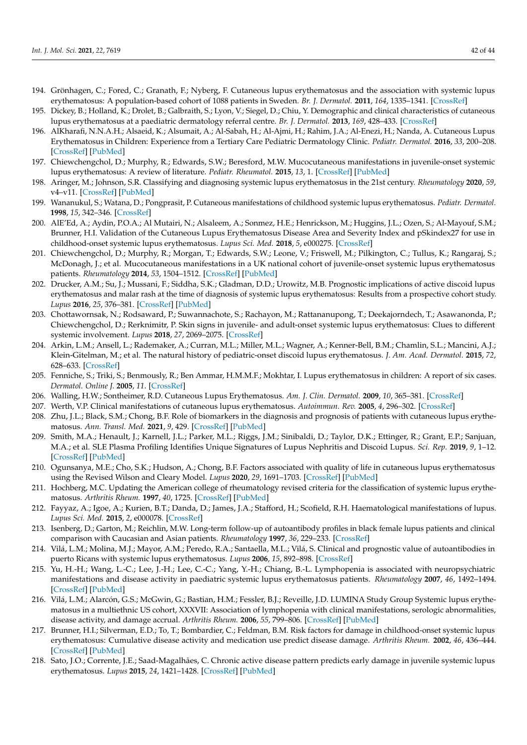194. Grönhagen, C.; Fored, C.; Granath, F.; Nyberg, F. Cutaneous lupus erythematosus and the association with systemic lupus erythematosus: A population-based cohort of 1088 patients in Sweden. *Br. J. Dermatol.* **2011**, *164*, 1335–1341. [CrossRef]
195. Dickey, B.; Holland, K.; Drolet, B.; Galbraith, S.; Lyon, V.; Siegel, D.; Chiu, Y. Demographic and clinical characteristics of cutaneous lupus erythematosus at a paediatric dermatology referral centre. *Br. J. Dermatol.* **2013**, *169*, 428–433. [CrossRef]
196. AlKharafi, N.N.A.H.; Alsaeid, K.; Alsumait, A.; Al-Sabah, H.; Al-Ajmi, H.; Rahim, J.A.; Al-Enezi, H.; Nanda, A. Cutaneous Lupus Erythematosus in Children: Experience from a Tertiary Care Pediatric Dermatology Clinic. *Pediatr. Dermatol.* **2016**, *33*, 200–208. [CrossRef] [PubMed]
197. Chiewchengchol, D.; Murphy, R.; Edwards, S.W.; Beresford, M.W. Mucocutaneous manifestations in juvenile-onset systemic lupus erythematosus: A review of literature. *Pediatr. Rheumatol.* **2015**, *13*, 1. [CrossRef] [PubMed]
198. Aringer, M.; Johnson, S.R. Classifying and diagnosing systemic lupus erythematosus in the 21st century. *Rheumatology* **2020**, *59*, v4–v11. [CrossRef] [PubMed]
199. Wananukul, S.; Watana, D.; Pongprasit, P. Cutaneous manifestations of childhood systemic lupus erythematosus. *Pediatr. Dermatol.* **1998**, *15*, 342–346. [CrossRef]
200. AlE'Ed, A.; Aydin, P.O.A.; Al Mutairi, N.; Alsaleem, A.; Sonmez, H.E.; Henrickson, M.; Huggins, J.L.; Ozen, S.; Al-Mayouf, S.M.; Brunner, H.I. Validation of the Cutaneous Lupus Erythematosus Disease Area and Severity Index and pSkindex27 for use in childhood-onset systemic lupus erythematosus. *Lupus Sci. Med.* **2018**, *5*, e000275. [CrossRef]
201. Chiewchengchol, D.; Murphy, R.; Morgan, T.; Edwards, S.W.; Leone, V.; Friswell, M.; Pilkington, C.; Tullus, K.; Rangaraj, S.; McDonagh, J.; et al. Mucocutaneous manifestations in a UK national cohort of juvenile-onset systemic lupus erythematosus patients. *Rheumatology* **2014**, *53*, 1504–1512. [CrossRef] [PubMed]
202. Drucker, A.M.; Su, J.; Mussani, F.; Siddha, S.K.; Gladman, D.D.; Urowitz, M.B. Prognostic implications of active discoid lupus erythematosus and malar rash at the time of diagnosis of systemic lupus erythematosus: Results from a prospective cohort study. *Lupus* **2016**, *25*, 376–381. [CrossRef] [PubMed]
203. Chottawornsak, N.; Rodsaward, P.; Suwannachote, S.; Rachayon, M.; Rattananupong, T.; Deekajorndech, T.; Asawanonda, P.; Chiewchengchol, D.; Rerknimitr, P. Skin signs in juvenile- and adult-onset systemic lupus erythematosus: Clues to different systemic involvement. *Lupus* **2018**, *27*, 2069–2075. [CrossRef]
204. Arkin, L.M.; Ansell, L.; Rademaker, A.; Curran, M.L.; Miller, M.L.; Wagner, A.; Kenner-Bell, B.M.; Chamlin, S.L.; Mancini, A.J.; Klein-Gitelman, M.; et al. The natural history of pediatric-onset discoid lupus erythematosus. *J. Am. Acad. Dermatol.* **2015**, *72*, 628–633. [CrossRef]
205. Fenniche, S.; Triki, S.; Benmously, R.; Ben Ammar, H.M.M.F.; Mokhtar, I. Lupus erythematosus in children: A report of six cases. *Dermatol. Online J.* **2005**, *11*. [CrossRef]
206. Walling, H.W.; Sontheimer, R.D. Cutaneous Lupus Erythematosus. *Am. J. Clin. Dermatol.* **2009**, *10*, 365–381. [CrossRef]
207. Werth, V.P. Clinical manifestations of cutaneous lupus erythematosus. *Autoimmun. Rev.* **2005**, *4*, 296–302. [CrossRef]
208. Zhu, J.L.; Black, S.M.; Chong, B.F. Role of biomarkers in the diagnosis and prognosis of patients with cutaneous lupus erythematosus. *Ann. Transl. Med.* **2021**, *9*, 429. [CrossRef] [PubMed]
209. Smith, M.A.; Henault, J.; Karnell, J.L.; Parker, M.L.; Riggs, J.M.; Sinibaldi, D.; Taylor, D.K.; Ettinger, R.; Grant, E.P.; Sanjuan, M.A.; et al. SLE Plasma Profiling Identifies Unique Signatures of Lupus Nephritis and Discoid Lupus. *Sci. Rep.* **2019**, *9*, 1–12. [CrossRef] [PubMed]
210. Ogunsanya, M.E.; Cho, S.K.; Hudson, A.; Chong, B.F. Factors associated with quality of life in cutaneous lupus erythematosus using the Revised Wilson and Cleary Model. *Lupus* **2020**, *29*, 1691–1703. [CrossRef] [PubMed]
211. Hochberg, M.C. Updating the American college of rheumatology revised criteria for the classification of systemic lupus erythematosus. *Arthritis Rheum.* **1997**, *40*, 1725. [CrossRef] [PubMed]
212. Fayyaz, A.; Igoe, A.; Kurien, B.T.; Danda, D.; James, J.A.; Stafford, H.; Scofield, R.H. Haematological manifestations of lupus. *Lupus Sci. Med.* **2015**, *2*, e000078. [CrossRef]
213. Isenberg, D.; Garton, M.; Reichlin, M.W. Long-term follow-up of autoantibody profiles in black female lupus patients and clinical comparison with Caucasian and Asian patients. *Rheumatology* **1997**, *36*, 229–233. [CrossRef]
214. Vilá, L.M.; Molina, M.J.; Mayor, A.M.; Peredo, R.A.; Santaella, M.L.; Vilá, S. Clinical and prognostic value of autoantibodies in puerto Ricans with systemic lupus erythematosus. *Lupus* **2006**, *15*, 892–898. [CrossRef]
215. Yu, H.-H.; Wang, L.-C.; Lee, J.-H.; Lee, C.-C.; Yang, Y.-H.; Chiang, B.-L. Lymphopenia is associated with neuropsychiatric manifestations and disease activity in paediatric systemic lupus erythematosus patients. *Rheumatology* **2007**, *46*, 1492–1494. [CrossRef] [PubMed]
216. Vilá, L.M.; Alarcón, G.S.; McGwin, G.; Bastian, H.M.; Fessler, B.J.; Reveille, J.D. LUMINA Study Group Systemic lupus erythematosus in a multiethnic US cohort, XXXVII: Association of lymphopenia with clinical manifestations, serologic abnormalities, disease activity, and damage accrual. *Arthritis Rheum.* **2006**, *55*, 799–806. [CrossRef] [PubMed]
217. Brunner, H.I.; Silverman, E.D.; To, T.; Bombardier, C.; Feldman, B.M. Risk factors for damage in childhood-onset systemic lupus erythematosus: Cumulative disease activity and medication use predict disease damage. *Arthritis Rheum.* **2002**, *46*, 436–444. [CrossRef] [PubMed]
218. Sato, J.O.; Corrente, J.E.; Saad-Magalhães, C. Chronic active disease pattern predicts early damage in juvenile systemic lupus erythematosus. *Lupus* **2015**, *24*, 1421–1428. [CrossRef] [PubMed]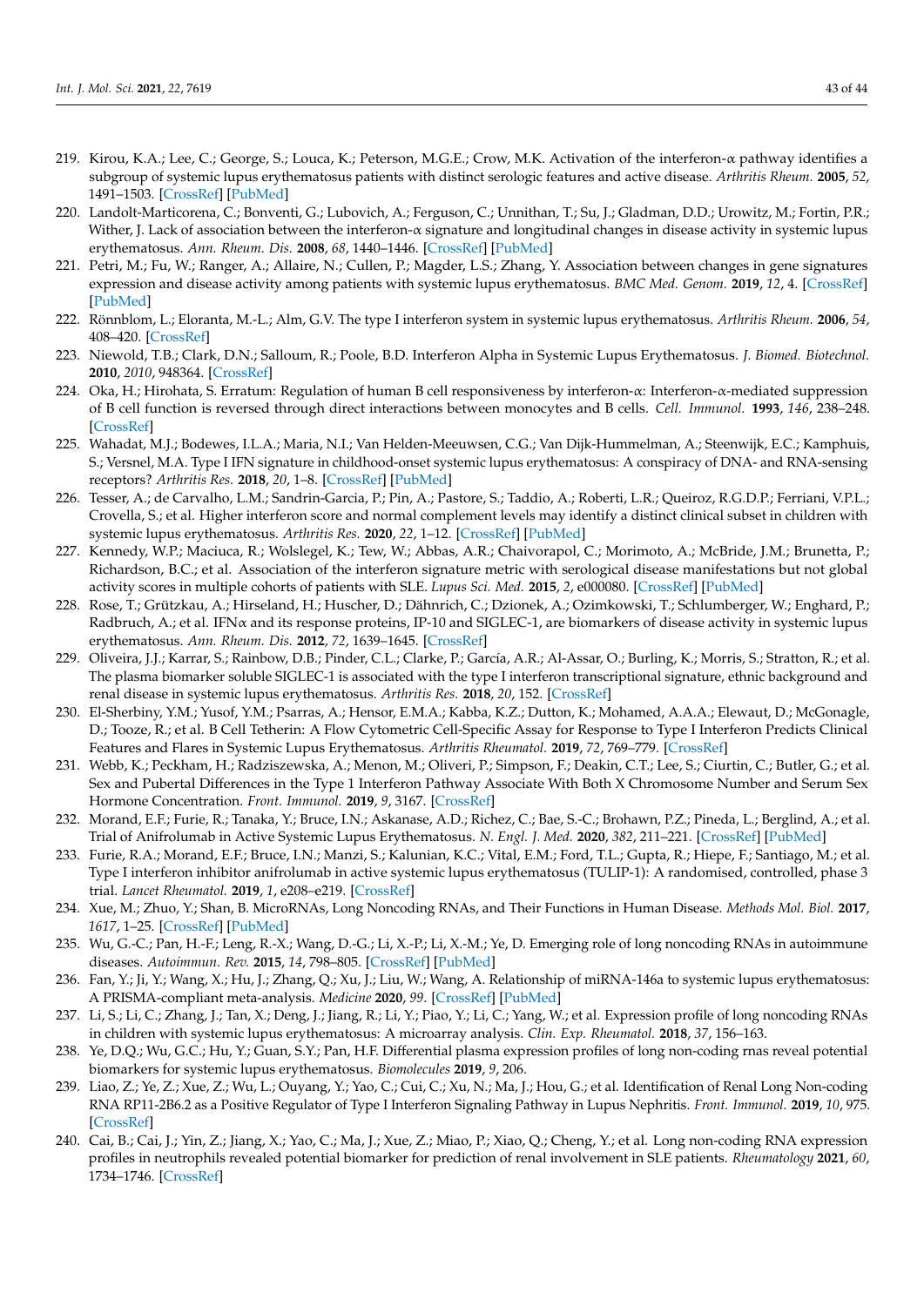219. Kirou, K.A.; Lee, C.; George, S.; Louca, K.; Peterson, M.G.E.; Crow, M.K. Activation of the interferon-α pathway identifies a subgroup of systemic lupus erythematosus patients with distinct serologic features and active disease. *Arthritis Rheum.* **2005**, *52*, 1491–1503. [CrossRef] [PubMed]
220. Landolt-Marticorena, C.; Bonventi, G.; Lubovich, A.; Ferguson, C.; Unnithan, T.; Su, J.; Gladman, D.D.; Urowitz, M.; Fortin, P.R.; Wither, J. Lack of association between the interferon-α signature and longitudinal changes in disease activity in systemic lupus erythematosus. *Ann. Rheum. Dis.* **2008**, *68*, 1440–1446. [CrossRef] [PubMed]
221. Petri, M.; Fu, W.; Ranger, A.; Allaire, N.; Cullen, P.; Magder, L.S.; Zhang, Y. Association between changes in gene signatures expression and disease activity among patients with systemic lupus erythematosus. *BMC Med. Genom.* **2019**, *12*, 4. [CrossRef] [PubMed]
222. Rönnblom, L.; Eloranta, M.-L.; Alm, G.V. The type I interferon system in systemic lupus erythematosus. *Arthritis Rheum.* **2006**, *54*, 408–420. [CrossRef]
223. Niewold, T.B.; Clark, D.N.; Salloum, R.; Poole, B.D. Interferon Alpha in Systemic Lupus Erythematosus. *J. Biomed. Biotechnol.* **2010**, *2010*, 948364. [CrossRef]
224. Oka, H.; Hirohata, S. Erratum: Regulation of human B cell responsiveness by interferon-α: Interferon-α-mediated suppression of B cell function is reversed through direct interactions between monocytes and B cells. *Cell. Immunol.* **1993**, *146*, 238–248. [CrossRef]
225. Wahadat, M.J.; Bodewes, I.L.A.; Maria, N.I.; Van Helden-Meeuwsen, C.G.; Van Dijk-Hummelman, A.; Steenwijk, E.C.; Kamphuis, S.; Versnel, M.A. Type I IFN signature in childhood-onset systemic lupus erythematosus: A conspiracy of DNA- and RNA-sensing receptors? *Arthritis Res.* **2018**, *20*, 1–8. [CrossRef] [PubMed]
226. Tesser, A.; de Carvalho, L.M.; Sandrin-Garcia, P.; Pin, A.; Pastore, S.; Taddio, A.; Roberti, L.R.; Queiroz, R.G.D.P.; Ferriani, V.P.L.; Crovella, S.; et al. Higher interferon score and normal complement levels may identify a distinct clinical subset in children with systemic lupus erythematosus. *Arthritis Res.* **2020**, *22*, 1–12. [CrossRef] [PubMed]
227. Kennedy, W.P.; Maciuca, R.; Wolslegel, K.; Tew, W.; Abbas, A.R.; Chaivorapol, C.; Morimoto, A.; McBride, J.M.; Brunetta, P.; Richardson, B.C.; et al. Association of the interferon signature metric with serological disease manifestations but not global activity scores in multiple cohorts of patients with SLE. *Lupus Sci. Med.* **2015**, *2*, e000080. [CrossRef] [PubMed]
228. Rose, T.; Grützkau, A.; Hirseland, H.; Huscher, D.; Dähnrich, C.; Dzionek, A.; Ozimkowski, T.; Schlumberger, W.; Enghard, P.; Radbruch, A.; et al. IFNα and its response proteins, IP-10 and SIGLEC-1, are biomarkers of disease activity in systemic lupus erythematosus. *Ann. Rheum. Dis.* **2012**, *72*, 1639–1645. [CrossRef]
229. Oliveira, J.J.; Karrar, S.; Rainbow, D.B.; Pinder, C.L.; Clarke, P.; García, A.R.; Al-Assar, O.; Burling, K.; Morris, S.; Stratton, R.; et al. The plasma biomarker soluble SIGLEC-1 is associated with the type I interferon transcriptional signature, ethnic background and renal disease in systemic lupus erythematosus. *Arthritis Res.* **2018**, *20*, 152. [CrossRef]
230. El-Sherbiny, Y.M.; Yusof, Y.M.; Psarras, A.; Hensor, E.M.A.; Kabba, K.Z.; Dutton, K.; Mohamed, A.A.A.; Elewaut, D.; McGonagle, D.; Tooze, R.; et al. B Cell Tetherin: A Flow Cytometric Cell-Specific Assay for Response to Type I Interferon Predicts Clinical Features and Flares in Systemic Lupus Erythematosus. *Arthritis Rheumatol.* **2019**, *72*, 769–779. [CrossRef]
231. Webb, K.; Peckham, H.; Radziszewska, A.; Menon, M.; Oliveri, P.; Simpson, F.; Deakin, C.T.; Lee, S.; Ciurtin, C.; Butler, G.; et al. Sex and Pubertal Differences in the Type 1 Interferon Pathway Associate With Both X Chromosome Number and Serum Sex Hormone Concentration. *Front. Immunol.* **2019**, *9*, 3167. [CrossRef]
232. Morand, E.F.; Furie, R.; Tanaka, Y.; Bruce, I.N.; Askanase, A.D.; Richez, C.; Bae, S.-C.; Brohawn, P.Z.; Pineda, L.; Berglind, A.; et al. Trial of Anifrolumab in Active Systemic Lupus Erythematosus. *N. Engl. J. Med.* **2020**, *382*, 211–221. [CrossRef] [PubMed]
233. Furie, R.A.; Morand, E.F.; Bruce, I.N.; Manzi, S.; Kalunian, K.C.; Vital, E.M.; Ford, T.L.; Gupta, R.; Hiepe, F.; Santiago, M.; et al. Type I interferon inhibitor anifrolumab in active systemic lupus erythematosus (TULIP-1): A randomised, controlled, phase 3 trial. *Lancet Rheumatol.* **2019**, *1*, e208–e219. [CrossRef]
234. Xue, M.; Zhuo, Y.; Shan, B. MicroRNAs, Long Noncoding RNAs, and Their Functions in Human Disease. *Methods Mol. Biol.* **2017**, *1617*, 1–25. [CrossRef] [PubMed]
235. Wu, G.-C.; Pan, H.-F.; Leng, R.-X.; Wang, D.-G.; Li, X.-P.; Li, X.-M.; Ye, D. Emerging role of long noncoding RNAs in autoimmune diseases. *Autoimmun. Rev.* **2015**, *14*, 798–805. [CrossRef] [PubMed]
236. Fan, Y.; Ji, Y.; Wang, X.; Hu, J.; Zhang, Q.; Xu, J.; Liu, W.; Wang, A. Relationship of miRNA-146a to systemic lupus erythematosus: A PRISMA-compliant meta-analysis. *Medicine* **2020**, *99*. [CrossRef] [PubMed]
237. Li, S.; Li, C.; Zhang, J.; Tan, X.; Deng, J.; Jiang, R.; Li, Y.; Piao, Y.; Li, C.; Yang, W.; et al. Expression profile of long noncoding RNAs in children with systemic lupus erythematosus: A microarray analysis. *Clin. Exp. Rheumatol.* **2018**, *37*, 156–163.
238. Ye, D.Q.; Wu, G.C.; Hu, Y.; Guan, S.Y.; Pan, H.F. Differential plasma expression profiles of long non-coding rnas reveal potential biomarkers for systemic lupus erythematosus. *Biomolecules* **2019**, *9*, 206.
239. Liao, Z.; Ye, Z.; Xue, Z.; Wu, L.; Ouyang, Y.; Yao, C.; Cui, C.; Xu, N.; Ma, J.; Hou, G.; et al. Identification of Renal Long Non-coding RNA RP11-2B6.2 as a Positive Regulator of Type I Interferon Signaling Pathway in Lupus Nephritis. *Front. Immunol.* **2019**, *10*, 975. [CrossRef]
240. Cai, B.; Cai, J.; Yin, Z.; Jiang, X.; Yao, C.; Ma, J.; Xue, Z.; Miao, P.; Xiao, Q.; Cheng, Y.; et al. Long non-coding RNA expression profiles in neutrophils revealed potential biomarker for prediction of renal involvement in SLE patients. *Rheumatology* **2021**, *60*, 1734–1746. [CrossRef]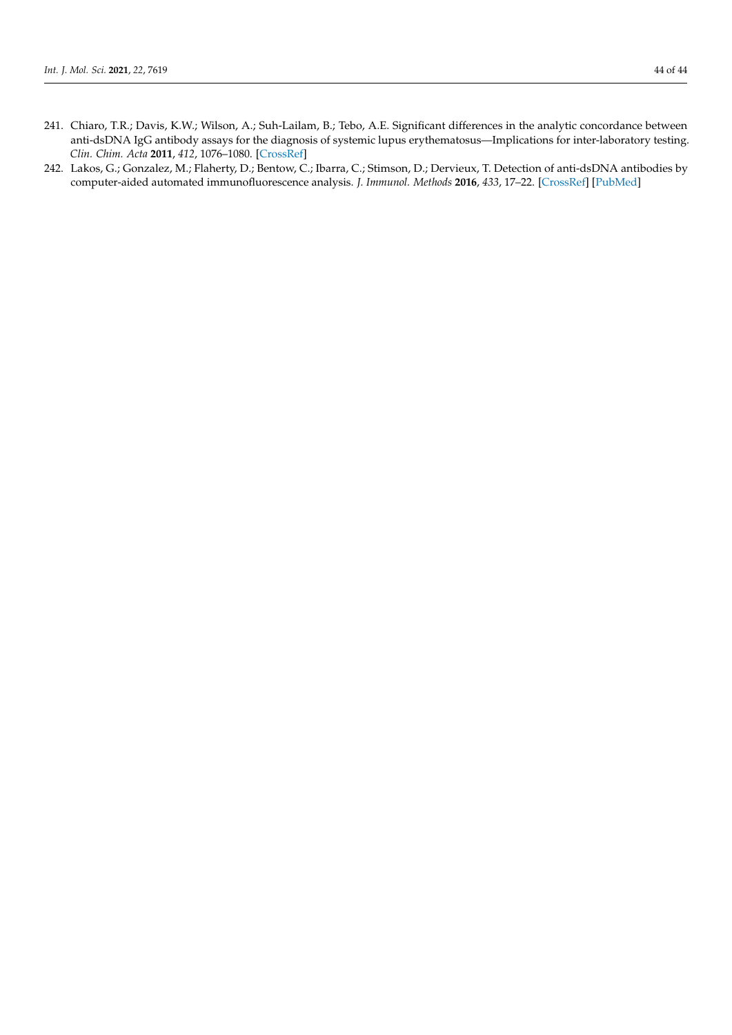241. Chiaro, T.R.; Davis, K.W.; Wilson, A.; Suh-Lailam, B.; Tebo, A.E. Significant differences in the analytic concordance between anti-dsDNA IgG antibody assays for the diagnosis of systemic lupus erythematosus—Implications for inter-laboratory testing. *Clin. Chim. Acta* **2011**, *412*, 1076–1080. [CrossRef]
242. Lakos, G.; Gonzalez, M.; Flaherty, D.; Bentow, C.; Ibarra, C.; Stimson, D.; Dervieux, T. Detection of anti-dsDNA antibodies by computer-aided automated immunofluorescence analysis. *J. Immunol. Methods* **2016**, *433*, 17–22. [CrossRef] [PubMed]